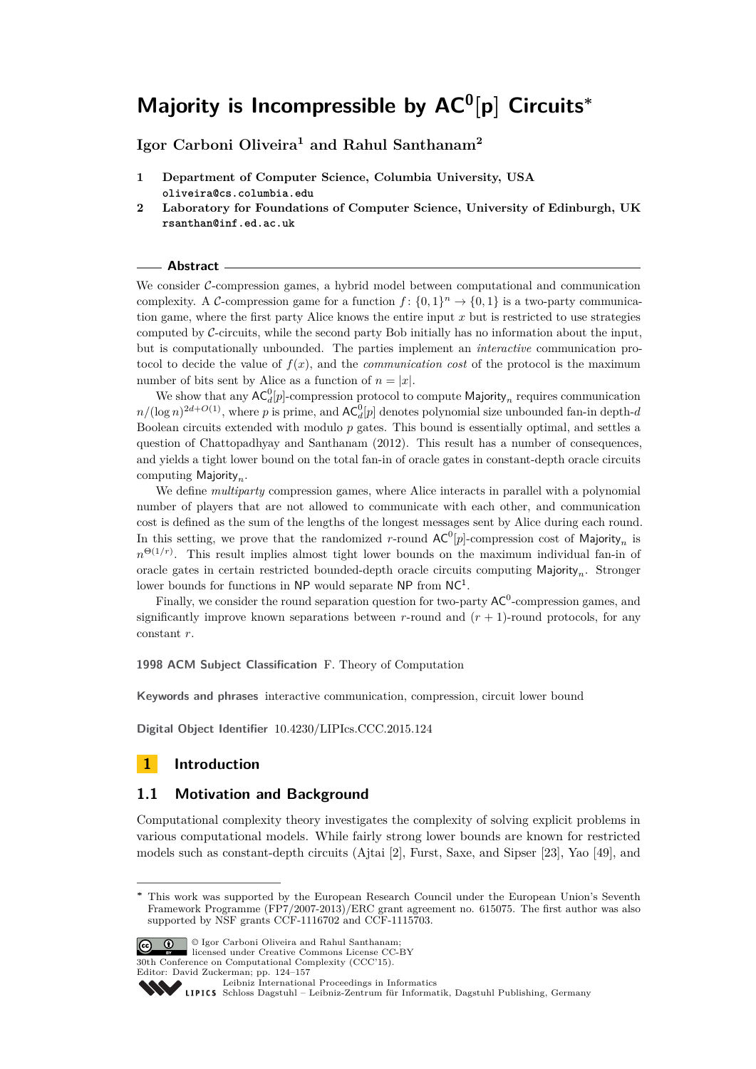# Majority is Incompressible by $\mathsf{AC}^0[p]$ Circuits*

**Igor Carboni Oliveira[1] and Rahul Santhanam[2]**

1. **Department of Computer Science, Columbia University, USA**
   oliveira@cs.columbia.edu
2. **Laboratory for Foundations of Computer Science, University of Edinburgh, UK**
   rsanthan@inf.ed.ac.uk

## Abstract

We consider $\mathcal{C}$-compression games, a hybrid model between computational and communication complexity. A $\mathcal{C}$-compression game for a function $f\colon \{0,1\}^n \to \{0,1\}$ is a two-party communication game, where the first party Alice knows the entire input $x$ but is restricted to use strategies computed by $\mathcal{C}$-circuits, while the second party Bob initially has no information about the input, but is computationally unbounded. The parties implement an *interactive* communication protocol to decide the value of $f(x)$, and the *communication cost* of the protocol is the maximum number of bits sent by Alice as a function of $n = |x|$.

We show that any $\mathsf{AC}^0_d[p]$-compression protocol to compute $\mathsf{Majority}_n$ requires communication $n/(\log n)^{2d+O(1)}$, where $p$ is prime, and $\mathsf{AC}^0_d[p]$ denotes polynomial size unbounded fan-in depth-$d$ Boolean circuits extended with modulo $p$ gates. This bound is essentially optimal, and settles a question of Chattopadhyay and Santhanam (2012). This result has a number of consequences, and yields a tight lower bound on the total fan-in of oracle gates in constant-depth oracle circuits computing $\mathsf{Majority}_n$.

We define *multiparty* compression games, where Alice interacts in parallel with a polynomial number of players that are not allowed to communicate with each other, and communication cost is defined as the sum of the lengths of the longest messages sent by Alice during each round. In this setting, we prove that the randomized $r$-round $\mathsf{AC}^0[p]$-compression cost of $\mathsf{Majority}_n$ is $n^{\Theta(1/r)}$. This result implies almost tight lower bounds on the maximum individual fan-in of oracle gates in certain restricted bounded-depth oracle circuits computing $\mathsf{Majority}_n$. Stronger lower bounds for functions in $\mathsf{NP}$ would separate $\mathsf{NP}$ from $\mathsf{NC}^1$.

Finally, we consider the round separation question for two-party $\mathsf{AC}^0$-compression games, and significantly improve known separations between $r$-round and $(r+1)$-round protocols, for any constant $r$.

**1998 ACM Subject Classification** F. Theory of Computation

**Keywords and phrases** interactive communication, compression, circuit lower bound

**Digital Object Identifier** 10.4230/LIPIcs.CCC.2015.124

## 1 Introduction

### 1.1 Motivation and Background

Computational complexity theory investigates the complexity of solving explicit problems in various computational models. While fairly strong lower bounds are known for restricted models such as constant-depth circuits (Ajtai [2], Furst, Saxe, and Sipser [23], Yao [49], and

---

* This work was supported by the European Research Council under the European Union's Seventh Framework Programme (FP7/2007-2013)/ERC grant agreement no. 615075. The first author was also supported by NSF grants CCF-1116702 and CCF-1115703.

© Igor Carboni Oliveira and Rahul Santhanam; licensed under Creative Commons License CC-BY
30th Conference on Computational Complexity (CCC'15).
Editor: David Zuckerman; pp. 124–157
Leibniz International Proceedings in Informatics
Schloss Dagstuhl – Leibniz-Zentrum für Informatik, Dagstuhl Publishing, Germany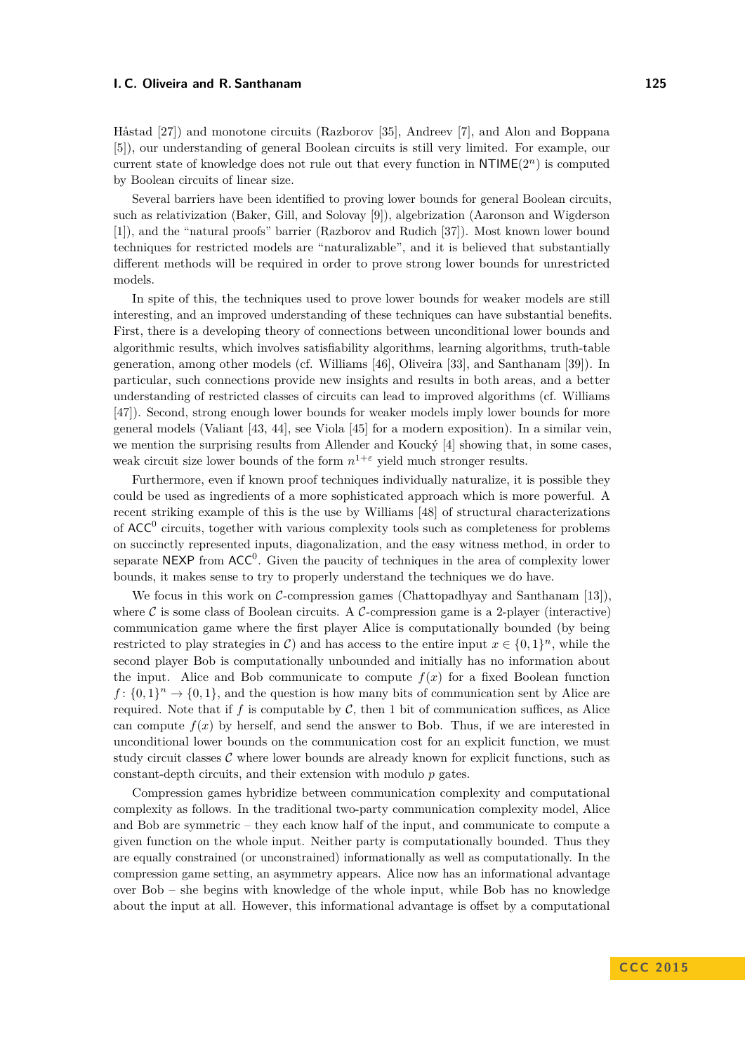Håstad [27]) and monotone circuits (Razborov [35], Andreev [7], and Alon and Boppana [5]), our understanding of general Boolean circuits is still very limited. For example, our current state of knowledge does not rule out that every function in $\mathsf{NTIME}(2^n)$ is computed by Boolean circuits of linear size.

Several barriers have been identified to proving lower bounds for general Boolean circuits, such as relativization (Baker, Gill, and Solovay [9]), algebrization (Aaronson and Wigderson [1]), and the "natural proofs" barrier (Razborov and Rudich [37]). Most known lower bound techniques for restricted models are "naturalizable", and it is believed that substantially different methods will be required in order to prove strong lower bounds for unrestricted models.

In spite of this, the techniques used to prove lower bounds for weaker models are still interesting, and an improved understanding of these techniques can have substantial benefits. First, there is a developing theory of connections between unconditional lower bounds and algorithmic results, which involves satisfiability algorithms, learning algorithms, truth-table generation, among other models (cf. Williams [46], Oliveira [33], and Santhanam [39]). In particular, such connections provide new insights and results in both areas, and a better understanding of restricted classes of circuits can lead to improved algorithms (cf. Williams [47]). Second, strong enough lower bounds for weaker models imply lower bounds for more general models (Valiant [43, 44], see Viola [45] for a modern exposition). In a similar vein, we mention the surprising results from Allender and Koucký [4] showing that, in some cases, weak circuit size lower bounds of the form $n^{1+\varepsilon}$ yield much stronger results.

Furthermore, even if known proof techniques individually naturalize, it is possible they could be used as ingredients of a more sophisticated approach which is more powerful. A recent striking example of this is the use by Williams [48] of structural characterizations of $\mathsf{ACC}^0$ circuits, together with various complexity tools such as completeness for problems on succinctly represented inputs, diagonalization, and the easy witness method, in order to separate $\mathsf{NEXP}$ from $\mathsf{ACC}^0$. Given the paucity of techniques in the area of complexity lower bounds, it makes sense to try to properly understand the techniques we do have.

We focus in this work on $\mathcal{C}$-compression games (Chattopadhyay and Santhanam [13]), where $\mathcal{C}$ is some class of Boolean circuits. A $\mathcal{C}$-compression game is a 2-player (interactive) communication game where the first player Alice is computationally bounded (by being restricted to play strategies in $\mathcal{C}$) and has access to the entire input $x \in \{0,1\}^n$, while the second player Bob is computationally unbounded and initially has no information about the input. Alice and Bob communicate to compute $f(x)$ for a fixed Boolean function $f\colon \{0,1\}^n \to \{0,1\}$, and the question is how many bits of communication sent by Alice are required. Note that if $f$ is computable by $\mathcal{C}$, then 1 bit of communication suffices, as Alice can compute $f(x)$ by herself, and send the answer to Bob. Thus, if we are interested in unconditional lower bounds on the communication cost for an explicit function, we must study circuit classes $\mathcal{C}$ where lower bounds are already known for explicit functions, such as constant-depth circuits, and their extension with modulo $p$ gates.

Compression games hybridize between communication complexity and computational complexity as follows. In the traditional two-party communication complexity model, Alice and Bob are symmetric – they each know half of the input, and communicate to compute a given function on the whole input. Neither party is computationally bounded. Thus they are equally constrained (or unconstrained) informationally as well as computationally. In the compression game setting, an asymmetry appears. Alice now has an informational advantage over Bob – she begins with knowledge of the whole input, while Bob has no knowledge about the input at all. However, this informational advantage is offset by a computational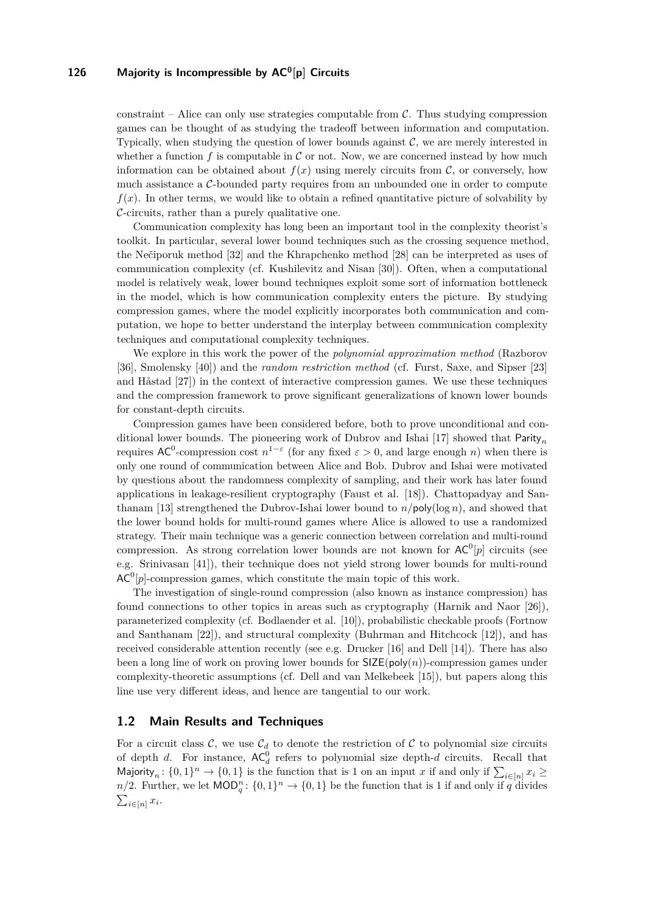constraint – Alice can only use strategies computable from $\mathcal{C}$. Thus studying compression games can be thought of as studying the tradeoff between information and computation. Typically, when studying the question of lower bounds against $\mathcal{C}$, we are merely interested in whether a function $f$ is computable in $\mathcal{C}$ or not. Now, we are concerned instead by how much information can be obtained about $f(x)$ using merely circuits from $\mathcal{C}$, or conversely, how much assistance a $\mathcal{C}$-bounded party requires from an unbounded one in order to compute $f(x)$. In other terms, we would like to obtain a refined quantitative picture of solvability by $\mathcal{C}$-circuits, rather than a purely qualitative one.

Communication complexity has long been an important tool in the complexity theorist's toolkit. In particular, several lower bound techniques such as the crossing sequence method, the Nečiporuk method [32] and the Khrapchenko method [28] can be interpreted as uses of communication complexity (cf. Kushilevitz and Nisan [30]). Often, when a computational model is relatively weak, lower bound techniques exploit some sort of information bottleneck in the model, which is how communication complexity enters the picture. By studying compression games, where the model explicitly incorporates both communication and computation, we hope to better understand the interplay between communication complexity techniques and computational complexity techniques.

We explore in this work the power of the *polynomial approximation method* (Razborov [36], Smolensky [40]) and the *random restriction method* (cf. Furst, Saxe, and Sipser [23] and Håstad [27]) in the context of interactive compression games. We use these techniques and the compression framework to prove significant generalizations of known lower bounds for constant-depth circuits.

Compression games have been considered before, both to prove unconditional and conditional lower bounds. The pioneering work of Dubrov and Ishai [17] showed that $\mathsf{Parity}_n$ requires $\mathsf{AC}^0$-compression cost $n^{1-\varepsilon}$ (for any fixed $\varepsilon > 0$, and large enough $n$) when there is only one round of communication between Alice and Bob. Dubrov and Ishai were motivated by questions about the randomness complexity of sampling, and their work has later found applications in leakage-resilient cryptography (Faust et al. [18]). Chattopadyay and Santhanam [13] strengthened the Dubrov-Ishai lower bound to $n/\mathsf{poly}(\log n)$, and showed that the lower bound holds for multi-round games where Alice is allowed to use a randomized strategy. Their main technique was a generic connection between correlation and multi-round compression. As strong correlation lower bounds are not known for $\mathsf{AC}^0[p]$ circuits (see e.g. Srinivasan [41]), their technique does not yield strong lower bounds for multi-round $\mathsf{AC}^0[p]$-compression games, which constitute the main topic of this work.

The investigation of single-round compression (also known as instance compression) has found connections to other topics in areas such as cryptography (Harnik and Naor [26]), parameterized complexity (cf. Bodlaender et al. [10]), probabilistic checkable proofs (Fortnow and Santhanam [22]), and structural complexity (Buhrman and Hitchcock [12]), and has received considerable attention recently (see e.g. Drucker [16] and Dell [14]). There has also been a long line of work on proving lower bounds for $\mathsf{SIZE}(\mathsf{poly}(n))$-compression games under complexity-theoretic assumptions (cf. Dell and van Melkebeek [15]), but papers along this line use very different ideas, and hence are tangential to our work.

## 1.2 Main Results and Techniques

For a circuit class $\mathcal{C}$, we use $\mathcal{C}_d$ to denote the restriction of $\mathcal{C}$ to polynomial size circuits of depth $d$. For instance, $\mathsf{AC}^0_d$ refers to polynomial size depth-$d$ circuits. Recall that $\mathsf{Majority}_n \colon \{0,1\}^n \to \{0,1\}$ is the function that is 1 on an input $x$ if and only if $\sum_{i \in [n]} x_i \geq n/2$. Further, we let $\mathsf{MOD}_q^n \colon \{0,1\}^n \to \{0,1\}$ be the function that is 1 if and only if $q$ divides $\sum_{i \in [n]} x_i$.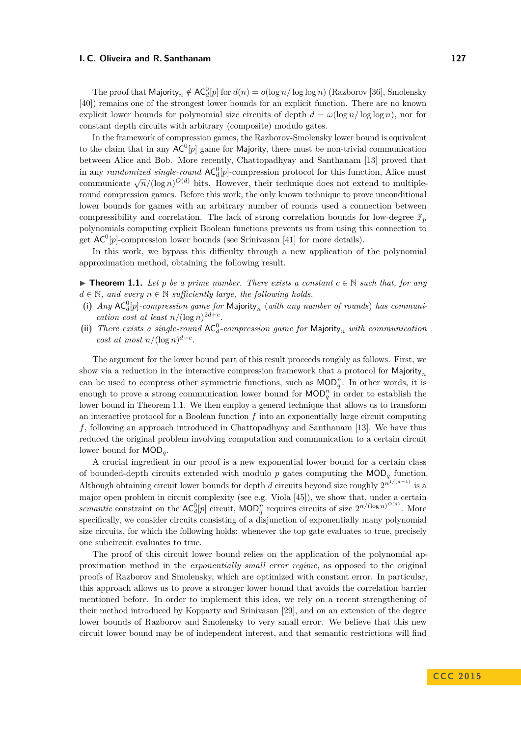The proof that $\mathsf{Majority}_n \notin \mathsf{AC}^0_d[p]$ for $d(n) = o(\log n / \log\log n)$ (Razborov [36], Smolensky [40]) remains one of the strongest lower bounds for an explicit function. There are no known explicit lower bounds for polynomial size circuits of depth $d = \omega(\log n / \log\log n)$, nor for constant depth circuits with arbitrary (composite) modulo gates.

In the framework of compression games, the Razborov-Smolensky lower bound is equivalent to the claim that in any $\mathsf{AC}^0[p]$ game for $\mathsf{Majority}$, there must be non-trivial communication between Alice and Bob. More recently, Chattopadhyay and Santhanam [13] proved that in any *randomized single-round* $\mathsf{AC}^0_d[p]$-compression protocol for this function, Alice must communicate $\sqrt{n}/(\log n)^{O(d)}$ bits. However, their technique does not extend to multiple-round compression games. Before this work, the only known technique to prove unconditional lower bounds for games with an arbitrary number of rounds used a connection between compressibility and correlation. The lack of strong correlation bounds for low-degree $\mathbb{F}_p$ polynomials computing explicit Boolean functions prevents us from using this connection to get $\mathsf{AC}^0[p]$-compression lower bounds (see Srinivasan [41] for more details).

In this work, we bypass this difficulty through a new application of the polynomial approximation method, obtaining the following result.

▶ **Theorem 1.1.** *Let $p$ be a prime number. There exists a constant $c \in \mathbb{N}$ such that, for any $d \in \mathbb{N}$, and every $n \in \mathbb{N}$ sufficiently large, the following holds.*

**(i)** *Any $\mathsf{AC}^0_d[p]$-compression game for $\mathsf{Majority}_n$ (with any number of rounds) has communication cost at least $n/(\log n)^{2d+c}$.*

**(ii)** *There exists a single-round $\mathsf{AC}^0_d$-compression game for $\mathsf{Majority}_n$ with communication cost at most $n/(\log n)^{d-c}$.*

The argument for the lower bound part of this result proceeds roughly as follows. First, we show via a reduction in the interactive compression framework that a protocol for $\mathsf{Majority}_n$ can be used to compress other symmetric functions, such as $\mathsf{MOD}^n_q$. In other words, it is enough to prove a strong communication lower bound for $\mathsf{MOD}^n_q$ in order to establish the lower bound in Theorem 1.1. We then employ a general technique that allows us to transform an interactive protocol for a Boolean function $f$ into an exponentially large circuit computing $f$, following an approach introduced in Chattopadhyay and Santhanam [13]. We have thus reduced the original problem involving computation and communication to a certain circuit lower bound for $\mathsf{MOD}_q$.

A crucial ingredient in our proof is a new exponential lower bound for a certain class of bounded-depth circuits extended with modulo $p$ gates computing the $\mathsf{MOD}_q$ function. Although obtaining circuit lower bounds for depth $d$ circuits beyond size roughly $2^{n^{1/(d-1)}}$ is a major open problem in circuit complexity (see e.g. Viola [45]), we show that, under a certain *semantic* constraint on the $\mathsf{AC}^0_d[p]$ circuit, $\mathsf{MOD}^n_q$ requires circuits of size $2^{n/(\log n)^{O(d)}}$. More specifically, we consider circuits consisting of a disjunction of exponentially many polynomial size circuits, for which the following holds: whenever the top gate evaluates to true, precisely one subcircuit evaluates to true.

The proof of this circuit lower bound relies on the application of the polynomial approximation method in the *exponentially small error regime*, as opposed to the original proofs of Razborov and Smolensky, which are optimized with constant error. In particular, this approach allows us to prove a stronger lower bound that avoids the correlation barrier mentioned before. In order to implement this idea, we rely on a recent strengthening of their method introduced by Kopparty and Srinivasan [29], and on an extension of the degree lower bounds of Razborov and Smolensky to very small error. We believe that this new circuit lower bound may be of independent interest, and that semantic restrictions will find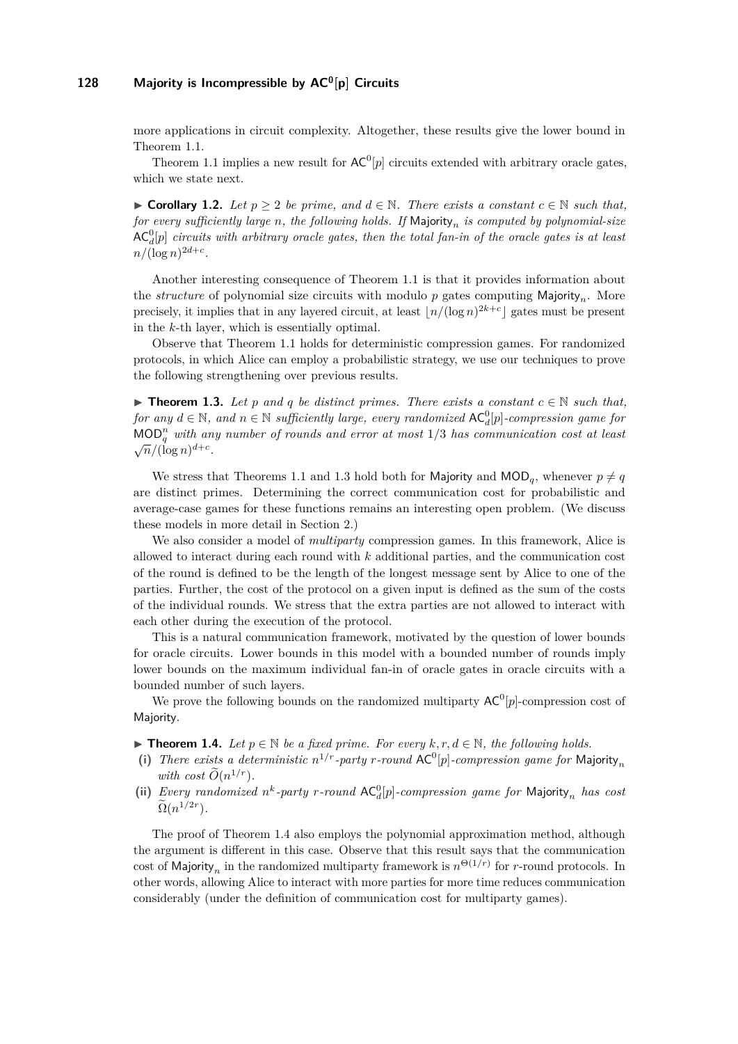more applications in circuit complexity. Altogether, these results give the lower bound in Theorem 1.1.

Theorem 1.1 implies a new result for $\mathsf{AC}^0[p]$ circuits extended with arbitrary oracle gates, which we state next.

▶ **Corollary 1.2.** *Let $p \geq 2$ be prime, and $d \in \mathbb{N}$. There exists a constant $c \in \mathbb{N}$ such that, for every sufficiently large $n$, the following holds. If $\mathsf{Majority}_n$ is computed by polynomial-size $\mathsf{AC}^0_d[p]$ circuits with arbitrary oracle gates, then the total fan-in of the oracle gates is at least $n/(\log n)^{2d+c}$.*

Another interesting consequence of Theorem 1.1 is that it provides information about the *structure* of polynomial size circuits with modulo $p$ gates computing $\mathsf{Majority}_n$. More precisely, it implies that in any layered circuit, at least $\lfloor n/(\log n)^{2k+c} \rfloor$ gates must be present in the $k$-th layer, which is essentially optimal.

Observe that Theorem 1.1 holds for deterministic compression games. For randomized protocols, in which Alice can employ a probabilistic strategy, we use our techniques to prove the following strengthening over previous results.

▶ **Theorem 1.3.** *Let $p$ and $q$ be distinct primes. There exists a constant $c \in \mathbb{N}$ such that, for any $d \in \mathbb{N}$, and $n \in \mathbb{N}$ sufficiently large, every randomized $\mathsf{AC}^0_d[p]$-compression game for $\mathsf{MOD}^n_q$ with any number of rounds and error at most $1/3$ has communication cost at least $\sqrt{n}/(\log n)^{d+c}$.*

We stress that Theorems 1.1 and 1.3 hold both for $\mathsf{Majority}$ and $\mathsf{MOD}_q$, whenever $p \neq q$ are distinct primes. Determining the correct communication cost for probabilistic and average-case games for these functions remains an interesting open problem. (We discuss these models in more detail in Section 2.)

We also consider a model of *multiparty* compression games. In this framework, Alice is allowed to interact during each round with $k$ additional parties, and the communication cost of the round is defined to be the length of the longest message sent by Alice to one of the parties. Further, the cost of the protocol on a given input is defined as the sum of the costs of the individual rounds. We stress that the extra parties are not allowed to interact with each other during the execution of the protocol.

This is a natural communication framework, motivated by the question of lower bounds for oracle circuits. Lower bounds in this model with a bounded number of rounds imply lower bounds on the maximum individual fan-in of oracle gates in oracle circuits with a bounded number of such layers.

We prove the following bounds on the randomized multiparty $\mathsf{AC}^0[p]$-compression cost of $\mathsf{Majority}$.

▶ **Theorem 1.4.** *Let $p \in \mathbb{N}$ be a fixed prime. For every $k, r, d \in \mathbb{N}$, the following holds.*

**(i)** *There exists a deterministic $n^{1/r}$-party $r$-round $\mathsf{AC}^0[p]$-compression game for $\mathsf{Majority}_n$ with cost $\widetilde{O}(n^{1/r})$.*

**(ii)** *Every randomized $n^k$-party $r$-round $\mathsf{AC}^0_d[p]$-compression game for $\mathsf{Majority}_n$ has cost $\widetilde{\Omega}(n^{1/2r})$.*

The proof of Theorem 1.4 also employs the polynomial approximation method, although the argument is different in this case. Observe that this result says that the communication cost of $\mathsf{Majority}_n$ in the randomized multiparty framework is $n^{\Theta(1/r)}$ for $r$-round protocols. In other words, allowing Alice to interact with more parties for more time reduces communication considerably (under the definition of communication cost for multiparty games).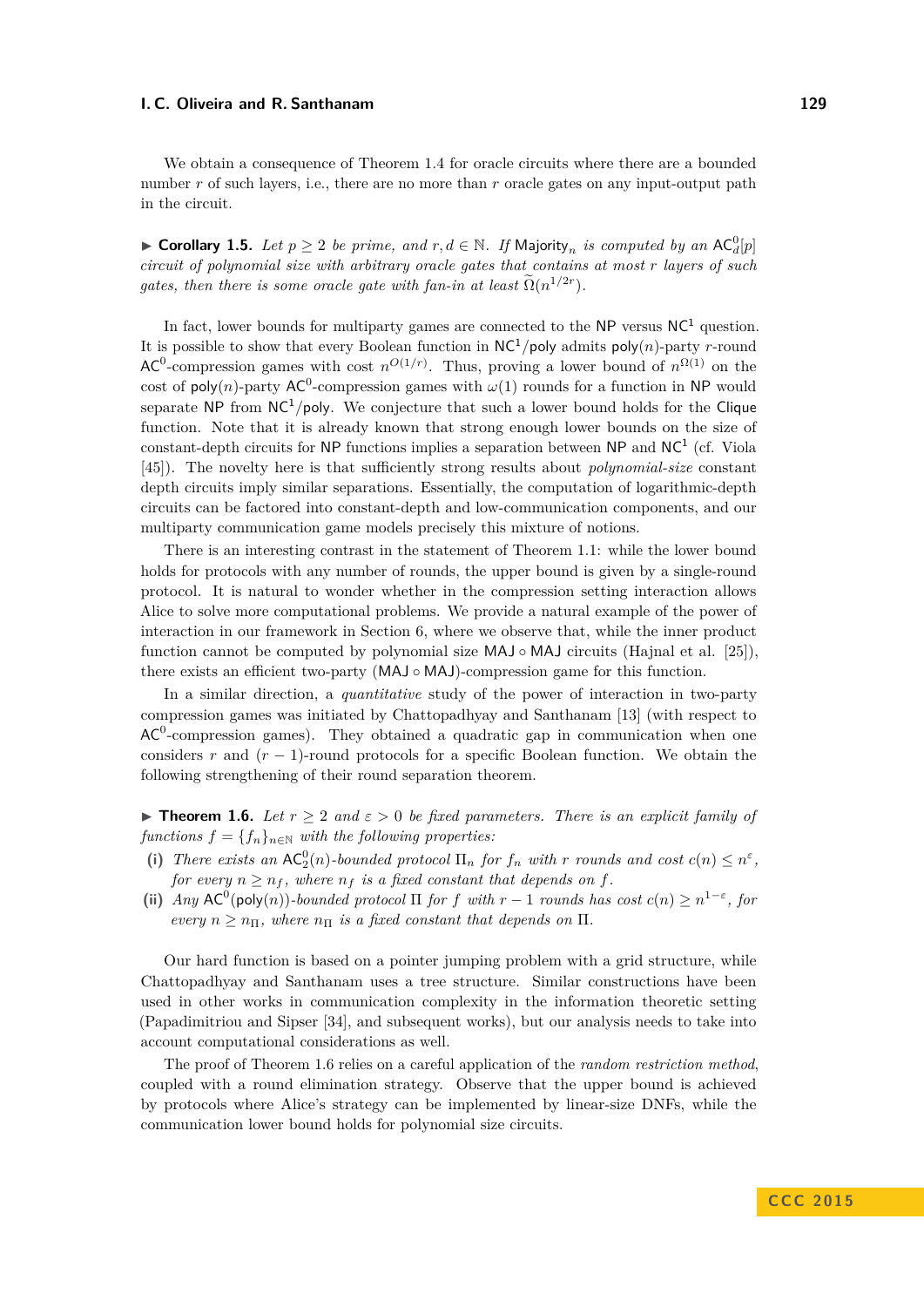We obtain a consequence of Theorem 1.4 for oracle circuits where there are a bounded number $r$ of such layers, i.e., there are no more than $r$ oracle gates on any input-output path in the circuit.

▶ **Corollary 1.5.** *Let $p \geq 2$ be prime, and $r, d \in \mathbb{N}$. If $\mathsf{Majority}_n$ is computed by an $\mathsf{AC}^0_d[p]$ circuit of polynomial size with arbitrary oracle gates that contains at most $r$ layers of such gates, then there is some oracle gate with fan-in at least $\widetilde{\Omega}(n^{1/2r})$.*

In fact, lower bounds for multiparty games are connected to the $\mathsf{NP}$ versus $\mathsf{NC}^1$ question. It is possible to show that every Boolean function in $\mathsf{NC}^1/\mathsf{poly}$ admits $\mathsf{poly}(n)$-party $r$-round $\mathsf{AC}^0$-compression games with cost $n^{O(1/r)}$. Thus, proving a lower bound of $n^{\Omega(1)}$ on the cost of $\mathsf{poly}(n)$-party $\mathsf{AC}^0$-compression games with $\omega(1)$ rounds for a function in $\mathsf{NP}$ would separate $\mathsf{NP}$ from $\mathsf{NC}^1/\mathsf{poly}$. We conjecture that such a lower bound holds for the $\mathsf{Clique}$ function. Note that it is already known that strong enough lower bounds on the size of constant-depth circuits for $\mathsf{NP}$ functions implies a separation between $\mathsf{NP}$ and $\mathsf{NC}^1$ (cf. Viola [45]). The novelty here is that sufficiently strong results about *polynomial-size* constant depth circuits imply similar separations. Essentially, the computation of logarithmic-depth circuits can be factored into constant-depth and low-communication components, and our multiparty communication game models precisely this mixture of notions.

There is an interesting contrast in the statement of Theorem 1.1: while the lower bound holds for protocols with any number of rounds, the upper bound is given by a single-round protocol. It is natural to wonder whether in the compression setting interaction allows Alice to solve more computational problems. We provide a natural example of the power of interaction in our framework in Section 6, where we observe that, while the inner product function cannot be computed by polynomial size $\mathsf{MAJ} \circ \mathsf{MAJ}$ circuits (Hajnal et al. [25]), there exists an efficient two-party ($\mathsf{MAJ} \circ \mathsf{MAJ}$)-compression game for this function.

In a similar direction, a *quantitative* study of the power of interaction in two-party compression games was initiated by Chattopadhyay and Santhanam [13] (with respect to $\mathsf{AC}^0$-compression games). They obtained a quadratic gap in communication when one considers $r$ and $(r-1)$-round protocols for a specific Boolean function. We obtain the following strengthening of their round separation theorem.

▶ **Theorem 1.6.** *Let $r \geq 2$ and $\varepsilon > 0$ be fixed parameters. There is an explicit family of functions $f = \{f_n\}_{n \in \mathbb{N}}$ with the following properties:*

**(i)** *There exists an $\mathsf{AC}^0_2(n)$-bounded protocol $\Pi_n$ for $f_n$ with $r$ rounds and cost $c(n) \leq n^{\varepsilon}$, for every $n \geq n_f$, where $n_f$ is a fixed constant that depends on $f$.*

**(ii)** *Any $\mathsf{AC}^0(\mathsf{poly}(n))$-bounded protocol $\Pi$ for $f$ with $r-1$ rounds has cost $c(n) \geq n^{1-\varepsilon}$, for every $n \geq n_\Pi$, where $n_\Pi$ is a fixed constant that depends on $\Pi$.*

Our hard function is based on a pointer jumping problem with a grid structure, while Chattopadhyay and Santhanam uses a tree structure. Similar constructions have been used in other works in communication complexity in the information theoretic setting (Papadimitriou and Sipser [34], and subsequent works), but our analysis needs to take into account computational considerations as well.

The proof of Theorem 1.6 relies on a careful application of the *random restriction method*, coupled with a round elimination strategy. Observe that the upper bound is achieved by protocols where Alice's strategy can be implemented by linear-size DNFs, while the communication lower bound holds for polynomial size circuits.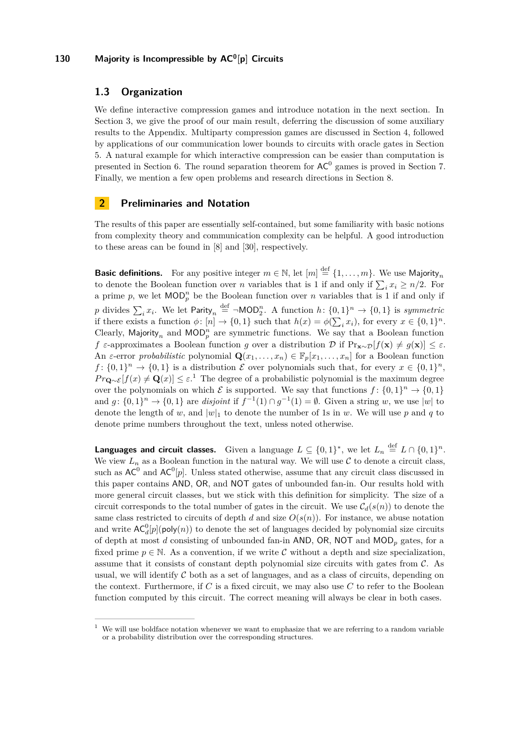### 1.3 Organization

We define interactive compression games and introduce notation in the next section. In Section 3, we give the proof of our main result, deferring the discussion of some auxiliary results to the Appendix. Multiparty compression games are discussed in Section 4, followed by applications of our communication lower bounds to circuits with oracle gates in Section 5. A natural example for which interactive compression can be easier than computation is presented in Section 6. The round separation theorem for $\mathsf{AC}^0$ games is proved in Section 7. Finally, we mention a few open problems and research directions in Section 8.

## 2 Preliminaries and Notation

The results of this paper are essentially self-contained, but some familiarity with basic notions from complexity theory and communication complexity can be helpful. A good introduction to these areas can be found in [8] and [30], respectively.

**Basic definitions.** For any positive integer $m \in \mathbb{N}$, let $[m] \stackrel{\text{def}}{=} \{1, \ldots, m\}$. We use $\mathsf{Majority}_n$ to denote the Boolean function over $n$ variables that is 1 if and only if $\sum_i x_i \geq n/2$. For a prime $p$, we let $\mathsf{MOD}_p^n$ be the Boolean function over $n$ variables that is 1 if and only if $p$ divides $\sum_i x_i$. We let $\mathsf{Parity}_n \stackrel{\text{def}}{=} \neg\mathsf{MOD}_2^n$. A function $h\colon \{0,1\}^n \to \{0,1\}$ is *symmetric* if there exists a function $\phi\colon [n] \to \{0,1\}$ such that $h(x) = \phi(\sum_i x_i)$, for every $x \in \{0,1\}^n$. Clearly, $\mathsf{Majority}_n$ and $\mathsf{MOD}_p^n$ are symmetric functions. We say that a Boolean function $f$ $\varepsilon$-approximates a Boolean function $g$ over a distribution $\mathcal{D}$ if $\Pr_{\mathbf{x}\sim\mathcal{D}}[f(\mathbf{x}) \neq g(\mathbf{x})] \leq \varepsilon$. An $\varepsilon$-error *probabilistic* polynomial $\mathbf{Q}(x_1, \ldots, x_n) \in \mathbb{F}_p[x_1, \ldots, x_n]$ for a Boolean function $f\colon \{0,1\}^n \to \{0,1\}$ is a distribution $\mathcal{E}$ over polynomials such that, for every $x \in \{0,1\}^n$, $Pr_{\mathbf{Q}\sim\mathcal{E}}[f(x) \neq \mathbf{Q}(x)] \leq \varepsilon$.[1] The degree of a probabilistic polynomial is the maximum degree over the polynomials on which $\mathcal{E}$ is supported. We say that functions $f\colon \{0,1\}^n \to \{0,1\}$ and $g\colon \{0,1\}^n \to \{0,1\}$ are *disjoint* if $f^{-1}(1) \cap g^{-1}(1) = \emptyset$. Given a string $w$, we use $|w|$ to denote the length of $w$, and $|w|_1$ to denote the number of 1s in $w$. We will use $p$ and $q$ to denote prime numbers throughout the text, unless noted otherwise.

**Languages and circuit classes.** Given a language $L \subseteq \{0,1\}^*$, we let $L_n \stackrel{\text{def}}{=} L \cap \{0,1\}^n$. We view $L_n$ as a Boolean function in the natural way. We will use $\mathcal{C}$ to denote a circuit class, such as $\mathsf{AC}^0$ and $\mathsf{AC}^0[p]$. Unless stated otherwise, assume that any circuit class discussed in this paper contains $\mathsf{AND}$, $\mathsf{OR}$, and $\mathsf{NOT}$ gates of unbounded fan-in. Our results hold with more general circuit classes, but we stick with this definition for simplicity. The size of a circuit corresponds to the total number of gates in the circuit. We use $\mathcal{C}_d(s(n))$ to denote the same class restricted to circuits of depth $d$ and size $O(s(n))$. For instance, we abuse notation and write $\mathsf{AC}^0_d[p](\mathsf{poly}(n))$ to denote the set of languages decided by polynomial size circuits of depth at most $d$ consisting of unbounded fan-in $\mathsf{AND}$, $\mathsf{OR}$, $\mathsf{NOT}$ and $\mathsf{MOD}_p$ gates, for a fixed prime $p \in \mathbb{N}$. As a convention, if we write $\mathcal{C}$ without a depth and size specialization, assume that it consists of constant depth polynomial size circuits with gates from $\mathcal{C}$. As usual, we will identify $\mathcal{C}$ both as a set of languages, and as a class of circuits, depending on the context. Furthermore, if $C$ is a fixed circuit, we may also use $C$ to refer to the Boolean function computed by this circuit. The correct meaning will always be clear in both cases.

[1] We will use boldface notation whenever we want to emphasize that we are referring to a random variable or a probability distribution over the corresponding structures.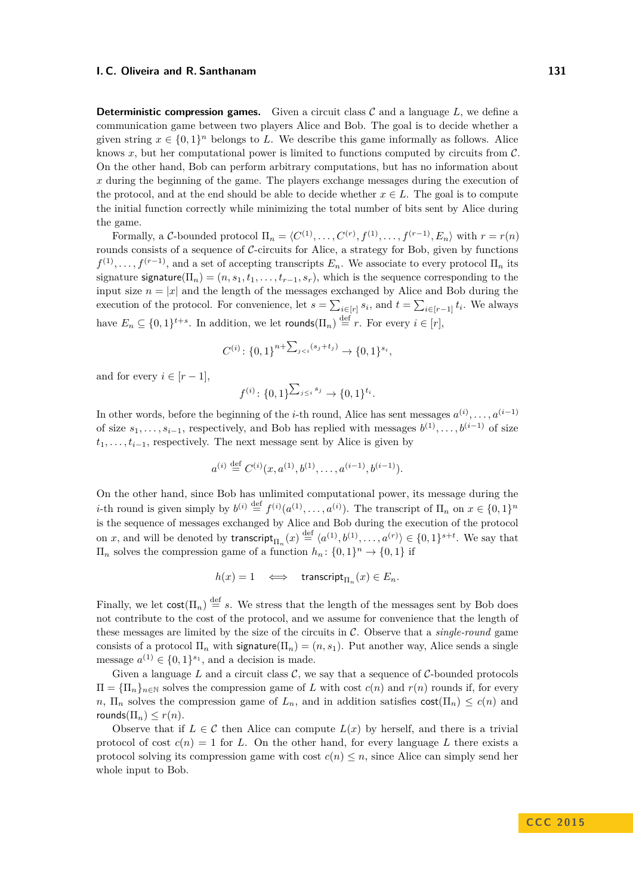**Deterministic compression games.** Given a circuit class $\mathcal{C}$ and a language $L$, we define a communication game between two players Alice and Bob. The goal is to decide whether a given string $x \in \{0,1\}^n$ belongs to $L$. We describe this game informally as follows. Alice knows $x$, but her computational power is limited to functions computed by circuits from $\mathcal{C}$. On the other hand, Bob can perform arbitrary computations, but has no information about $x$ during the beginning of the game. The players exchange messages during the execution of the protocol, and at the end should be able to decide whether $x \in L$. The goal is to compute the initial function correctly while minimizing the total number of bits sent by Alice during the game.

Formally, a $\mathcal{C}$-bounded protocol $\Pi_n = \langle C^{(1)}, \ldots, C^{(r)}, f^{(1)}, \ldots, f^{(r-1)}, E_n \rangle$ with $r = r(n)$ rounds consists of a sequence of $\mathcal{C}$-circuits for Alice, a strategy for Bob, given by functions $f^{(1)}, \ldots, f^{(r-1)}$, and a set of accepting transcripts $E_n$. We associate to every protocol $\Pi_n$ its signature $\mathsf{signature}(\Pi_n) = (n, s_1, t_1, \ldots, t_{r-1}, s_r)$, which is the sequence corresponding to the input size $n = |x|$ and the length of the messages exchanged by Alice and Bob during the execution of the protocol. For convenience, let $s = \sum_{i \in [r]} s_i$, and $t = \sum_{i \in [r-1]} t_i$. We always have $E_n \subseteq \{0,1\}^{t+s}$. In addition, we let $\mathsf{rounds}(\Pi_n) \stackrel{\text{def}}{=} r$. For every $i \in [r]$,

$$C^{(i)} \colon \{0,1\}^{n + \sum_{j<i}(s_j + t_j)} \to \{0,1\}^{s_i},$$

and for every $i \in [r-1]$,

$$f^{(i)} \colon \{0,1\}^{\sum_{j \leq i} s_j} \to \{0,1\}^{t_i}.$$

In other words, before the beginning of the $i$-th round, Alice has sent messages $a^{(i)}, \ldots, a^{(i-1)}$ of size $s_1, \ldots, s_{i-1}$, respectively, and Bob has replied with messages $b^{(1)}, \ldots, b^{(i-1)}$ of size $t_1, \ldots, t_{i-1}$, respectively. The next message sent by Alice is given by

$$a^{(i)} \stackrel{\text{def}}{=} C^{(i)}(x, a^{(1)}, b^{(1)}, \ldots, a^{(i-1)}, b^{(i-1)}).$$

On the other hand, since Bob has unlimited computational power, its message during the $i$-th round is given simply by $b^{(i)} \stackrel{\text{def}}{=} f^{(i)}(a^{(1)}, \ldots, a^{(i)})$. The transcript of $\Pi_n$ on $x \in \{0,1\}^n$ is the sequence of messages exchanged by Alice and Bob during the execution of the protocol on $x$, and will be denoted by $\mathsf{transcript}_{\Pi_n}(x) \stackrel{\text{def}}{=} \langle a^{(1)}, b^{(1)}, \ldots, a^{(r)} \rangle \in \{0,1\}^{s+t}$. We say that $\Pi_n$ solves the compression game of a function $h_n \colon \{0,1\}^n \to \{0,1\}$ if

$$h(x) = 1 \quad \Longleftrightarrow \quad \mathsf{transcript}_{\Pi_n}(x) \in E_n.$$

Finally, we let $\mathsf{cost}(\Pi_n) \stackrel{\text{def}}{=} s$. We stress that the length of the messages sent by Bob does not contribute to the cost of the protocol, and we assume for convenience that the length of these messages are limited by the size of the circuits in $\mathcal{C}$. Observe that a *single-round* game consists of a protocol $\Pi_n$ with $\mathsf{signature}(\Pi_n) = (n, s_1)$. Put another way, Alice sends a single message $a^{(1)} \in \{0,1\}^{s_1}$, and a decision is made.

Given a language $L$ and a circuit class $\mathcal{C}$, we say that a sequence of $\mathcal{C}$-bounded protocols $\Pi = \{\Pi_n\}_{n \in \mathbb{N}}$ solves the compression game of $L$ with cost $c(n)$ and $r(n)$ rounds if, for every $n$, $\Pi_n$ solves the compression game of $L_n$, and in addition satisfies $\mathsf{cost}(\Pi_n) \leq c(n)$ and $\mathsf{rounds}(\Pi_n) \leq r(n)$.

Observe that if $L \in \mathcal{C}$ then Alice can compute $L(x)$ by herself, and there is a trivial protocol of cost $c(n) = 1$ for $L$. On the other hand, for every language $L$ there exists a protocol solving its compression game with cost $c(n) \leq n$, since Alice can simply send her whole input to Bob.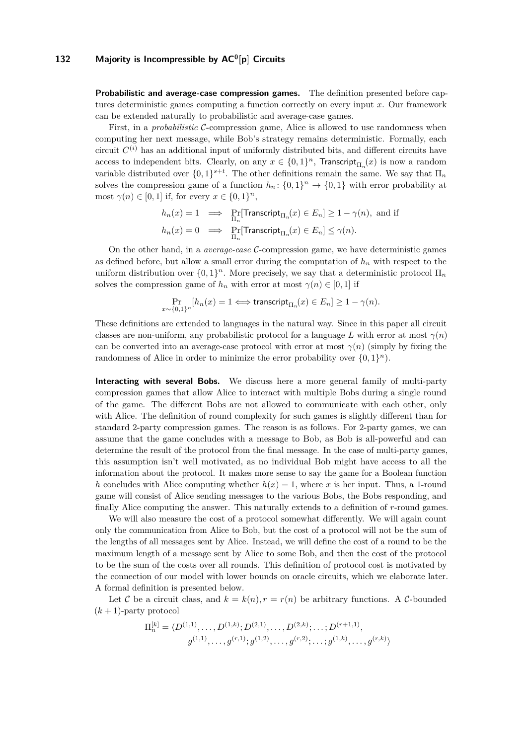**Probabilistic and average-case compression games.** The definition presented before captures deterministic games computing a function correctly on every input $x$. Our framework can be extended naturally to probabilistic and average-case games.

First, in a *probabilistic* $\mathcal{C}$-compression game, Alice is allowed to use randomness when computing her next message, while Bob's strategy remains deterministic. Formally, each circuit $C^{(i)}$ has an additional input of uniformly distributed bits, and different circuits have access to independent bits. Clearly, on any $x \in \{0,1\}^n$, $\mathsf{Transcript}_{\Pi_n}(x)$ is now a random variable distributed over $\{0,1\}^{s+t}$. The other definitions remain the same. We say that $\Pi_n$ solves the compression game of a function $h_n \colon \{0,1\}^n \to \{0,1\}$ with error probability at most $\gamma(n) \in [0,1]$ if, for every $x \in \{0,1\}^n$,

$$h_n(x) = 1 \implies \Pr_{\Pi_n}[\mathsf{Transcript}_{\Pi_n}(x) \in E_n] \geq 1 - \gamma(n), \text{ and if}$$
$$h_n(x) = 0 \implies \Pr_{\Pi_n}[\mathsf{Transcript}_{\Pi_n}(x) \in E_n] \leq \gamma(n).$$

On the other hand, in a *average-case* $\mathcal{C}$-compression game, we have deterministic games as defined before, but allow a small error during the computation of $h_n$ with respect to the uniform distribution over $\{0,1\}^n$. More precisely, we say that a deterministic protocol $\Pi_n$ solves the compression game of $h_n$ with error at most $\gamma(n) \in [0,1]$ if

$$\Pr_{x \sim \{0,1\}^n}[h_n(x) = 1 \Longleftrightarrow \mathsf{transcript}_{\Pi_n}(x) \in E_n] \geq 1 - \gamma(n).$$

These definitions are extended to languages in the natural way. Since in this paper all circuit classes are non-uniform, any probabilistic protocol for a language $L$ with error at most $\gamma(n)$ can be converted into an average-case protocol with error at most $\gamma(n)$ (simply by fixing the randomness of Alice in order to minimize the error probability over $\{0,1\}^n$).

**Interacting with several Bobs.** We discuss here a more general family of multi-party compression games that allow Alice to interact with multiple Bobs during a single round of the game. The different Bobs are not allowed to communicate with each other, only with Alice. The definition of round complexity for such games is slightly different than for standard 2-party compression games. The reason is as follows. For 2-party games, we can assume that the game concludes with a message to Bob, as Bob is all-powerful and can determine the result of the protocol from the final message. In the case of multi-party games, this assumption isn't well motivated, as no individual Bob might have access to all the information about the protocol. It makes more sense to say the game for a Boolean function $h$ concludes with Alice computing whether $h(x) = 1$, where $x$ is her input. Thus, a 1-round game will consist of Alice sending messages to the various Bobs, the Bobs responding, and finally Alice computing the answer. This naturally extends to a definition of $r$-round games.

We will also measure the cost of a protocol somewhat differently. We will again count only the communication from Alice to Bob, but the cost of a protocol will not be the sum of the lengths of all messages sent by Alice. Instead, we will define the cost of a round to be the maximum length of a message sent by Alice to some Bob, and then the cost of the protocol to be the sum of the costs over all rounds. This definition of protocol cost is motivated by the connection of our model with lower bounds on oracle circuits, which we elaborate later. A formal definition is presented below.

Let $\mathcal{C}$ be a circuit class, and $k = k(n), r = r(n)$ be arbitrary functions. A $\mathcal{C}$-bounded $(k+1)$-party protocol

$$\Pi_n^{[k]} = \langle D^{(1,1)}, \ldots, D^{(1,k)}; D^{(2,1)}, \ldots, D^{(2,k)}; \ldots; D^{(r+1,1)},$$
$$g^{(1,1)}, \ldots, g^{(r,1)}; g^{(1,2)}, \ldots, g^{(r,2)}; \ldots; g^{(1,k)}, \ldots, g^{(r,k)} \rangle$$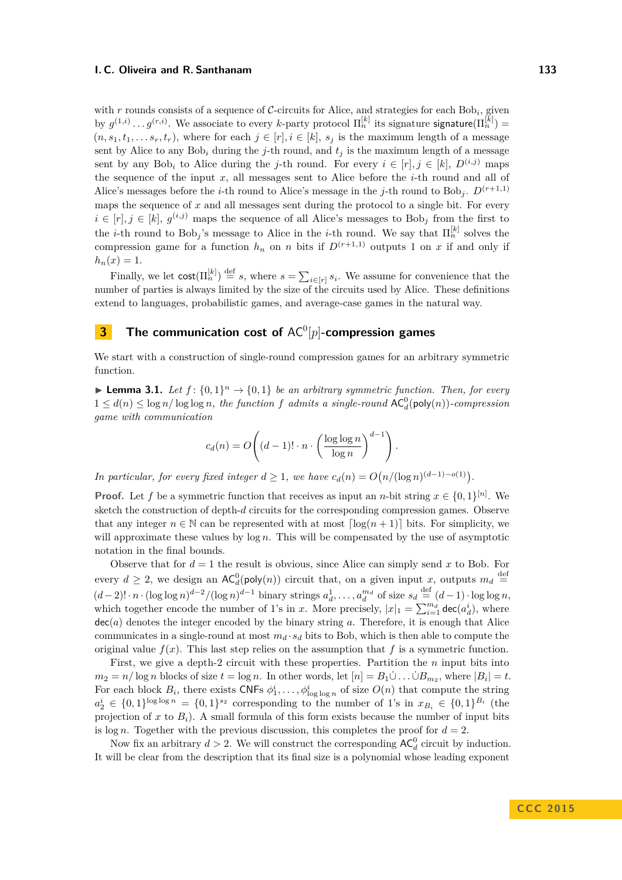with $r$ rounds consists of a sequence of $\mathcal{C}$-circuits for Alice, and strategies for each Bob$_i$, given by $g^{(1,i)} \ldots g^{(r,i)}$. We associate to every $k$-party protocol $\Pi_n^{[k]}$ its signature $\mathsf{signature}(\Pi_n^{[k]}) = (n, s_1, t_1, \ldots s_r, t_r)$, where for each $j \in [r], i \in [k]$, $s_j$ is the maximum length of a message sent by Alice to any Bob$_i$ during the $j$-th round, and $t_j$ is the maximum length of a message sent by any Bob$_i$ to Alice during the $j$-th round. For every $i \in [r], j \in [k]$, $D^{(i,j)}$ maps the sequence of the input $x$, all messages sent to Alice before the $i$-th round and all of Alice's messages before the $i$-th round to Alice's message in the $j$-th round to Bob$_j$. $D^{(r+1,1)}$ maps the sequence of $x$ and all messages sent during the protocol to a single bit. For every $i \in [r], j \in [k]$, $g^{(i,j)}$ maps the sequence of all Alice's messages to Bob$_j$ from the first to the $i$-th round to Bob$_j$'s message to Alice in the $i$-th round. We say that $\Pi_n^{[k]}$ solves the compression game for a function $h_n$ on $n$ bits if $D^{(r+1,1)}$ outputs 1 on $x$ if and only if $h_n(x) = 1$.

Finally, we let $\mathsf{cost}(\Pi_n^{[k]}) \stackrel{\text{def}}{=} s$, where $s = \sum_{i \in [r]} s_i$. We assume for convenience that the number of parties is always limited by the size of the circuits used by Alice. These definitions extend to languages, probabilistic games, and average-case games in the natural way.

## 3 The communication cost of $\mathsf{AC}^0[p]$-compression games

We start with a construction of single-round compression games for an arbitrary symmetric function.

▶ **Lemma 3.1.** *Let $f\colon \{0,1\}^n \to \{0,1\}$ be an arbitrary symmetric function. Then, for every $1 \leq d(n) \leq \log n / \log\log n$, the function $f$ admits a single-round $\mathsf{AC}^0_d(\mathsf{poly}(n))$-compression game with communication*

$$c_d(n) = O\left((d-1)! \cdot n \cdot \left(\frac{\log\log n}{\log n}\right)^{d-1}\right).$$

*In particular, for every fixed integer $d \geq 1$, we have $c_d(n) = O\big(n/(\log n)^{(d-1)-o(1)}\big)$.*

**Proof.** Let $f$ be a symmetric function that receives as input an $n$-bit string $x \in \{0,1\}^{[n]}$. We sketch the construction of depth-$d$ circuits for the corresponding compression games. Observe that any integer $n \in \mathbb{N}$ can be represented with at most $\lceil \log(n+1) \rceil$ bits. For simplicity, we will approximate these values by $\log n$. This will be compensated by the use of asymptotic notation in the final bounds.

Observe that for $d = 1$ the result is obvious, since Alice can simply send $x$ to Bob. For every $d \geq 2$, we design an $\mathsf{AC}^0_d(\mathsf{poly}(n))$ circuit that, on a given input $x$, outputs $m_d \stackrel{\text{def}}{=} (d-2)! \cdot n \cdot (\log\log n)^{d-2}/(\log n)^{d-1}$ binary strings $a_d^1, \ldots, a_d^{m_d}$ of size $s_d \stackrel{\text{def}}{=} (d-1) \cdot \log\log n$, which together encode the number of 1's in $x$. More precisely, $|x|_1 = \sum_{i=1}^{m_d} \mathsf{dec}(a_d^i)$, where $\mathsf{dec}(a)$ denotes the integer encoded by the binary string $a$. Therefore, it is enough that Alice communicates in a single-round at most $m_d \cdot s_d$ bits to Bob, which is then able to compute the original value $f(x)$. This last step relies on the assumption that $f$ is a symmetric function.

First, we give a depth-2 circuit with these properties. Partition the $n$ input bits into $m_2 = n/\log n$ blocks of size $t = \log n$. In other words, let $[n] = B_1 \dot\cup \ldots \dot\cup B_{m_2}$, where $|B_i| = t$. For each block $B_i$, there exists CNFs $\phi_1^i, \ldots, \phi_{\log\log n}^i$ of size $O(n)$ that compute the string $a_2^i \in \{0,1\}^{\log\log n} = \{0,1\}^{s_2}$ corresponding to the number of 1's in $x_{B_i} \in \{0,1\}^{B_i}$ (the projection of $x$ to $B_i$). A small formula of this form exists because the number of input bits is $\log n$. Together with the previous discussion, this completes the proof for $d = 2$.

Now fix an arbitrary $d > 2$. We will construct the corresponding $\mathsf{AC}^0_d$ circuit by induction. It will be clear from the description that its final size is a polynomial whose leading exponent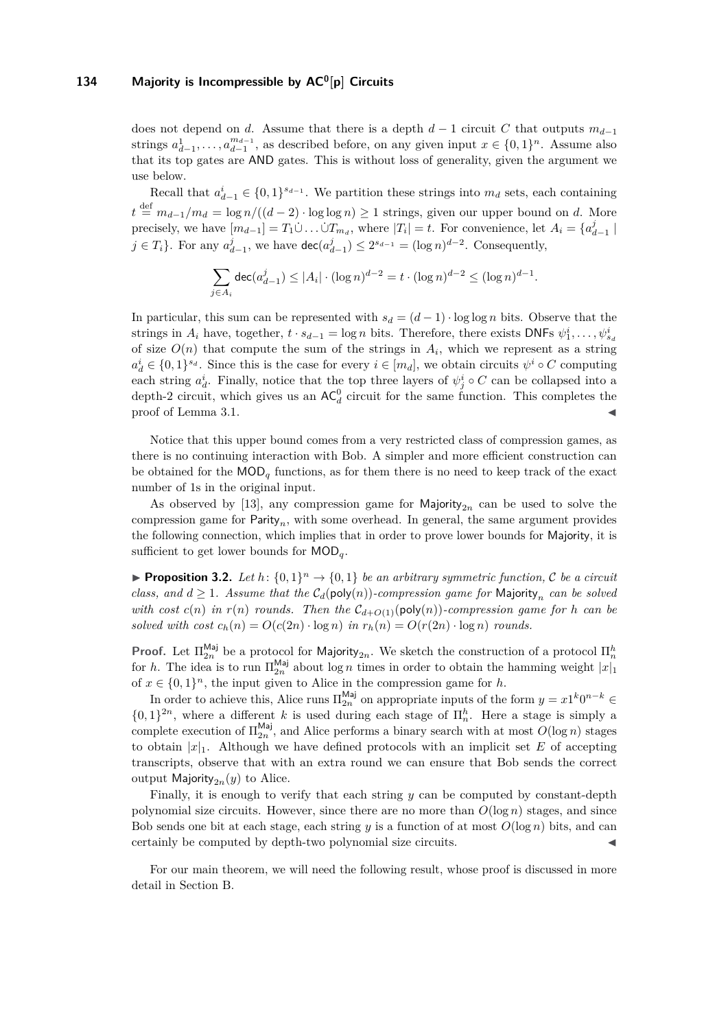does not depend on $d$. Assume that there is a depth $d-1$ circuit $C$ that outputs $m_{d-1}$ strings $a^1_{d-1}, \ldots, a^{m_{d-1}}_{d-1}$, as described before, on any given input $x \in \{0,1\}^n$. Assume also that its top gates are AND gates. This is without loss of generality, given the argument we use below.

Recall that $a^i_{d-1} \in \{0,1\}^{s_{d-1}}$. We partition these strings into $m_d$ sets, each containing $t \stackrel{\text{def}}{=} m_{d-1}/m_d = \log n/((d-2) \cdot \log\log n) \geq 1$ strings, given our upper bound on $d$. More precisely, we have $[m_{d-1}] = T_1 \dot\cup \ldots \dot\cup T_{m_d}$, where $|T_i| = t$. For convenience, let $A_i = \{a^j_{d-1} \mid j \in T_i\}$. For any $a^j_{d-1}$, we have $\mathsf{dec}(a^j_{d-1}) \leq 2^{s_{d-1}} = (\log n)^{d-2}$. Consequently,

$$\sum_{j \in A_i} \mathsf{dec}(a^j_{d-1}) \leq |A_i| \cdot (\log n)^{d-2} = t \cdot (\log n)^{d-2} \leq (\log n)^{d-1}.$$

In particular, this sum can be represented with $s_d = (d-1) \cdot \log\log n$ bits. Observe that the strings in $A_i$ have, together, $t \cdot s_{d-1} = \log n$ bits. Therefore, there exists DNFs $\psi^i_1, \ldots, \psi^i_{s_d}$ of size $O(n)$ that compute the sum of the strings in $A_i$, which we represent as a string $a^i_d \in \{0,1\}^{s_d}$. Since this is the case for every $i \in [m_d]$, we obtain circuits $\psi^i \circ C$ computing each string $a^i_d$. Finally, notice that the top three layers of $\psi^i_j \circ C$ can be collapsed into a depth-2 circuit, which gives us an $\mathsf{AC}^0_d$ circuit for the same function. This completes the proof of Lemma 3.1. ◀

Notice that this upper bound comes from a very restricted class of compression games, as there is no continuing interaction with Bob. A simpler and more efficient construction can be obtained for the $\mathsf{MOD}_q$ functions, as for them there is no need to keep track of the exact number of 1s in the original input.

As observed by [13], any compression game for $\mathsf{Majority}_{2n}$ can be used to solve the compression game for $\mathsf{Parity}_n$, with some overhead. In general, the same argument provides the following connection, which implies that in order to prove lower bounds for Majority, it is sufficient to get lower bounds for $\mathsf{MOD}_q$.

▶ **Proposition 3.2.** *Let $h\colon \{0,1\}^n \to \{0,1\}$ be an arbitrary symmetric function, $\mathcal{C}$ be a circuit class, and $d \geq 1$. Assume that the $\mathcal{C}_d(\mathsf{poly}(n))$-compression game for $\mathsf{Majority}_n$ can be solved with cost $c(n)$ in $r(n)$ rounds. Then the $\mathcal{C}_{d+O(1)}(\mathsf{poly}(n))$-compression game for $h$ can be solved with cost $c_h(n) = O(c(2n) \cdot \log n)$ in $r_h(n) = O(r(2n) \cdot \log n)$ rounds.*

**Proof.** Let $\Pi^{\mathsf{Maj}}_{2n}$ be a protocol for $\mathsf{Majority}_{2n}$. We sketch the construction of a protocol $\Pi^h_n$ for $h$. The idea is to run $\Pi^{\mathsf{Maj}}_{2n}$ about $\log n$ times in order to obtain the hamming weight $|x|_1$ of $x \in \{0,1\}^n$, the input given to Alice in the compression game for $h$.

In order to achieve this, Alice runs $\Pi^{\mathsf{Maj}}_{2n}$ on appropriate inputs of the form $y = x1^k0^{n-k} \in \{0,1\}^{2n}$, where a different $k$ is used during each stage of $\Pi^h_n$. Here a stage is simply a complete execution of $\Pi^{\mathsf{Maj}}_{2n}$, and Alice performs a binary search with at most $O(\log n)$ stages to obtain $|x|_1$. Although we have defined protocols with an implicit set $E$ of accepting transcripts, observe that with an extra round we can ensure that Bob sends the correct output $\mathsf{Majority}_{2n}(y)$ to Alice.

Finally, it is enough to verify that each string $y$ can be computed by constant-depth polynomial size circuits. However, since there are no more than $O(\log n)$ stages, and since Bob sends one bit at each stage, each string $y$ is a function of at most $O(\log n)$ bits, and can certainly be computed by depth-two polynomial size circuits. ◀

For our main theorem, we will need the following result, whose proof is discussed in more detail in Section B.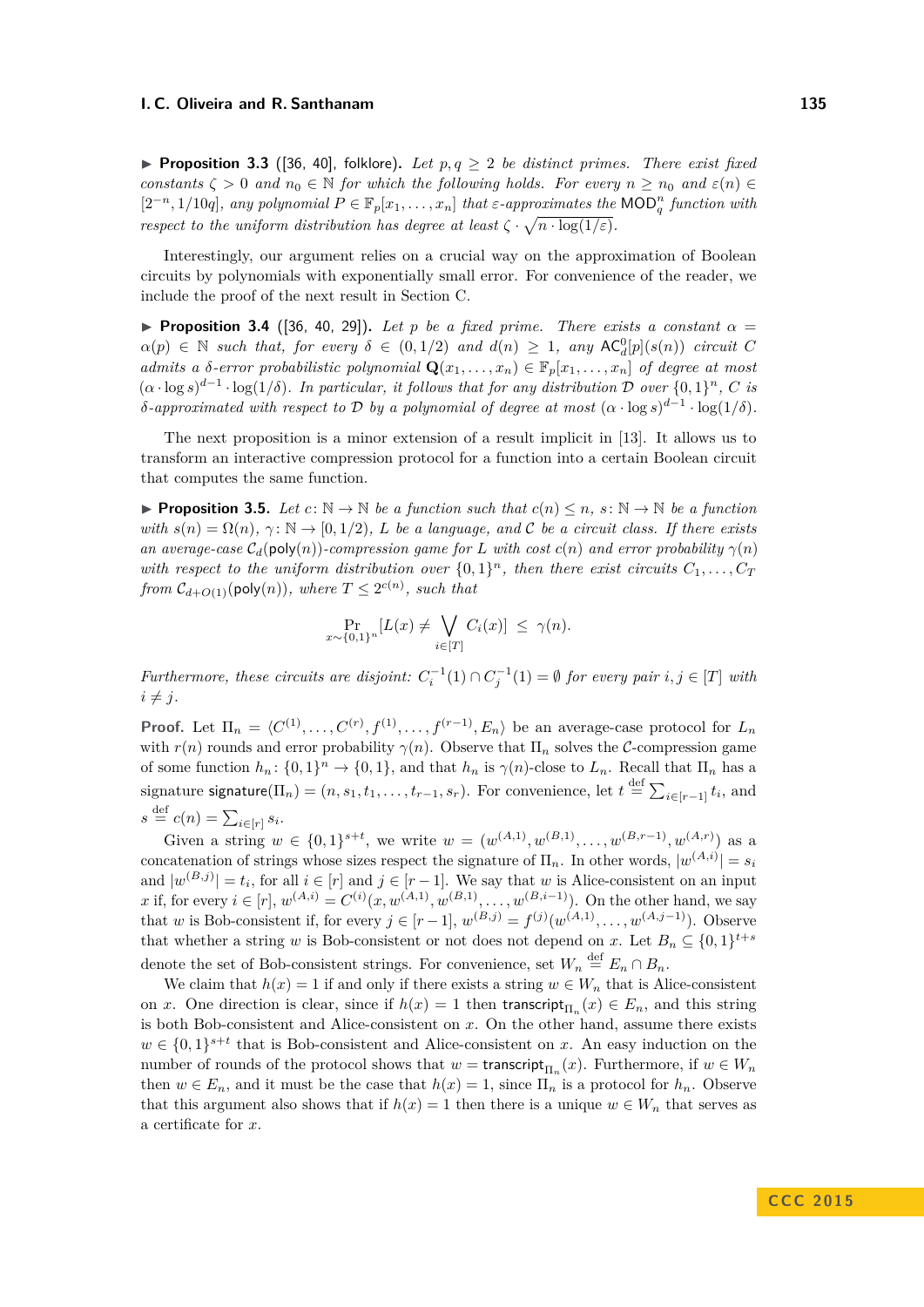▶ **Proposition 3.3** ([36, 40], folklore). *Let $p, q \geq 2$ be distinct primes. There exist fixed constants $\zeta > 0$ and $n_0 \in \mathbb{N}$ for which the following holds. For every $n \geq n_0$ and $\varepsilon(n) \in [2^{-n}, 1/10q]$, any polynomial $P \in \mathbb{F}_p[x_1, \ldots, x_n]$ that $\varepsilon$-approximates the $\mathsf{MOD}_q^n$ function with respect to the uniform distribution has degree at least $\zeta \cdot \sqrt{n \cdot \log(1/\varepsilon)}$.*

Interestingly, our argument relies on a crucial way on the approximation of Boolean circuits by polynomials with exponentially small error. For convenience of the reader, we include the proof of the next result in Section C.

▶ **Proposition 3.4** ([36, 40, 29]). *Let $p$ be a fixed prime. There exists a constant $\alpha = \alpha(p) \in \mathbb{N}$ such that, for every $\delta \in (0, 1/2)$ and $d(n) \geq 1$, any $\mathsf{AC}^0_d[p](s(n))$ circuit $C$ admits a $\delta$-error probabilistic polynomial $\mathbf{Q}(x_1, \ldots, x_n) \in \mathbb{F}_p[x_1, \ldots, x_n]$ of degree at most $(\alpha \cdot \log s)^{d-1} \cdot \log(1/\delta)$. In particular, it follows that for any distribution $\mathcal{D}$ over $\{0,1\}^n$, $C$ is $\delta$-approximated with respect to $\mathcal{D}$ by a polynomial of degree at most $(\alpha \cdot \log s)^{d-1} \cdot \log(1/\delta)$.*

The next proposition is a minor extension of a result implicit in [13]. It allows us to transform an interactive compression protocol for a function into a certain Boolean circuit that computes the same function.

▶ **Proposition 3.5.** *Let $c \colon \mathbb{N} \to \mathbb{N}$ be a function such that $c(n) \leq n$, $s \colon \mathbb{N} \to \mathbb{N}$ be a function with $s(n) = \Omega(n)$, $\gamma \colon \mathbb{N} \to [0, 1/2)$, $L$ be a language, and $\mathcal{C}$ be a circuit class. If there exists an average-case $\mathcal{C}_d(\mathsf{poly}(n))$-compression game for $L$ with cost $c(n)$ and error probability $\gamma(n)$ with respect to the uniform distribution over $\{0,1\}^n$, then there exist circuits $C_1, \ldots, C_T$ from $\mathcal{C}_{d+O(1)}(\mathsf{poly}(n))$, where $T \leq 2^{c(n)}$, such that*

$$\Pr_{x \sim \{0,1\}^n}[L(x) \neq \bigvee_{i \in [T]} C_i(x)] \;\leq\; \gamma(n).$$

*Furthermore, these circuits are disjoint: $C_i^{-1}(1) \cap C_j^{-1}(1) = \emptyset$ for every pair $i, j \in [T]$ with $i \neq j$.*

**Proof.** Let $\Pi_n = \langle C^{(1)}, \ldots, C^{(r)}, f^{(1)}, \ldots, f^{(r-1)}, E_n \rangle$ be an average-case protocol for $L_n$ with $r(n)$ rounds and error probability $\gamma(n)$. Observe that $\Pi_n$ solves the $\mathcal{C}$-compression game of some function $h_n \colon \{0,1\}^n \to \{0,1\}$, and that $h_n$ is $\gamma(n)$-close to $L_n$. Recall that $\Pi_n$ has a signature $\mathsf{signature}(\Pi_n) = (n, s_1, t_1, \ldots, t_{r-1}, s_r)$. For convenience, let $t \stackrel{\text{def}}{=} \sum_{i \in [r-1]} t_i$, and $s \stackrel{\text{def}}{=} c(n) = \sum_{i \in [r]} s_i$.

Given a string $w \in \{0,1\}^{s+t}$, we write $w = (w^{(A,1)}, w^{(B,1)}, \ldots, w^{(B,r-1)}, w^{(A,r)})$ as a concatenation of strings whose sizes respect the signature of $\Pi_n$. In other words, $|w^{(A,i)}| = s_i$ and $|w^{(B,j)}| = t_i$, for all $i \in [r]$ and $j \in [r-1]$. We say that $w$ is Alice-consistent on an input $x$ if, for every $i \in [r]$, $w^{(A,i)} = C^{(i)}(x, w^{(A,1)}, w^{(B,1)}, \ldots, w^{(B,i-1)})$. On the other hand, we say that $w$ is Bob-consistent if, for every $j \in [r-1]$, $w^{(B,j)} = f^{(j)}(w^{(A,1)}, \ldots, w^{(A,j-1)})$. Observe that whether a string $w$ is Bob-consistent or not does not depend on $x$. Let $B_n \subseteq \{0,1\}^{t+s}$ denote the set of Bob-consistent strings. For convenience, set $W_n \stackrel{\text{def}}{=} E_n \cap B_n$.

We claim that $h(x) = 1$ if and only if there exists a string $w \in W_n$ that is Alice-consistent on $x$. One direction is clear, since if $h(x) = 1$ then $\mathsf{transcript}_{\Pi_n}(x) \in E_n$, and this string is both Bob-consistent and Alice-consistent on $x$. On the other hand, assume there exists $w \in \{0,1\}^{s+t}$ that is Bob-consistent and Alice-consistent on $x$. An easy induction on the number of rounds of the protocol shows that $w = \mathsf{transcript}_{\Pi_n}(x)$. Furthermore, if $w \in W_n$ then $w \in E_n$, and it must be the case that $h(x) = 1$, since $\Pi_n$ is a protocol for $h_n$. Observe that this argument also shows that if $h(x) = 1$ then there is a unique $w \in W_n$ that serves as a certificate for $x$.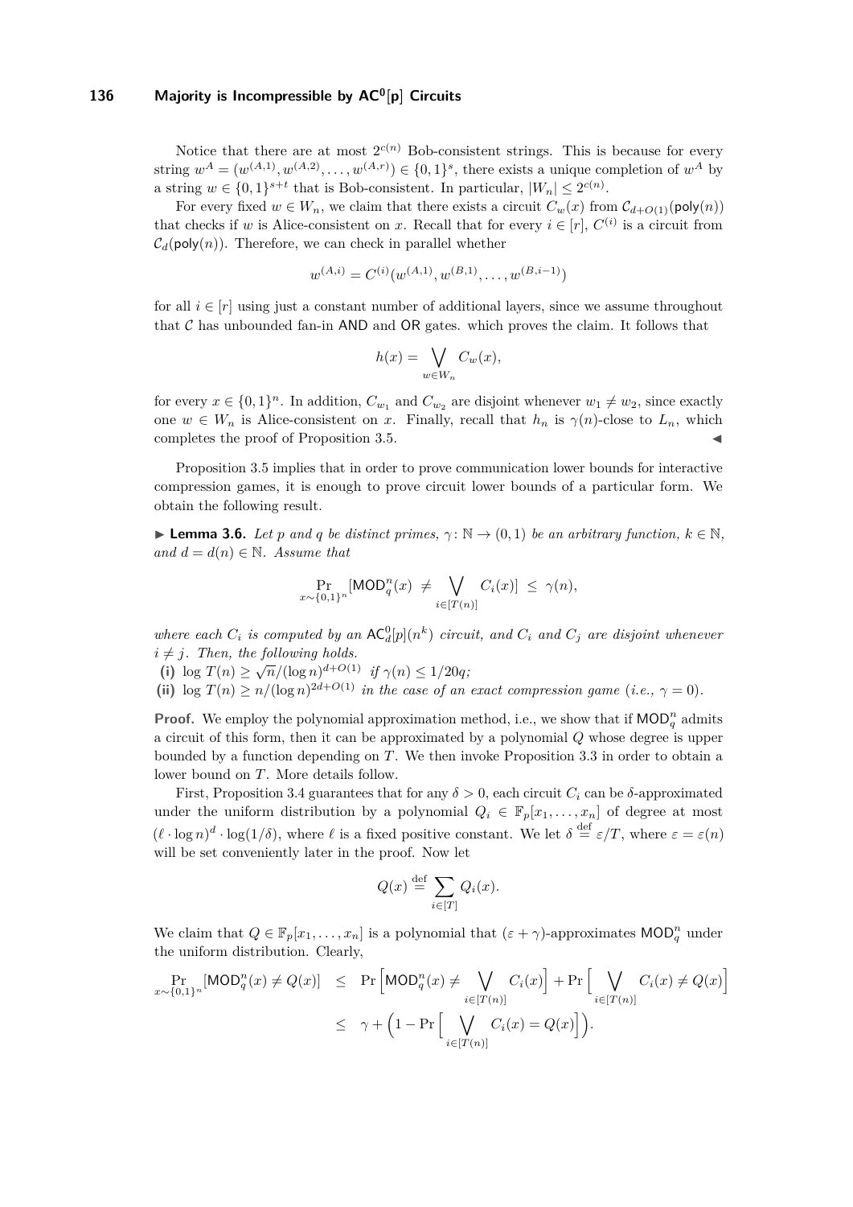Notice that there are at most $2^{c(n)}$ Bob-consistent strings. This is because for every string $w^A = (w^{(A,1)}, w^{(A,2)}, \ldots, w^{(A,r)}) \in \{0,1\}^s$, there exists a unique completion of $w^A$ by a string $w \in \{0,1\}^{s+t}$ that is Bob-consistent. In particular, $|W_n| \leq 2^{c(n)}$.

For every fixed $w \in W_n$, we claim that there exists a circuit $C_w(x)$ from $\mathcal{C}_{d+O(1)}(\mathsf{poly}(n))$ that checks if $w$ is Alice-consistent on $x$. Recall that for every $i \in [r]$, $C^{(i)}$ is a circuit from $\mathcal{C}_d(\mathsf{poly}(n))$. Therefore, we can check in parallel whether

$$w^{(A,i)} = C^{(i)}(w^{(A,1)}, w^{(B,1)}, \ldots, w^{(B,i-1)})$$

for all $i \in [r]$ using just a constant number of additional layers, since we assume throughout that $\mathcal{C}$ has unbounded fan-in AND and OR gates. which proves the claim. It follows that

$$h(x) = \bigvee_{w \in W_n} C_w(x),$$

for every $x \in \{0,1\}^n$. In addition, $C_{w_1}$ and $C_{w_2}$ are disjoint whenever $w_1 \neq w_2$, since exactly one $w \in W_n$ is Alice-consistent on $x$. Finally, recall that $h_n$ is $\gamma(n)$-close to $L_n$, which completes the proof of Proposition 3.5. ◀

Proposition 3.5 implies that in order to prove communication lower bounds for interactive compression games, it is enough to prove circuit lower bounds of a particular form. We obtain the following result.

▶ **Lemma 3.6.** *Let $p$ and $q$ be distinct primes, $\gamma \colon \mathbb{N} \to (0,1)$ be an arbitrary function, $k \in \mathbb{N}$, and $d = d(n) \in \mathbb{N}$. Assume that*

$$\Pr_{x \sim \{0,1\}^n}[\mathsf{MOD}_q^n(x) \;\neq\; \bigvee_{i \in [T(n)]} C_i(x)] \;\leq\; \gamma(n),$$

*where each $C_i$ is computed by an $\mathsf{AC}^0_d[p](n^k)$ circuit, and $C_i$ and $C_j$ are disjoint whenever $i \neq j$. Then, the following holds.*

**(i)** $\log T(n) \geq \sqrt{n}/(\log n)^{d+O(1)}$ *if $\gamma(n) \leq 1/20q$;*

**(ii)** $\log T(n) \geq n/(\log n)^{2d+O(1)}$ *in the case of an exact compression game (i.e., $\gamma = 0$).*

**Proof.** We employ the polynomial approximation method, i.e., we show that if $\mathsf{MOD}_q^n$ admits a circuit of this form, then it can be approximated by a polynomial $Q$ whose degree is upper bounded by a function depending on $T$. We then invoke Proposition 3.3 in order to obtain a lower bound on $T$. More details follow.

First, Proposition 3.4 guarantees that for any $\delta > 0$, each circuit $C_i$ can be $\delta$-approximated under the uniform distribution by a polynomial $Q_i \in \mathbb{F}_p[x_1, \ldots, x_n]$ of degree at most $(\ell \cdot \log n)^d \cdot \log(1/\delta)$, where $\ell$ is a fixed positive constant. We let $\delta \stackrel{\text{def}}{=} \varepsilon/T$, where $\varepsilon = \varepsilon(n)$ will be set conveniently later in the proof. Now let

$$Q(x) \stackrel{\text{def}}{=} \sum_{i \in [T]} Q_i(x).$$

We claim that $Q \in \mathbb{F}_p[x_1, \ldots, x_n]$ is a polynomial that $(\varepsilon + \gamma)$-approximates $\mathsf{MOD}_q^n$ under the uniform distribution. Clearly,

$$\begin{aligned}
\Pr_{x \sim \{0,1\}^n}[\mathsf{MOD}_q^n(x) \neq Q(x)] \;&\leq\; \Pr\Big[\mathsf{MOD}_q^n(x) \neq \bigvee_{i \in [T(n)]} C_i(x)\Big] + \Pr\Big[\bigvee_{i \in [T(n)]} C_i(x) \neq Q(x)\Big] \\
&\leq\; \gamma + \Big(1 - \Pr\Big[\bigvee_{i \in [T(n)]} C_i(x) = Q(x)\Big]\Big).
\end{aligned}$$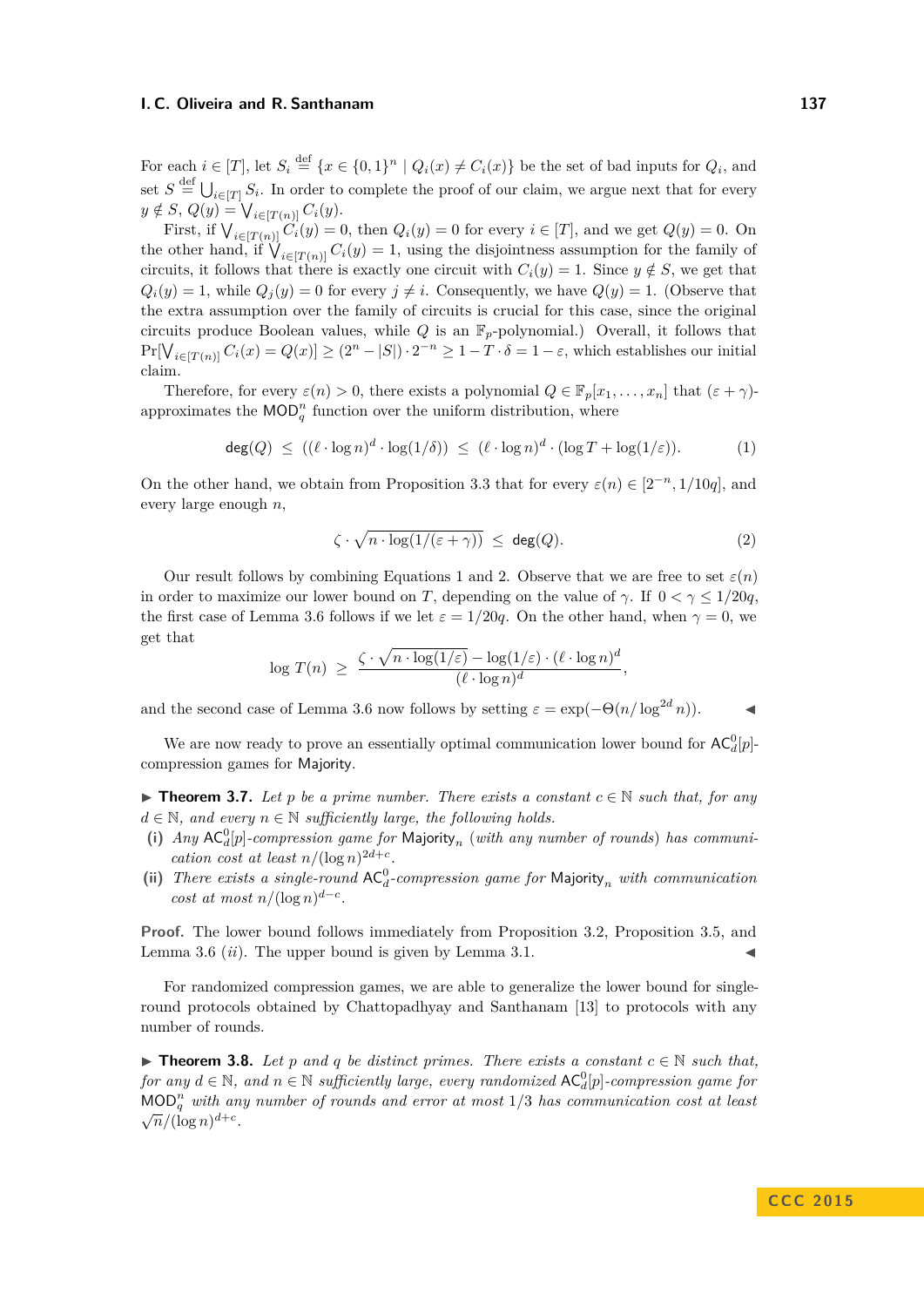For each $i \in [T]$, let $S_i \stackrel{\text{def}}{=} \{x \in \{0,1\}^n \mid Q_i(x) \neq C_i(x)\}$ be the set of bad inputs for $Q_i$, and set $S \stackrel{\text{def}}{=} \bigcup_{i \in [T]} S_i$. In order to complete the proof of our claim, we argue next that for every $y \notin S$, $Q(y) = \bigvee_{i \in [T(n)]} C_i(y)$.

First, if $\bigvee_{i \in [T(n)]} C_i(y) = 0$, then $Q_i(y) = 0$ for every $i \in [T]$, and we get $Q(y) = 0$. On the other hand, if $\bigvee_{i \in [T(n)]} C_i(y) = 1$, using the disjointness assumption for the family of circuits, it follows that there is exactly one circuit with $C_i(y) = 1$. Since $y \notin S$, we get that $Q_i(y) = 1$, while $Q_j(y) = 0$ for every $j \neq i$. Consequently, we have $Q(y) = 1$. (Observe that the extra assumption over the family of circuits is crucial for this case, since the original circuits produce Boolean values, while $Q$ is an $\mathbb{F}_p$-polynomial.) Overall, it follows that $\Pr[\bigvee_{i \in [T(n)]} C_i(x) = Q(x)] \geq (2^n - |S|) \cdot 2^{-n} \geq 1 - T \cdot \delta = 1 - \varepsilon$, which establishes our initial claim.

Therefore, for every $\varepsilon(n) > 0$, there exists a polynomial $Q \in \mathbb{F}_p[x_1, \ldots, x_n]$ that $(\varepsilon + \gamma)$-approximates the $\mathsf{MOD}_q^n$ function over the uniform distribution, where

$$\mathsf{deg}(Q) \;\leq\; ((\ell \cdot \log n)^d \cdot \log(1/\delta)) \;\leq\; (\ell \cdot \log n)^d \cdot (\log T + \log(1/\varepsilon)). \tag{1}$$

On the other hand, we obtain from Proposition 3.3 that for every $\varepsilon(n) \in [2^{-n}, 1/10q]$, and every large enough $n$,

$$\zeta \cdot \sqrt{n \cdot \log(1/(\varepsilon + \gamma))} \;\leq\; \mathsf{deg}(Q). \tag{2}$$

Our result follows by combining Equations 1 and 2. Observe that we are free to set $\varepsilon(n)$ in order to maximize our lower bound on $T$, depending on the value of $\gamma$. If $0 < \gamma \leq 1/20q$, the first case of Lemma 3.6 follows if we let $\varepsilon = 1/20q$. On the other hand, when $\gamma = 0$, we get that

$$\log T(n) \;\geq\; \frac{\zeta \cdot \sqrt{n \cdot \log(1/\varepsilon)} - \log(1/\varepsilon) \cdot (\ell \cdot \log n)^d}{(\ell \cdot \log n)^d},$$

and the second case of Lemma 3.6 now follows by setting $\varepsilon = \exp(-\Theta(n/\log^{2d} n))$. ◀

We are now ready to prove an essentially optimal communication lower bound for $\mathsf{AC}_d^0[p]$-compression games for $\mathsf{Majority}$.

▶ **Theorem 3.7.** *Let $p$ be a prime number. There exists a constant $c \in \mathbb{N}$ such that, for any $d \in \mathbb{N}$, and every $n \in \mathbb{N}$ sufficiently large, the following holds.*

**(i)** *Any $\mathsf{AC}_d^0[p]$-compression game for $\mathsf{Majority}_n$ (with any number of rounds) has communication cost at least $n/(\log n)^{2d+c}$.*

**(ii)** *There exists a single-round $\mathsf{AC}_d^0$-compression game for $\mathsf{Majority}_n$ with communication cost at most $n/(\log n)^{d-c}$.*

**Proof.** The lower bound follows immediately from Proposition 3.2, Proposition 3.5, and Lemma 3.6 (*ii*). The upper bound is given by Lemma 3.1. ◀

For randomized compression games, we are able to generalize the lower bound for single-round protocols obtained by Chattopadhyay and Santhanam [13] to protocols with any number of rounds.

▶ **Theorem 3.8.** *Let $p$ and $q$ be distinct primes. There exists a constant $c \in \mathbb{N}$ such that, for any $d \in \mathbb{N}$, and $n \in \mathbb{N}$ sufficiently large, every randomized $\mathsf{AC}_d^0[p]$-compression game for $\mathsf{MOD}_q^n$ with any number of rounds and error at most $1/3$ has communication cost at least $\sqrt{n}/(\log n)^{d+c}$.*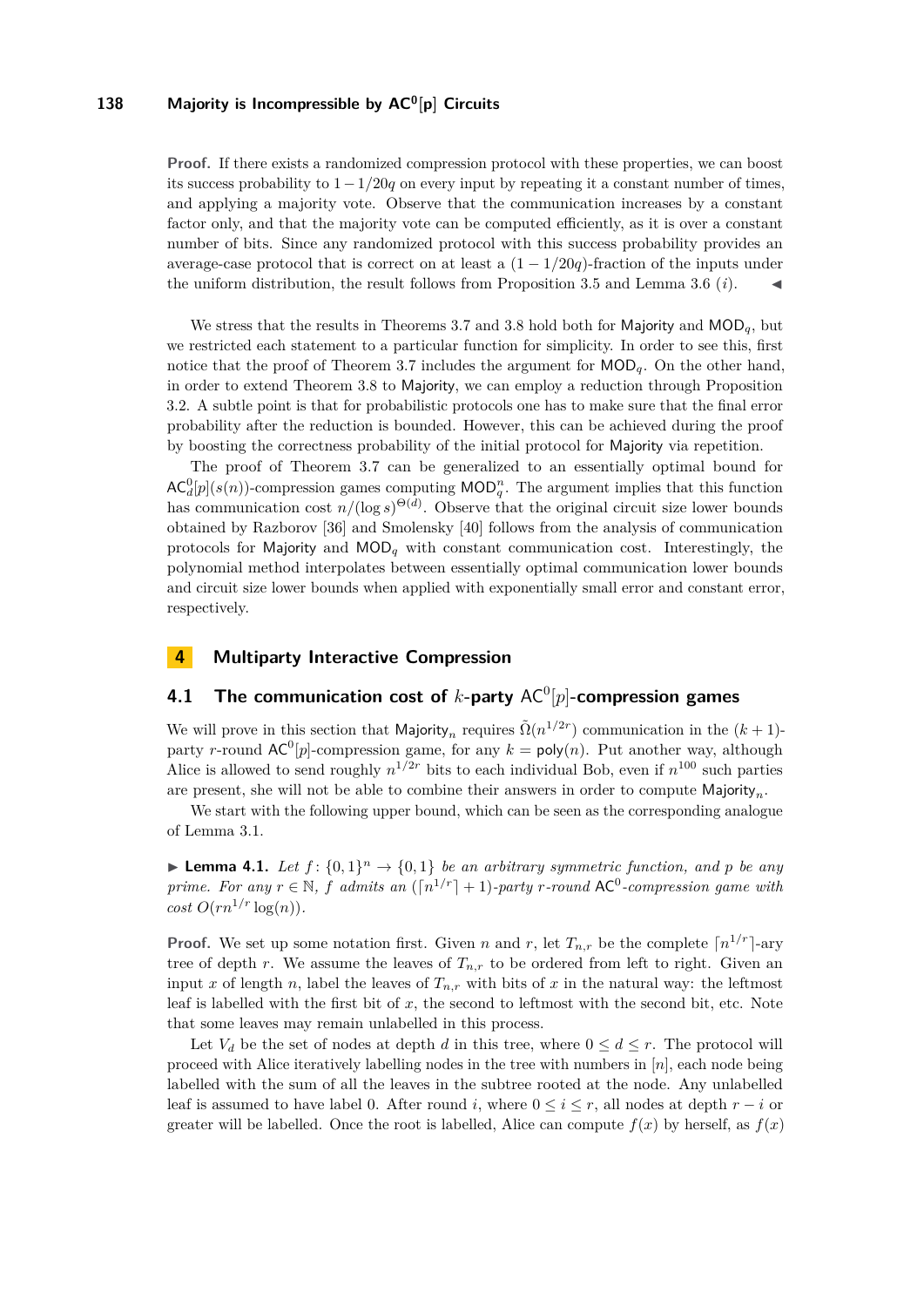**Proof.** If there exists a randomized compression protocol with these properties, we can boost its success probability to $1 - 1/20q$ on every input by repeating it a constant number of times, and applying a majority vote. Observe that the communication increases by a constant factor only, and that the majority vote can be computed efficiently, as it is over a constant number of bits. Since any randomized protocol with this success probability provides an average-case protocol that is correct on at least a $(1 - 1/20q)$-fraction of the inputs under the uniform distribution, the result follows from Proposition 3.5 and Lemma 3.6 $(i)$. ◀

We stress that the results in Theorems 3.7 and 3.8 hold both for Majority and $\mathsf{MOD}_q$, but we restricted each statement to a particular function for simplicity. In order to see this, first notice that the proof of Theorem 3.7 includes the argument for $\mathsf{MOD}_q$. On the other hand, in order to extend Theorem 3.8 to Majority, we can employ a reduction through Proposition 3.2. A subtle point is that for probabilistic protocols one has to make sure that the final error probability after the reduction is bounded. However, this can be achieved during the proof by boosting the correctness probability of the initial protocol for Majority via repetition.

The proof of Theorem 3.7 can be generalized to an essentially optimal bound for $\mathsf{AC}^0_d[p](s(n))$-compression games computing $\mathsf{MOD}^n_q$. The argument implies that this function has communication cost $n/(\log s)^{\Theta(d)}$. Observe that the original circuit size lower bounds obtained by Razborov [36] and Smolensky [40] follows from the analysis of communication protocols for Majority and $\mathsf{MOD}_q$ with constant communication cost. Interestingly, the polynomial method interpolates between essentially optimal communication lower bounds and circuit size lower bounds when applied with exponentially small error and constant error, respectively.

# 4 Multiparty Interactive Compression

## 4.1 The communication cost of $k$-party $\mathsf{AC}^0[p]$-compression games

We will prove in this section that $\mathsf{Majority}_n$ requires $\tilde{\Omega}(n^{1/2r})$ communication in the $(k+1)$-party $r$-round $\mathsf{AC}^0[p]$-compression game, for any $k = \mathsf{poly}(n)$. Put another way, although Alice is allowed to send roughly $n^{1/2r}$ bits to each individual Bob, even if $n^{100}$ such parties are present, she will not be able to combine their answers in order to compute $\mathsf{Majority}_n$.

We start with the following upper bound, which can be seen as the corresponding analogue of Lemma 3.1.

▶ **Lemma 4.1.** *Let $f\colon \{0,1\}^n \to \{0,1\}$ be an arbitrary symmetric function, and $p$ be any prime. For any $r \in \mathbb{N}$, $f$ admits an $(\lceil n^{1/r} \rceil + 1)$-party $r$-round $\mathsf{AC}^0$-compression game with cost $O(rn^{1/r}\log(n))$.*

**Proof.** We set up some notation first. Given $n$ and $r$, let $T_{n,r}$ be the complete $\lceil n^{1/r} \rceil$-ary tree of depth $r$. We assume the leaves of $T_{n,r}$ to be ordered from left to right. Given an input $x$ of length $n$, label the leaves of $T_{n,r}$ with bits of $x$ in the natural way: the leftmost leaf is labelled with the first bit of $x$, the second to leftmost with the second bit, etc. Note that some leaves may remain unlabelled in this process.

Let $V_d$ be the set of nodes at depth $d$ in this tree, where $0 \leq d \leq r$. The protocol will proceed with Alice iteratively labelling nodes in the tree with numbers in $[n]$, each node being labelled with the sum of all the leaves in the subtree rooted at the node. Any unlabelled leaf is assumed to have label 0. After round $i$, where $0 \leq i \leq r$, all nodes at depth $r - i$ or greater will be labelled. Once the root is labelled, Alice can compute $f(x)$ by herself, as $f(x)$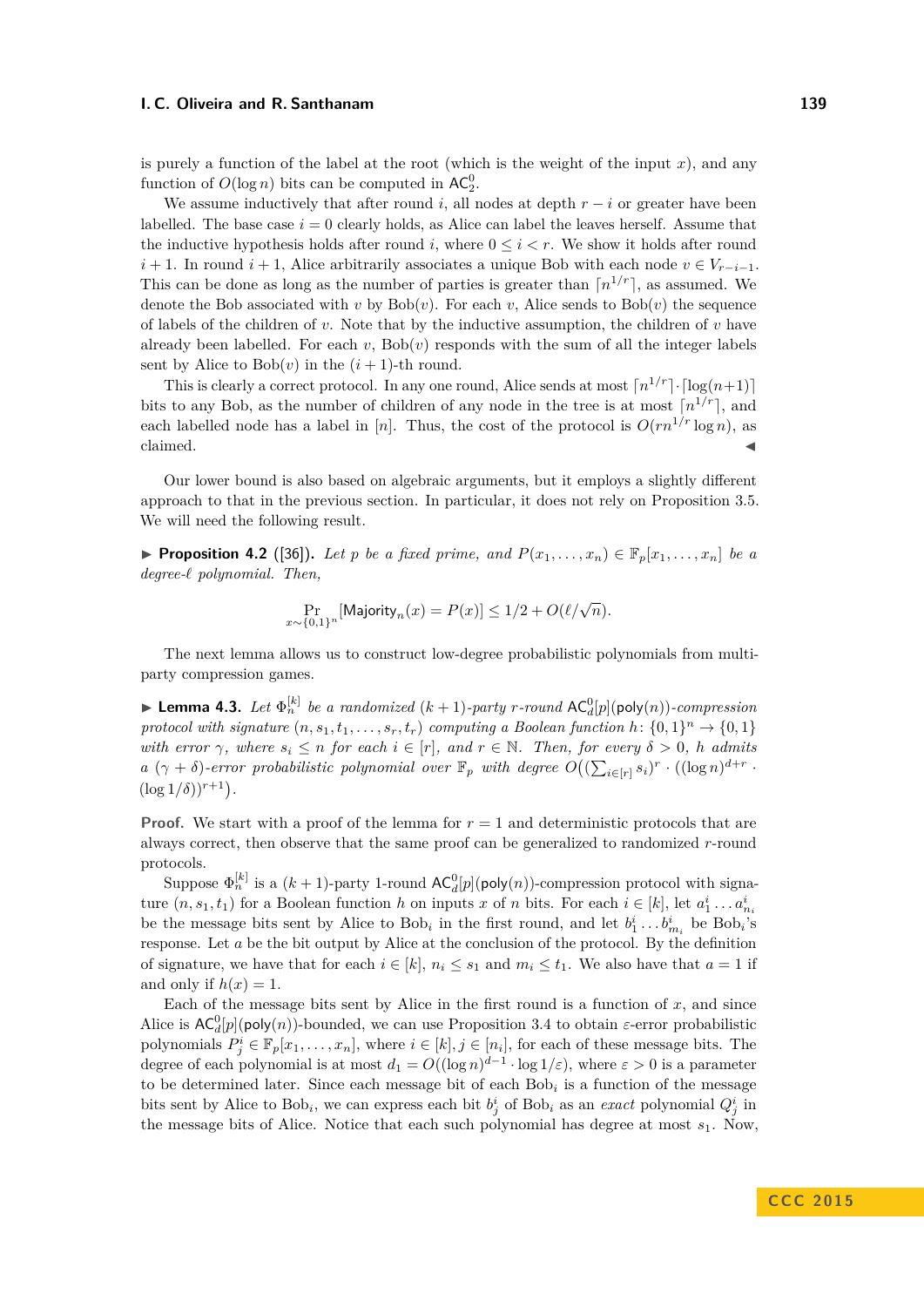is purely a function of the label at the root (which is the weight of the input $x$), and any function of $O(\log n)$ bits can be computed in $\mathsf{AC}^0_2$.

We assume inductively that after round $i$, all nodes at depth $r-i$ or greater have been labelled. The base case $i=0$ clearly holds, as Alice can label the leaves herself. Assume that the inductive hypothesis holds after round $i$, where $0 \le i < r$. We show it holds after round $i+1$. In round $i+1$, Alice arbitrarily associates a unique Bob with each node $v \in V_{r-i-1}$. This can be done as long as the number of parties is greater than $\lceil n^{1/r} \rceil$, as assumed. We denote the Bob associated with $v$ by $\mathrm{Bob}(v)$. For each $v$, Alice sends to $\mathrm{Bob}(v)$ the sequence of labels of the children of $v$. Note that by the inductive assumption, the children of $v$ have already been labelled. For each $v$, $\mathrm{Bob}(v)$ responds with the sum of all the integer labels sent by Alice to $\mathrm{Bob}(v)$ in the $(i+1)$-th round.

This is clearly a correct protocol. In any one round, Alice sends at most $\lceil n^{1/r} \rceil \cdot \lceil \log(n+1) \rceil$ bits to any Bob, as the number of children of any node in the tree is at most $\lceil n^{1/r} \rceil$, and each labelled node has a label in $[n]$. Thus, the cost of the protocol is $O(rn^{1/r} \log n)$, as claimed. ◀

Our lower bound is also based on algebraic arguments, but it employs a slightly different approach to that in the previous section. In particular, it does not rely on Proposition 3.5. We will need the following result.

▶ **Proposition 4.2** ([36]). *Let $p$ be a fixed prime, and $P(x_1, \ldots, x_n) \in \mathbb{F}_p[x_1, \ldots, x_n]$ be a degree-$\ell$ polynomial. Then,*

$$\Pr_{x \sim \{0,1\}^n}[\mathsf{Majority}_n(x) = P(x)] \le 1/2 + O(\ell/\sqrt{n}).$$

The next lemma allows us to construct low-degree probabilistic polynomials from multiparty compression games.

▶ **Lemma 4.3.** *Let $\Phi^{[k]}_n$ be a randomized $(k+1)$-party $r$-round $\mathsf{AC}^0_d[p](\mathsf{poly}(n))$-compression protocol with signature $(n, s_1, t_1, \ldots, s_r, t_r)$ computing a Boolean function $h\colon \{0,1\}^n \to \{0,1\}$ with error $\gamma$, where $s_i \le n$ for each $i \in [r]$, and $r \in \mathbb{N}$. Then, for every $\delta > 0$, $h$ admits a $(\gamma + \delta)$-error probabilistic polynomial over $\mathbb{F}_p$ with degree $O\big((\sum_{i \in [r]} s_i)^r \cdot ((\log n)^{d+r} \cdot (\log 1/\delta))^{r+1}\big)$.*

**Proof.** We start with a proof of the lemma for $r=1$ and deterministic protocols that are always correct, then observe that the same proof can be generalized to randomized $r$-round protocols.

Suppose $\Phi^{[k]}_n$ is a $(k+1)$-party 1-round $\mathsf{AC}^0_d[p](\mathsf{poly}(n))$-compression protocol with signature $(n, s_1, t_1)$ for a Boolean function $h$ on inputs $x$ of $n$ bits. For each $i \in [k]$, let $a^i_1 \ldots a^i_{n_i}$ be the message bits sent by Alice to $\mathrm{Bob}_i$ in the first round, and let $b^i_1 \ldots b^i_{m_i}$ be $\mathrm{Bob}_i$'s response. Let $a$ be the bit output by Alice at the conclusion of the protocol. By the definition of signature, we have that for each $i \in [k]$, $n_i \le s_1$ and $m_i \le t_1$. We also have that $a = 1$ if and only if $h(x) = 1$.

Each of the message bits sent by Alice in the first round is a function of $x$, and since Alice is $\mathsf{AC}^0_d[p](\mathsf{poly}(n))$-bounded, we can use Proposition 3.4 to obtain $\varepsilon$-error probabilistic polynomials $P^i_j \in \mathbb{F}_p[x_1, \ldots, x_n]$, where $i \in [k], j \in [n_i]$, for each of these message bits. The degree of each polynomial is at most $d_1 = O((\log n)^{d-1} \cdot \log 1/\varepsilon)$, where $\varepsilon > 0$ is a parameter to be determined later. Since each message bit of each $\mathrm{Bob}_i$ is a function of the message bits sent by Alice to $\mathrm{Bob}_i$, we can express each bit $b^i_j$ of $\mathrm{Bob}_i$ as an *exact* polynomial $Q^i_j$ in the message bits of Alice. Notice that each such polynomial has degree at most $s_1$. Now,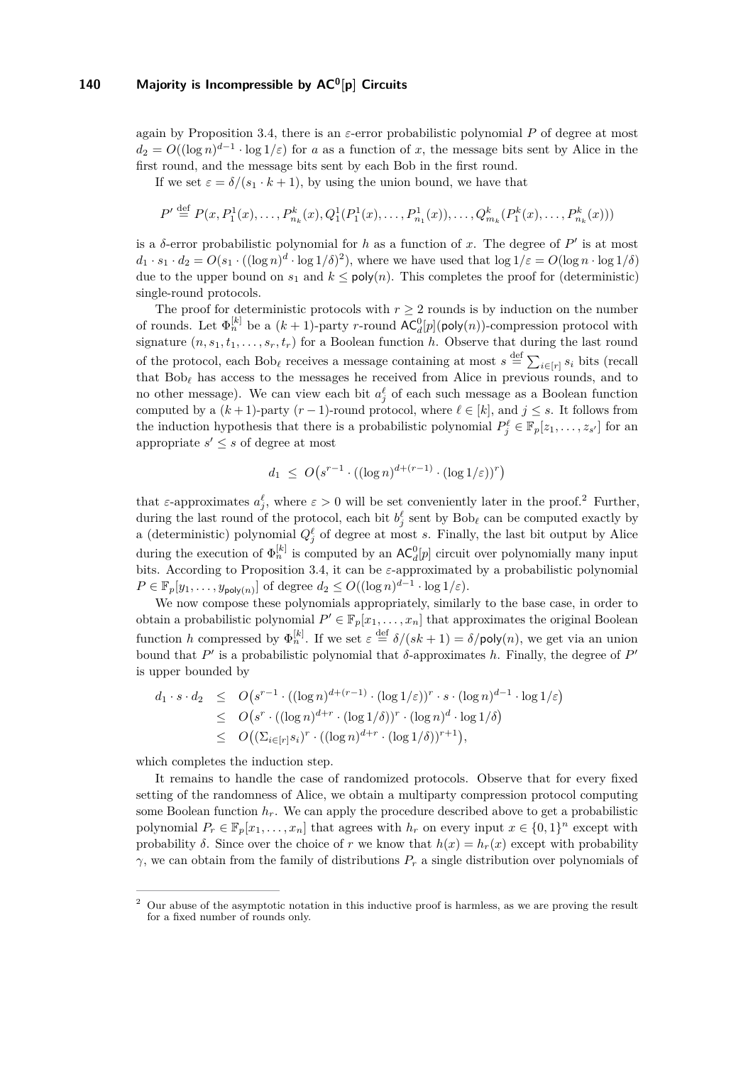again by Proposition 3.4, there is an $\varepsilon$-error probabilistic polynomial $P$ of degree at most $d_2 = O((\log n)^{d-1} \cdot \log 1/\varepsilon)$ for $a$ as a function of $x$, the message bits sent by Alice in the first round, and the message bits sent by each Bob in the first round.

If we set $\varepsilon = \delta/(s_1 \cdot k + 1)$, by using the union bound, we have that

$$P' \stackrel{\text{def}}{=} P(x, P_1^1(x), \ldots, P_{n_k}^k(x), Q_1^1(P_1^1(x), \ldots, P_{n_1}^1(x)), \ldots, Q_{m_k}^k(P_1^k(x), \ldots, P_{n_k}^k(x)))$$

is a $\delta$-error probabilistic polynomial for $h$ as a function of $x$. The degree of $P'$ is at most $d_1 \cdot s_1 \cdot d_2 = O(s_1 \cdot ((\log n)^d \cdot \log 1/\delta)^2)$, where we have used that $\log 1/\varepsilon = O(\log n \cdot \log 1/\delta)$ due to the upper bound on $s_1$ and $k \leq \mathsf{poly}(n)$. This completes the proof for (deterministic) single-round protocols.

The proof for deterministic protocols with $r \geq 2$ rounds is by induction on the number of rounds. Let $\Phi_n^{[k]}$ be a $(k+1)$-party $r$-round $\mathsf{AC}_d^0[p](\mathsf{poly}(n))$-compression protocol with signature $(n, s_1, t_1, \ldots, s_r, t_r)$ for a Boolean function $h$. Observe that during the last round of the protocol, each $\text{Bob}_\ell$ receives a message containing at most $s \stackrel{\text{def}}{=} \sum_{i \in [r]} s_i$ bits (recall that $\text{Bob}_\ell$ has access to the messages he received from Alice in previous rounds, and to no other message). We can view each bit $a_j^\ell$ of each such message as a Boolean function computed by a $(k+1)$-party $(r-1)$-round protocol, where $\ell \in [k]$, and $j \leq s$. It follows from the induction hypothesis that there is a probabilistic polynomial $P_j^\ell \in \mathbb{F}_p[z_1, \ldots, z_{s'}]$ for an appropriate $s' \leq s$ of degree at most

$$d_1 \;\leq\; O\big(s^{r-1} \cdot ((\log n)^{d+(r-1)} \cdot (\log 1/\varepsilon))^r\big)$$

that $\varepsilon$-approximates $a_j^\ell$, where $\varepsilon > 0$ will be set conveniently later in the proof.[2] Further, during the last round of the protocol, each bit $b_j^\ell$ sent by $\text{Bob}_\ell$ can be computed exactly by a (deterministic) polynomial $Q_j^\ell$ of degree at most $s$. Finally, the last bit output by Alice during the execution of $\Phi_n^{[k]}$ is computed by an $\mathsf{AC}_d^0[p]$ circuit over polynomially many input bits. According to Proposition 3.4, it can be $\varepsilon$-approximated by a probabilistic polynomial $P \in \mathbb{F}_p[y_1, \ldots, y_{\mathsf{poly}(n)}]$ of degree $d_2 \leq O((\log n)^{d-1} \cdot \log 1/\varepsilon)$.

We now compose these polynomials appropriately, similarly to the base case, in order to obtain a probabilistic polynomial $P' \in \mathbb{F}_p[x_1, \ldots, x_n]$ that approximates the original Boolean function $h$ compressed by $\Phi_n^{[k]}$. If we set $\varepsilon \stackrel{\text{def}}{=} \delta/(sk+1) = \delta/\mathsf{poly}(n)$, we get via an union bound that $P'$ is a probabilistic polynomial that $\delta$-approximates $h$. Finally, the degree of $P'$ is upper bounded by

$$\begin{aligned}
d_1 \cdot s \cdot d_2 &\leq O\big(s^{r-1} \cdot ((\log n)^{d+(r-1)} \cdot (\log 1/\varepsilon))^r \cdot s \cdot (\log n)^{d-1} \cdot \log 1/\varepsilon\big) \\
&\leq O\big(s^r \cdot ((\log n)^{d+r} \cdot (\log 1/\delta))^r \cdot (\log n)^d \cdot \log 1/\delta\big) \\
&\leq O\big((\Sigma_{i \in [r]} s_i)^r \cdot ((\log n)^{d+r} \cdot (\log 1/\delta))^{r+1}\big),
\end{aligned}$$

which completes the induction step.

It remains to handle the case of randomized protocols. Observe that for every fixed setting of the randomness of Alice, we obtain a multiparty compression protocol computing some Boolean function $h_r$. We can apply the procedure described above to get a probabilistic polynomial $P_r \in \mathbb{F}_p[x_1, \ldots, x_n]$ that agrees with $h_r$ on every input $x \in \{0,1\}^n$ except with probability $\delta$. Since over the choice of $r$ we know that $h(x) = h_r(x)$ except with probability $\gamma$, we can obtain from the family of distributions $P_r$ a single distribution over polynomials of

---

[2] Our abuse of the asymptotic notation in this inductive proof is harmless, as we are proving the result for a fixed number of rounds only.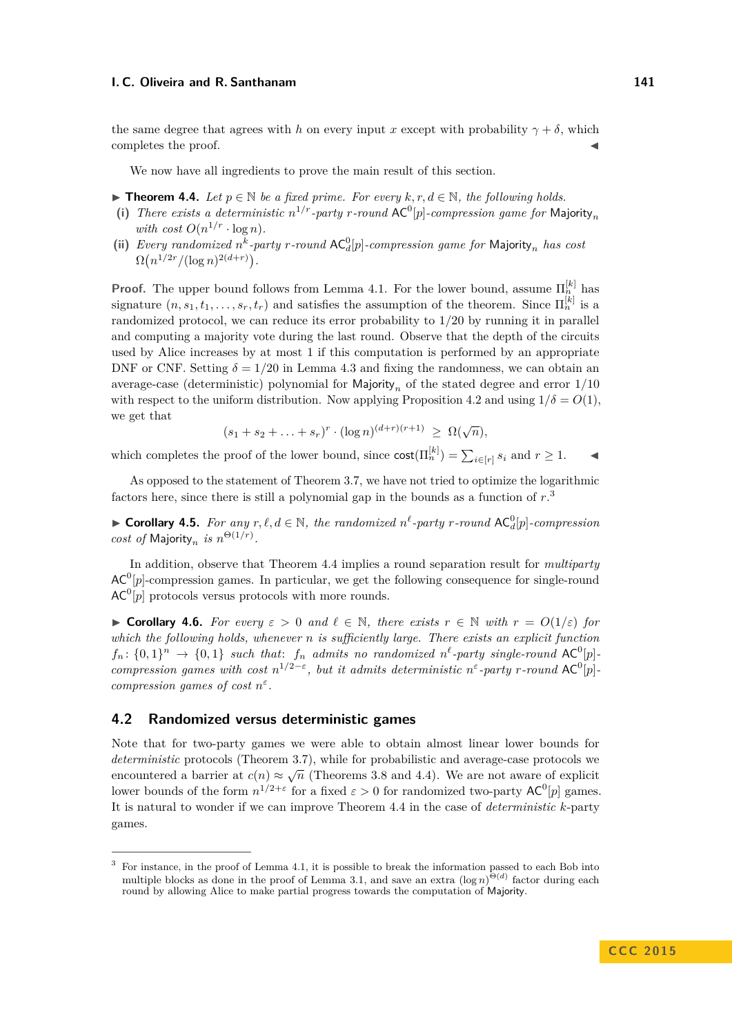the same degree that agrees with $h$ on every input $x$ except with probability $\gamma + \delta$, which completes the proof. ◀

We now have all ingredients to prove the main result of this section.

▶ **Theorem 4.4.** *Let $p \in \mathbb{N}$ be a fixed prime. For every $k, r, d \in \mathbb{N}$, the following holds.*

**(i)** *There exists a deterministic $n^{1/r}$-party $r$-round $\mathsf{AC}^0[p]$-compression game for $\mathsf{Majority}_n$ with cost $O(n^{1/r} \cdot \log n)$.*

**(ii)** *Every randomized $n^k$-party $r$-round $\mathsf{AC}^0_d[p]$-compression game for $\mathsf{Majority}_n$ has cost $\Omega\big(n^{1/2r}/(\log n)^{2(d+r)}\big)$.*

**Proof.** The upper bound follows from Lemma 4.1. For the lower bound, assume $\Pi_n^{[k]}$ has signature $(n, s_1, t_1, \ldots, s_r, t_r)$ and satisfies the assumption of the theorem. Since $\Pi_n^{[k]}$ is a randomized protocol, we can reduce its error probability to $1/20$ by running it in parallel and computing a majority vote during the last round. Observe that the depth of the circuits used by Alice increases by at most 1 if this computation is performed by an appropriate DNF or CNF. Setting $\delta = 1/20$ in Lemma 4.3 and fixing the randomness, we can obtain an average-case (deterministic) polynomial for $\mathsf{Majority}_n$ of the stated degree and error $1/10$ with respect to the uniform distribution. Now applying Proposition 4.2 and using $1/\delta = O(1)$, we get that

$$(s_1 + s_2 + \ldots + s_r)^r \cdot (\log n)^{(d+r)(r+1)} \;\geq\; \Omega(\sqrt{n}),$$

which completes the proof of the lower bound, since $\mathsf{cost}(\Pi_n^{[k]}) = \sum_{i \in [r]} s_i$ and $r \geq 1$. ◀

As opposed to the statement of Theorem 3.7, we have not tried to optimize the logarithmic factors here, since there is still a polynomial gap in the bounds as a function of $r$.[3]

▶ **Corollary 4.5.** *For any $r, \ell, d \in \mathbb{N}$, the randomized $n^\ell$-party $r$-round $\mathsf{AC}^0_d[p]$-compression cost of $\mathsf{Majority}_n$ is $n^{\Theta(1/r)}$.*

In addition, observe that Theorem 4.4 implies a round separation result for *multiparty* $\mathsf{AC}^0[p]$-compression games. In particular, we get the following consequence for single-round $\mathsf{AC}^0[p]$ protocols versus protocols with more rounds.

▶ **Corollary 4.6.** *For every $\varepsilon > 0$ and $\ell \in \mathbb{N}$, there exists $r \in \mathbb{N}$ with $r = O(1/\varepsilon)$ for which the following holds, whenever $n$ is sufficiently large. There exists an explicit function $f_n \colon \{0,1\}^n \to \{0,1\}$ such that: $f_n$ admits no randomized $n^\ell$-party single-round $\mathsf{AC}^0[p]$-compression games with cost $n^{1/2-\varepsilon}$, but it admits deterministic $n^\varepsilon$-party $r$-round $\mathsf{AC}^0[p]$-compression games of cost $n^\varepsilon$.*

## 4.2 Randomized versus deterministic games

Note that for two-party games we were able to obtain almost linear lower bounds for *deterministic* protocols (Theorem 3.7), while for probabilistic and average-case protocols we encountered a barrier at $c(n) \approx \sqrt{n}$ (Theorems 3.8 and 4.4). We are not aware of explicit lower bounds of the form $n^{1/2+\varepsilon}$ for a fixed $\varepsilon > 0$ for randomized two-party $\mathsf{AC}^0[p]$ games. It is natural to wonder if we can improve Theorem 4.4 in the case of *deterministic* $k$-party games.

---

[3] For instance, in the proof of Lemma 4.1, it is possible to break the information passed to each Bob into multiple blocks as done in the proof of Lemma 3.1, and save an extra $(\log n)^{\Theta(d)}$ factor during each round by allowing Alice to make partial progress towards the computation of $\mathsf{Majority}$.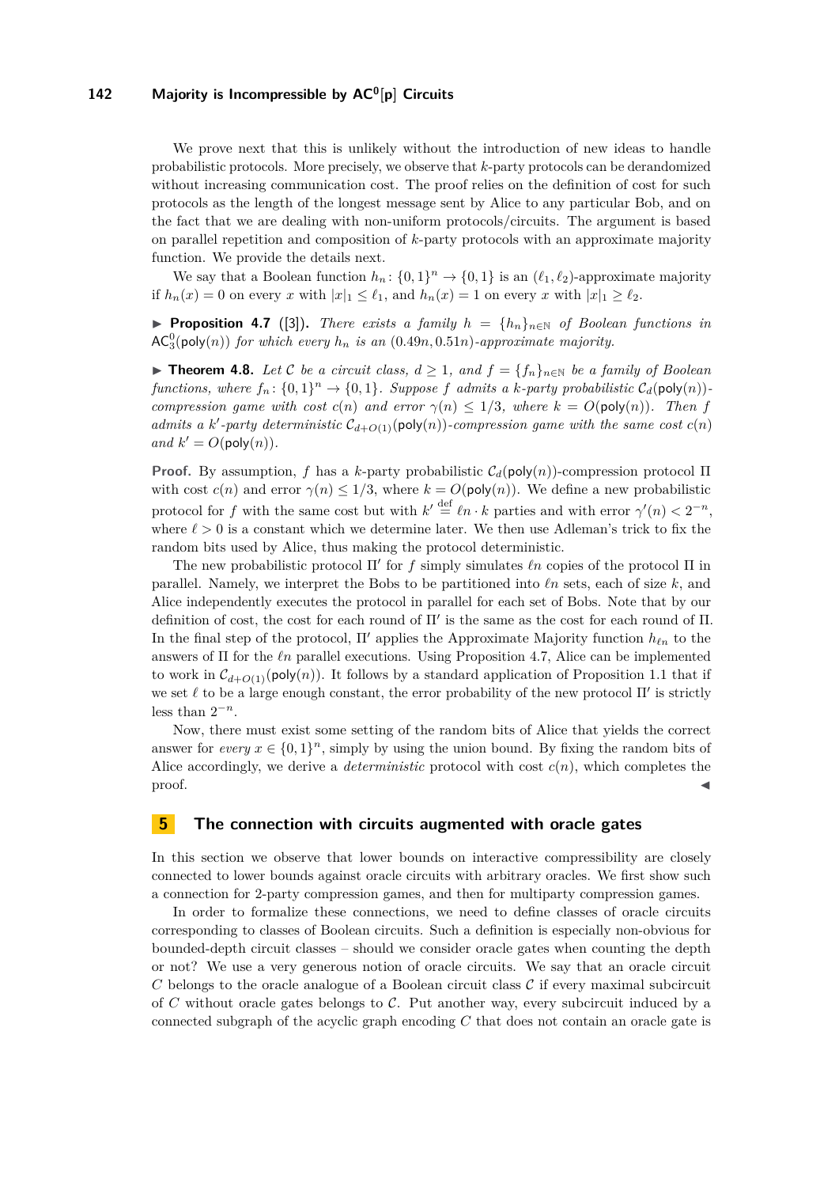We prove next that this is unlikely without the introduction of new ideas to handle probabilistic protocols. More precisely, we observe that $k$-party protocols can be derandomized without increasing communication cost. The proof relies on the definition of cost for such protocols as the length of the longest message sent by Alice to any particular Bob, and on the fact that we are dealing with non-uniform protocols/circuits. The argument is based on parallel repetition and composition of $k$-party protocols with an approximate majority function. We provide the details next.

We say that a Boolean function $h_n\colon \{0,1\}^n \to \{0,1\}$ is an $(\ell_1, \ell_2)$-approximate majority if $h_n(x) = 0$ on every $x$ with $|x|_1 \leq \ell_1$, and $h_n(x) = 1$ on every $x$ with $|x|_1 \geq \ell_2$.

▶ **Proposition 4.7** ([3]). *There exists a family $h = \{h_n\}_{n\in\mathbb{N}}$ of Boolean functions in $\mathsf{AC}^0_3(\mathsf{poly}(n))$ for which every $h_n$ is an $(0.49n, 0.51n)$-approximate majority.*

▶ **Theorem 4.8.** *Let $\mathcal{C}$ be a circuit class, $d \geq 1$, and $f = \{f_n\}_{n\in\mathbb{N}}$ be a family of Boolean functions, where $f_n\colon \{0,1\}^n \to \{0,1\}$. Suppose $f$ admits a $k$-party probabilistic $\mathcal{C}_d(\mathsf{poly}(n))$-compression game with cost $c(n)$ and error $\gamma(n) \leq 1/3$, where $k = O(\mathsf{poly}(n))$. Then $f$ admits a $k'$-party deterministic $\mathcal{C}_{d+O(1)}(\mathsf{poly}(n))$-compression game with the same cost $c(n)$ and $k' = O(\mathsf{poly}(n))$.*

**Proof.** By assumption, $f$ has a $k$-party probabilistic $\mathcal{C}_d(\mathsf{poly}(n))$-compression protocol $\Pi$ with cost $c(n)$ and error $\gamma(n) \leq 1/3$, where $k = O(\mathsf{poly}(n))$. We define a new probabilistic protocol for $f$ with the same cost but with $k' \stackrel{\text{def}}{=} \ell n \cdot k$ parties and with error $\gamma'(n) < 2^{-n}$, where $\ell > 0$ is a constant which we determine later. We then use Adleman's trick to fix the random bits used by Alice, thus making the protocol deterministic.

The new probabilistic protocol $\Pi'$ for $f$ simply simulates $\ell n$ copies of the protocol $\Pi$ in parallel. Namely, we interpret the Bobs to be partitioned into $\ell n$ sets, each of size $k$, and Alice independently executes the protocol in parallel for each set of Bobs. Note that by our definition of cost, the cost for each round of $\Pi'$ is the same as the cost for each round of $\Pi$. In the final step of the protocol, $\Pi'$ applies the Approximate Majority function $h_{\ell n}$ to the answers of $\Pi$ for the $\ell n$ parallel executions. Using Proposition 4.7, Alice can be implemented to work in $\mathcal{C}_{d+O(1)}(\mathsf{poly}(n))$. It follows by a standard application of Proposition 1.1 that if we set $\ell$ to be a large enough constant, the error probability of the new protocol $\Pi'$ is strictly less than $2^{-n}$.

Now, there must exist some setting of the random bits of Alice that yields the correct answer for *every* $x \in \{0,1\}^n$, simply by using the union bound. By fixing the random bits of Alice accordingly, we derive a *deterministic* protocol with cost $c(n)$, which completes the proof. ◀

## 5 The connection with circuits augmented with oracle gates

In this section we observe that lower bounds on interactive compressibility are closely connected to lower bounds against oracle circuits with arbitrary oracles. We first show such a connection for 2-party compression games, and then for multiparty compression games.

In order to formalize these connections, we need to define classes of oracle circuits corresponding to classes of Boolean circuits. Such a definition is especially non-obvious for bounded-depth circuit classes – should we consider oracle gates when counting the depth or not? We use a very generous notion of oracle circuits. We say that an oracle circuit $C$ belongs to the oracle analogue of a Boolean circuit class $\mathcal{C}$ if every maximal subcircuit of $C$ without oracle gates belongs to $\mathcal{C}$. Put another way, every subcircuit induced by a connected subgraph of the acyclic graph encoding $C$ that does not contain an oracle gate is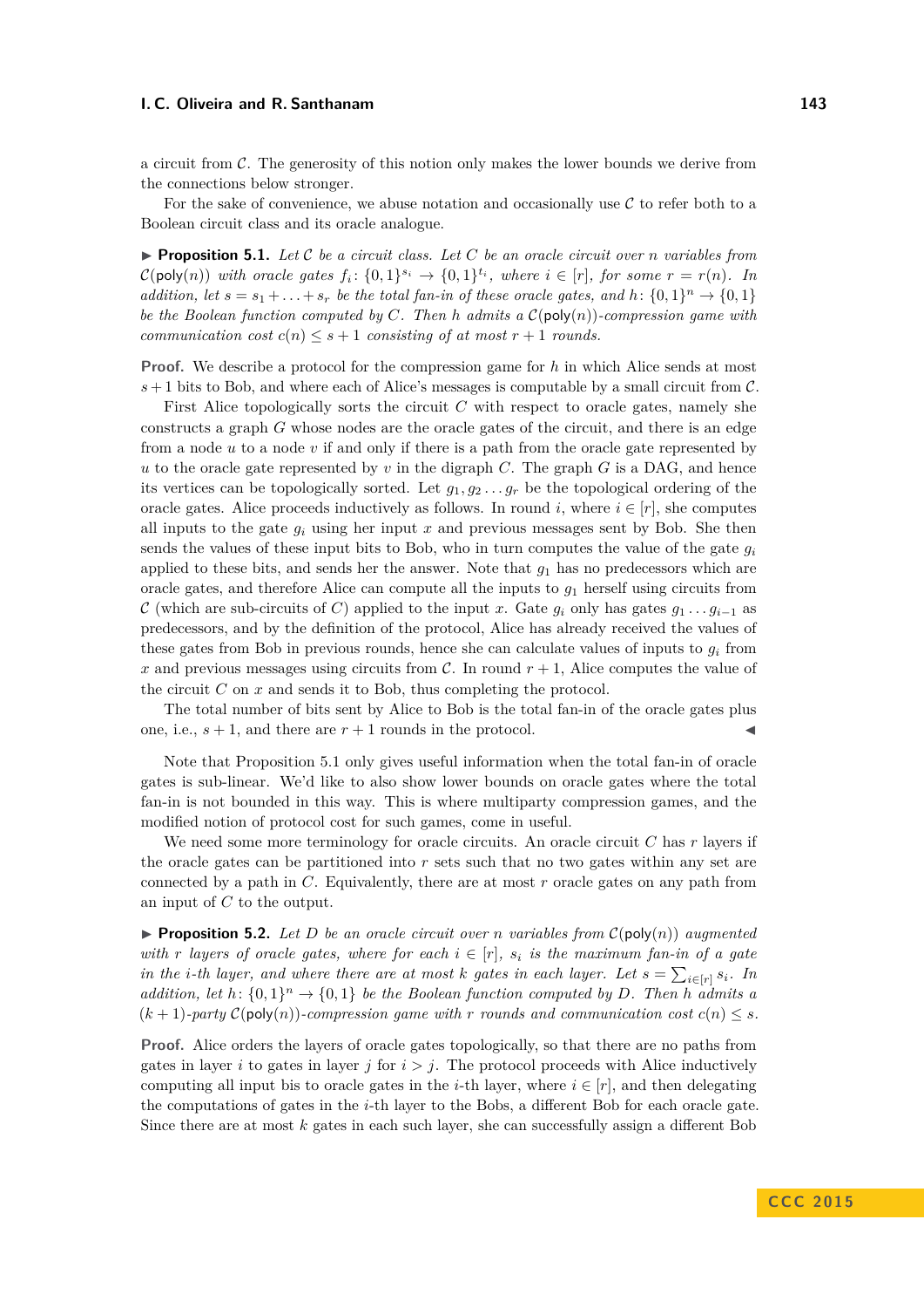a circuit from $\mathcal{C}$. The generosity of this notion only makes the lower bounds we derive from the connections below stronger.

For the sake of convenience, we abuse notation and occasionally use $\mathcal{C}$ to refer both to a Boolean circuit class and its oracle analogue.

▶ **Proposition 5.1.** *Let $\mathcal{C}$ be a circuit class. Let $C$ be an oracle circuit over $n$ variables from $\mathcal{C}(\mathsf{poly}(n))$ with oracle gates $f_i \colon \{0,1\}^{s_i} \to \{0,1\}^{t_i}$, where $i \in [r]$, for some $r = r(n)$. In addition, let $s = s_1 + \ldots + s_r$ be the total fan-in of these oracle gates, and $h \colon \{0,1\}^n \to \{0,1\}$ be the Boolean function computed by $C$. Then $h$ admits a $\mathcal{C}(\mathsf{poly}(n))$-compression game with communication cost $c(n) \leq s + 1$ consisting of at most $r+1$ rounds.*

**Proof.** We describe a protocol for the compression game for $h$ in which Alice sends at most $s+1$ bits to Bob, and where each of Alice's messages is computable by a small circuit from $\mathcal{C}$.

First Alice topologically sorts the circuit $C$ with respect to oracle gates, namely she constructs a graph $G$ whose nodes are the oracle gates of the circuit, and there is an edge from a node $u$ to a node $v$ if and only if there is a path from the oracle gate represented by $u$ to the oracle gate represented by $v$ in the digraph $C$. The graph $G$ is a DAG, and hence its vertices can be topologically sorted. Let $g_1, g_2 \ldots g_r$ be the topological ordering of the oracle gates. Alice proceeds inductively as follows. In round $i$, where $i \in [r]$, she computes all inputs to the gate $g_i$ using her input $x$ and previous messages sent by Bob. She then sends the values of these input bits to Bob, who in turn computes the value of the gate $g_i$ applied to these bits, and sends her the answer. Note that $g_1$ has no predecessors which are oracle gates, and therefore Alice can compute all the inputs to $g_1$ herself using circuits from $\mathcal{C}$ (which are sub-circuits of $C$) applied to the input $x$. Gate $g_i$ only has gates $g_1 \ldots g_{i-1}$ as predecessors, and by the definition of the protocol, Alice has already received the values of these gates from Bob in previous rounds, hence she can calculate values of inputs to $g_i$ from $x$ and previous messages using circuits from $\mathcal{C}$. In round $r+1$, Alice computes the value of the circuit $C$ on $x$ and sends it to Bob, thus completing the protocol.

The total number of bits sent by Alice to Bob is the total fan-in of the oracle gates plus one, i.e., $s+1$, and there are $r+1$ rounds in the protocol. ◀

Note that Proposition 5.1 only gives useful information when the total fan-in of oracle gates is sub-linear. We'd like to also show lower bounds on oracle gates where the total fan-in is not bounded in this way. This is where multiparty compression games, and the modified notion of protocol cost for such games, come in useful.

We need some more terminology for oracle circuits. An oracle circuit $C$ has $r$ layers if the oracle gates can be partitioned into $r$ sets such that no two gates within any set are connected by a path in $C$. Equivalently, there are at most $r$ oracle gates on any path from an input of $C$ to the output.

▶ **Proposition 5.2.** *Let $D$ be an oracle circuit over $n$ variables from $\mathcal{C}(\mathsf{poly}(n))$ augmented with $r$ layers of oracle gates, where for each $i \in [r]$, $s_i$ is the maximum fan-in of a gate in the $i$-th layer, and where there are at most $k$ gates in each layer. Let $s = \sum_{i \in [r]} s_i$. In addition, let $h \colon \{0,1\}^n \to \{0,1\}$ be the Boolean function computed by $D$. Then $h$ admits a $(k+1)$-party $\mathcal{C}(\mathsf{poly}(n))$-compression game with $r$ rounds and communication cost $c(n) \leq s$.*

**Proof.** Alice orders the layers of oracle gates topologically, so that there are no paths from gates in layer $i$ to gates in layer $j$ for $i > j$. The protocol proceeds with Alice inductively computing all input bis to oracle gates in the $i$-th layer, where $i \in [r]$, and then delegating the computations of gates in the $i$-th layer to the Bobs, a different Bob for each oracle gate. Since there are at most $k$ gates in each such layer, she can successfully assign a different Bob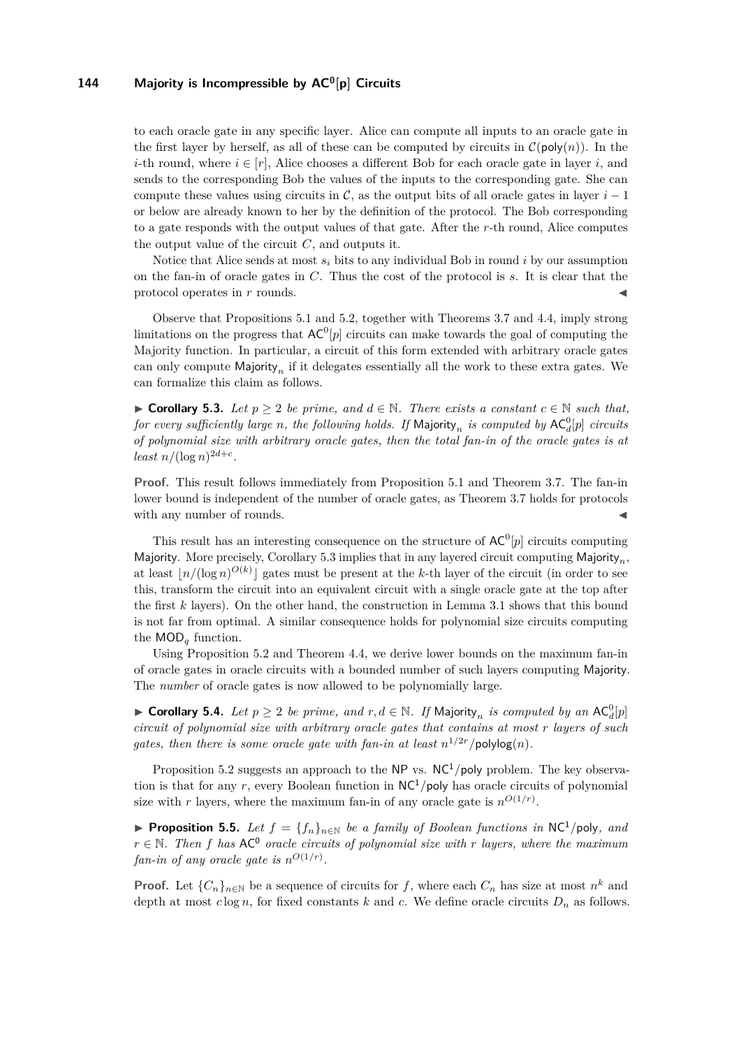to each oracle gate in any specific layer. Alice can compute all inputs to an oracle gate in the first layer by herself, as all of these can be computed by circuits in $\mathcal{C}(\mathsf{poly}(n))$. In the $i$-th round, where $i \in [r]$, Alice chooses a different Bob for each oracle gate in layer $i$, and sends to the corresponding Bob the values of the inputs to the corresponding gate. She can compute these values using circuits in $\mathcal{C}$, as the output bits of all oracle gates in layer $i-1$ or below are already known to her by the definition of the protocol. The Bob corresponding to a gate responds with the output values of that gate. After the $r$-th round, Alice computes the output value of the circuit $C$, and outputs it.

Notice that Alice sends at most $s_i$ bits to any individual Bob in round $i$ by our assumption on the fan-in of oracle gates in $C$. Thus the cost of the protocol is $s$. It is clear that the protocol operates in $r$ rounds. ◀

Observe that Propositions 5.1 and 5.2, together with Theorems 3.7 and 4.4, imply strong limitations on the progress that $\mathsf{AC}^0[p]$ circuits can make towards the goal of computing the Majority function. In particular, a circuit of this form extended with arbitrary oracle gates can only compute $\mathsf{Majority}_n$ if it delegates essentially all the work to these extra gates. We can formalize this claim as follows.

▶ **Corollary 5.3.** *Let $p \geq 2$ be prime, and $d \in \mathbb{N}$. There exists a constant $c \in \mathbb{N}$ such that, for every sufficiently large $n$, the following holds. If $\mathsf{Majority}_n$ is computed by $\mathsf{AC}^0_d[p]$ circuits of polynomial size with arbitrary oracle gates, then the total fan-in of the oracle gates is at least $n/(\log n)^{2d+c}$.*

**Proof.** This result follows immediately from Proposition 5.1 and Theorem 3.7. The fan-in lower bound is independent of the number of oracle gates, as Theorem 3.7 holds for protocols with any number of rounds. ◀

This result has an interesting consequence on the structure of $\mathsf{AC}^0[p]$ circuits computing Majority. More precisely, Corollary 5.3 implies that in any layered circuit computing $\mathsf{Majority}_n$, at least $\lfloor n/(\log n)^{O(k)} \rfloor$ gates must be present at the $k$-th layer of the circuit (in order to see this, transform the circuit into an equivalent circuit with a single oracle gate at the top after the first $k$ layers). On the other hand, the construction in Lemma 3.1 shows that this bound is not far from optimal. A similar consequence holds for polynomial size circuits computing the $\mathsf{MOD}_q$ function.

Using Proposition 5.2 and Theorem 4.4, we derive lower bounds on the maximum fan-in of oracle gates in oracle circuits with a bounded number of such layers computing Majority. The *number* of oracle gates is now allowed to be polynomially large.

▶ **Corollary 5.4.** *Let $p \geq 2$ be prime, and $r, d \in \mathbb{N}$. If $\mathsf{Majority}_n$ is computed by an $\mathsf{AC}^0_d[p]$ circuit of polynomial size with arbitrary oracle gates that contains at most $r$ layers of such gates, then there is some oracle gate with fan-in at least $n^{1/2r}/\mathsf{polylog}(n)$.*

Proposition 5.2 suggests an approach to the NP vs. $\mathsf{NC}^1/\mathsf{poly}$ problem. The key observation is that for any $r$, every Boolean function in $\mathsf{NC}^1/\mathsf{poly}$ has oracle circuits of polynomial size with $r$ layers, where the maximum fan-in of any oracle gate is $n^{O(1/r)}$.

▶ **Proposition 5.5.** *Let $f = \{f_n\}_{n \in \mathbb{N}}$ be a family of Boolean functions in $\mathsf{NC}^1/\mathsf{poly}$, and $r \in \mathbb{N}$. Then $f$ has $\mathsf{AC}^0$ oracle circuits of polynomial size with $r$ layers, where the maximum fan-in of any oracle gate is $n^{O(1/r)}$.*

**Proof.** Let $\{C_n\}_{n \in \mathbb{N}}$ be a sequence of circuits for $f$, where each $C_n$ has size at most $n^k$ and depth at most $c \log n$, for fixed constants $k$ and $c$. We define oracle circuits $D_n$ as follows.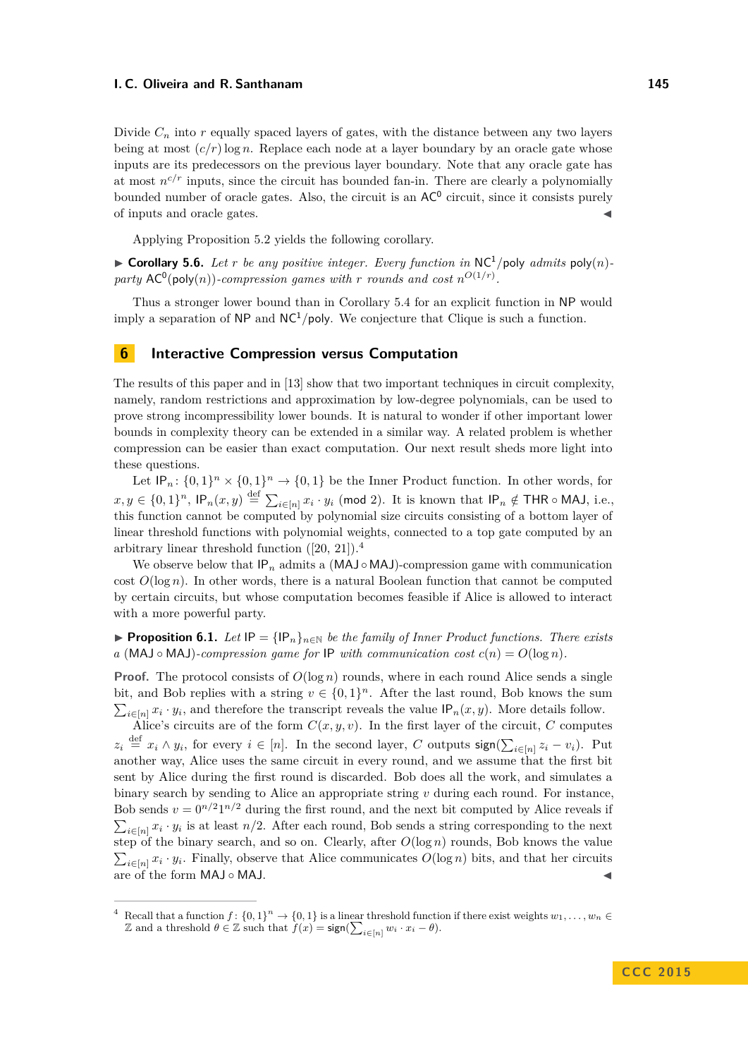Divide $C_n$ into $r$ equally spaced layers of gates, with the distance between any two layers being at most $(c/r)\log n$. Replace each node at a layer boundary by an oracle gate whose inputs are its predecessors on the previous layer boundary. Note that any oracle gate has at most $n^{c/r}$ inputs, since the circuit has bounded fan-in. There are clearly a polynomially bounded number of oracle gates. Also, the circuit is an $\mathsf{AC}^0$ circuit, since it consists purely of inputs and oracle gates. ◀

Applying Proposition 5.2 yields the following corollary.

▶ **Corollary 5.6.** *Let $r$ be any positive integer. Every function in $\mathsf{NC}^1/\mathsf{poly}$ admits $\mathsf{poly}(n)$-party $\mathsf{AC}^0(\mathsf{poly}(n))$-compression games with $r$ rounds and cost $n^{O(1/r)}$.*

Thus a stronger lower bound than in Corollary 5.4 for an explicit function in $\mathsf{NP}$ would imply a separation of $\mathsf{NP}$ and $\mathsf{NC}^1/\mathsf{poly}$. We conjecture that Clique is such a function.

## 6 Interactive Compression versus Computation

The results of this paper and in [13] show that two important techniques in circuit complexity, namely, random restrictions and approximation by low-degree polynomials, can be used to prove strong incompressibility lower bounds. It is natural to wonder if other important lower bounds in complexity theory can be extended in a similar way. A related problem is whether compression can be easier than exact computation. Our next result sheds more light into these questions.

Let $\mathsf{IP}_n \colon \{0,1\}^n \times \{0,1\}^n \to \{0,1\}$ be the Inner Product function. In other words, for $x, y \in \{0,1\}^n$, $\mathsf{IP}_n(x,y) \stackrel{\text{def}}{=} \sum_{i\in[n]} x_i \cdot y_i \pmod 2$. It is known that $\mathsf{IP}_n \notin \mathsf{THR} \circ \mathsf{MAJ}$, i.e., this function cannot be computed by polynomial size circuits consisting of a bottom layer of linear threshold functions with polynomial weights, connected to a top gate computed by an arbitrary linear threshold function ([20, 21]).[4]

We observe below that $\mathsf{IP}_n$ admits a $(\mathsf{MAJ} \circ \mathsf{MAJ})$-compression game with communication cost $O(\log n)$. In other words, there is a natural Boolean function that cannot be computed by certain circuits, but whose computation becomes feasible if Alice is allowed to interact with a more powerful party.

▶ **Proposition 6.1.** *Let $\mathsf{IP} = \{\mathsf{IP}_n\}_{n\in\mathbb{N}}$ be the family of Inner Product functions. There exists a $(\mathsf{MAJ} \circ \mathsf{MAJ})$-compression game for $\mathsf{IP}$ with communication cost $c(n) = O(\log n)$.*

**Proof.** The protocol consists of $O(\log n)$ rounds, where in each round Alice sends a single bit, and Bob replies with a string $v \in \{0,1\}^n$. After the last round, Bob knows the sum $\sum_{i\in[n]} x_i \cdot y_i$, and therefore the transcript reveals the value $\mathsf{IP}_n(x,y)$. More details follow.

Alice's circuits are of the form $C(x,y,v)$. In the first layer of the circuit, $C$ computes $z_i \stackrel{\text{def}}{=} x_i \wedge y_i$, for every $i \in [n]$. In the second layer, $C$ outputs $\mathsf{sign}(\sum_{i\in[n]} z_i - v_i)$. Put another way, Alice uses the same circuit in every round, and we assume that the first bit sent by Alice during the first round is discarded. Bob does all the work, and simulates a binary search by sending to Alice an appropriate string $v$ during each round. For instance, Bob sends $v = 0^{n/2}1^{n/2}$ during the first round, and the next bit computed by Alice reveals if $\sum_{i\in[n]} x_i \cdot y_i$ is at least $n/2$. After each round, Bob sends a string corresponding to the next step of the binary search, and so on. Clearly, after $O(\log n)$ rounds, Bob knows the value $\sum_{i\in[n]} x_i \cdot y_i$. Finally, observe that Alice communicates $O(\log n)$ bits, and that her circuits are of the form $\mathsf{MAJ} \circ \mathsf{MAJ}$. ◀

---

[4] Recall that a function $f \colon \{0,1\}^n \to \{0,1\}$ is a linear threshold function if there exist weights $w_1, \ldots, w_n \in \mathbb{Z}$ and a threshold $\theta \in \mathbb{Z}$ such that $f(x) = \mathsf{sign}(\sum_{i\in[n]} w_i \cdot x_i - \theta)$.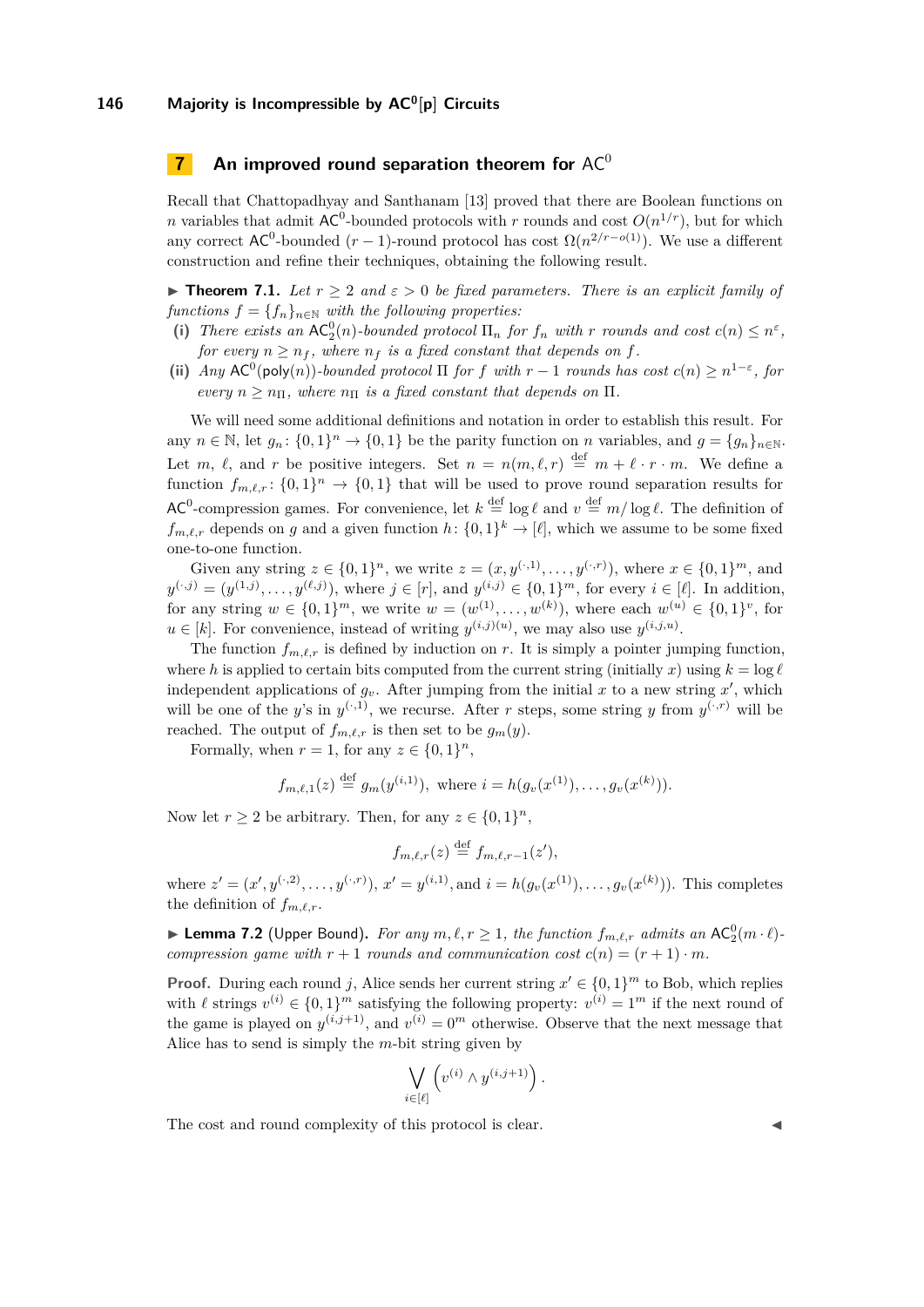## 7 An improved round separation theorem for $\mathsf{AC}^0$

Recall that Chattopadhyay and Santhanam [13] proved that there are Boolean functions on $n$ variables that admit $\mathsf{AC}^0$-bounded protocols with $r$ rounds and cost $O(n^{1/r})$, but for which any correct $\mathsf{AC}^0$-bounded $(r-1)$-round protocol has cost $\Omega(n^{2/r-o(1)})$. We use a different construction and refine their techniques, obtaining the following result.

▶ **Theorem 7.1.** *Let $r \geq 2$ and $\varepsilon > 0$ be fixed parameters. There is an explicit family of functions $f = \{f_n\}_{n\in\mathbb{N}}$ with the following properties:*

**(i)** *There exists an $\mathsf{AC}^0_2(n)$-bounded protocol $\Pi_n$ for $f_n$ with $r$ rounds and cost $c(n) \leq n^{\varepsilon}$, for every $n \geq n_f$, where $n_f$ is a fixed constant that depends on $f$.*

**(ii)** *Any $\mathsf{AC}^0(\mathsf{poly}(n))$-bounded protocol $\Pi$ for $f$ with $r-1$ rounds has cost $c(n) \geq n^{1-\varepsilon}$, for every $n \geq n_\Pi$, where $n_\Pi$ is a fixed constant that depends on $\Pi$.*

We will need some additional definitions and notation in order to establish this result. For any $n \in \mathbb{N}$, let $g_n \colon \{0,1\}^n \to \{0,1\}$ be the parity function on $n$ variables, and $g = \{g_n\}_{n\in\mathbb{N}}$. Let $m$, $\ell$, and $r$ be positive integers. Set $n = n(m,\ell,r) \stackrel{\text{def}}{=} m + \ell \cdot r \cdot m$. We define a function $f_{m,\ell,r} \colon \{0,1\}^n \to \{0,1\}$ that will be used to prove round separation results for $\mathsf{AC}^0$-compression games. For convenience, let $k \stackrel{\text{def}}{=} \log \ell$ and $v \stackrel{\text{def}}{=} m/\log \ell$. The definition of $f_{m,\ell,r}$ depends on $g$ and a given function $h \colon \{0,1\}^k \to [\ell]$, which we assume to be some fixed one-to-one function.

Given any string $z \in \{0,1\}^n$, we write $z = (x, y^{(\cdot,1)}, \ldots, y^{(\cdot,r)})$, where $x \in \{0,1\}^m$, and $y^{(\cdot,j)} = (y^{(1,j)}, \ldots, y^{(\ell,j)})$, where $j \in [r]$, and $y^{(i,j)} \in \{0,1\}^m$, for every $i \in [\ell]$. In addition, for any string $w \in \{0,1\}^m$, we write $w = (w^{(1)}, \ldots, w^{(k)})$, where each $w^{(u)} \in \{0,1\}^v$, for $u \in [k]$. For convenience, instead of writing $y^{(i,j)(u)}$, we may also use $y^{(i,j,u)}$.

The function $f_{m,\ell,r}$ is defined by induction on $r$. It is simply a pointer jumping function, where $h$ is applied to certain bits computed from the current string (initially $x$) using $k = \log \ell$ independent applications of $g_v$. After jumping from the initial $x$ to a new string $x'$, which will be one of the $y$'s in $y^{(\cdot,1)}$, we recurse. After $r$ steps, some string $y$ from $y^{(\cdot,r)}$ will be reached. The output of $f_{m,\ell,r}$ is then set to be $g_m(y)$.

Formally, when $r = 1$, for any $z \in \{0,1\}^n$,

$$f_{m,\ell,1}(z) \stackrel{\text{def}}{=} g_m(y^{(i,1)}), \text{ where } i = h(g_v(x^{(1)}), \ldots, g_v(x^{(k)})).$$

Now let $r \geq 2$ be arbitrary. Then, for any $z \in \{0,1\}^n$,

$$f_{m,\ell,r}(z) \stackrel{\text{def}}{=} f_{m,\ell,r-1}(z'),$$

where $z' = (x', y^{(\cdot,2)}, \ldots, y^{(\cdot,r)})$, $x' = y^{(i,1)}$, and $i = h(g_v(x^{(1)}), \ldots, g_v(x^{(k)}))$. This completes the definition of $f_{m,\ell,r}$.

▶ **Lemma 7.2** (Upper Bound). *For any $m, \ell, r \geq 1$, the function $f_{m,\ell,r}$ admits an $\mathsf{AC}^0_2(m \cdot \ell)$-compression game with $r+1$ rounds and communication cost $c(n) = (r+1) \cdot m$.*

**Proof.** During each round $j$, Alice sends her current string $x' \in \{0,1\}^m$ to Bob, which replies with $\ell$ strings $v^{(i)} \in \{0,1\}^m$ satisfying the following property: $v^{(i)} = 1^m$ if the next round of the game is played on $y^{(i,j+1)}$, and $v^{(i)} = 0^m$ otherwise. Observe that the next message that Alice has to send is simply the $m$-bit string given by

$$\bigvee_{i\in[\ell]} \left(v^{(i)} \wedge y^{(i,j+1)}\right).$$

The cost and round complexity of this protocol is clear. ◀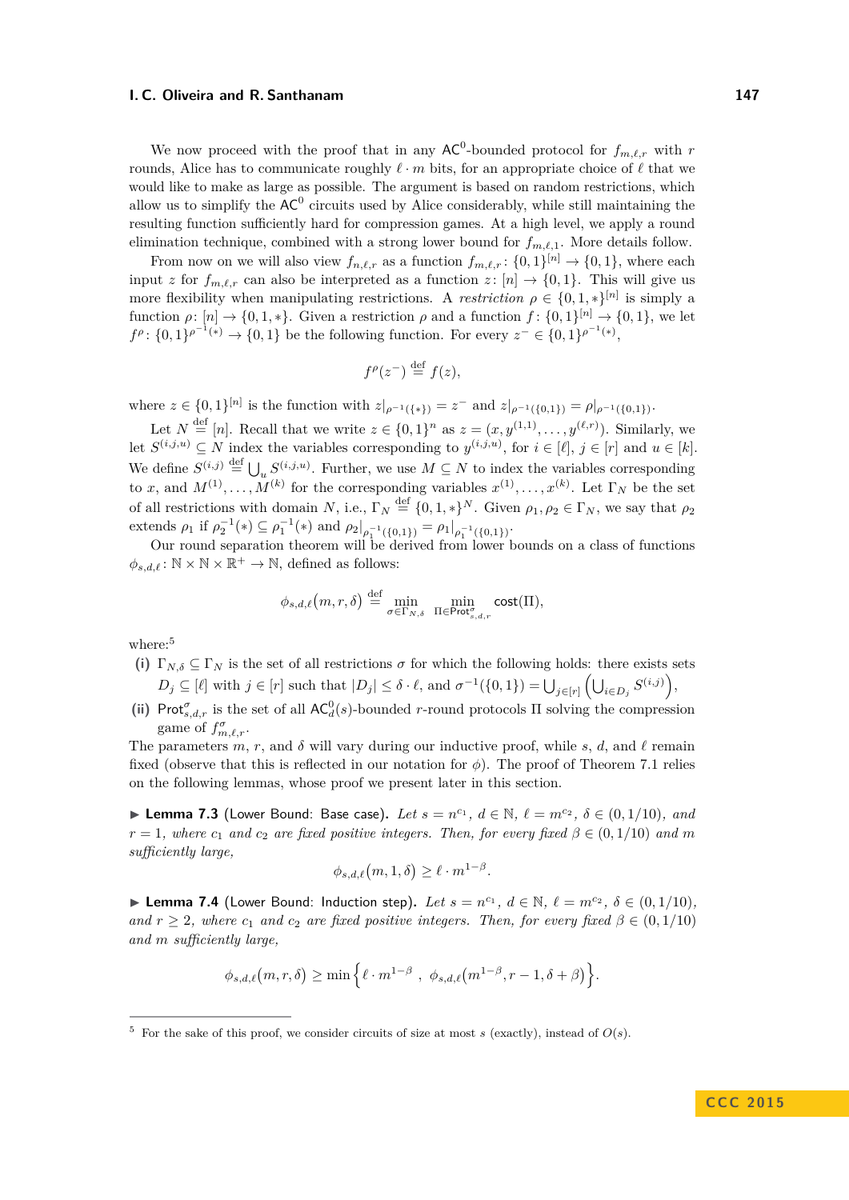We now proceed with the proof that in any $\mathsf{AC}^0$-bounded protocol for $f_{m,\ell,r}$ with $r$ rounds, Alice has to communicate roughly $\ell \cdot m$ bits, for an appropriate choice of $\ell$ that we would like to make as large as possible. The argument is based on random restrictions, which allow us to simplify the $\mathsf{AC}^0$ circuits used by Alice considerably, while still maintaining the resulting function sufficiently hard for compression games. At a high level, we apply a round elimination technique, combined with a strong lower bound for $f_{m,\ell,1}$. More details follow.

From now on we will also view $f_{n,\ell,r}$ as a function $f_{m,\ell,r}\colon \{0,1\}^{[n]} \to \{0,1\}$, where each input $z$ for $f_{m,\ell,r}$ can also be interpreted as a function $z\colon [n] \to \{0,1\}$. This will give us more flexibility when manipulating restrictions. A *restriction* $\rho \in \{0,1,*\}^{[n]}$ is simply a function $\rho\colon [n] \to \{0,1,*\}$. Given a restriction $\rho$ and a function $f\colon \{0,1\}^{[n]} \to \{0,1\}$, we let $f^\rho\colon \{0,1\}^{\rho^{-1}(*)} \to \{0,1\}$ be the following function. For every $z^- \in \{0,1\}^{\rho^{-1}(*)}$,

$$f^\rho(z^-) \stackrel{\text{def}}{=} f(z),$$

where $z \in \{0,1\}^{[n]}$ is the function with $z|_{\rho^{-1}(\{*\})} = z^-$ and $z|_{\rho^{-1}(\{0,1\})} = \rho|_{\rho^{-1}(\{0,1\})}$.

Let $N \stackrel{\text{def}}{=} [n]$. Recall that we write $z \in \{0,1\}^n$ as $z = (x, y^{(1,1)}, \ldots, y^{(\ell,r)})$. Similarly, we let $S^{(i,j,u)} \subseteq N$ index the variables corresponding to $y^{(i,j,u)}$, for $i \in [\ell]$, $j \in [r]$ and $u \in [k]$. We define $S^{(i,j)} \stackrel{\text{def}}{=} \bigcup_u S^{(i,j,u)}$. Further, we use $M \subseteq N$ to index the variables corresponding to $x$, and $M^{(1)}, \ldots, M^{(k)}$ for the corresponding variables $x^{(1)}, \ldots, x^{(k)}$. Let $\Gamma_N$ be the set of all restrictions with domain $N$, i.e., $\Gamma_N \stackrel{\text{def}}{=} \{0,1,*\}^N$. Given $\rho_1, \rho_2 \in \Gamma_N$, we say that $\rho_2$ extends $\rho_1$ if $\rho_2^{-1}(*) \subseteq \rho_1^{-1}(*)$ and $\rho_2|_{\rho_1^{-1}(\{0,1\})} = \rho_1|_{\rho_1^{-1}(\{0,1\})}$.

Our round separation theorem will be derived from lower bounds on a class of functions $\phi_{s,d,\ell}\colon \mathbb{N} \times \mathbb{N} \times \mathbb{R}^+ \to \mathbb{N}$, defined as follows:

$$\phi_{s,d,\ell}(m,r,\delta) \stackrel{\text{def}}{=} \min_{\sigma \in \Gamma_{N,\delta}} \; \min_{\Pi \in \mathsf{Prot}^\sigma_{s,d,r}} \mathsf{cost}(\Pi),$$

where:[5]

**(i)** $\Gamma_{N,\delta} \subseteq \Gamma_N$ is the set of all restrictions $\sigma$ for which the following holds: there exists sets $D_j \subseteq [\ell]$ with $j \in [r]$ such that $|D_j| \leq \delta \cdot \ell$, and $\sigma^{-1}(\{0,1\}) = \bigcup_{j \in [r]} \left( \bigcup_{i \in D_j} S^{(i,j)} \right)$,

**(ii)** $\mathsf{Prot}^\sigma_{s,d,r}$ is the set of all $\mathsf{AC}^0_d(s)$-bounded $r$-round protocols $\Pi$ solving the compression game of $f^\sigma_{m,\ell,r}$.

The parameters $m$, $r$, and $\delta$ will vary during our inductive proof, while $s$, $d$, and $\ell$ remain fixed (observe that this is reflected in our notation for $\phi$). The proof of Theorem 7.1 relies on the following lemmas, whose proof we present later in this section.

▶ **Lemma 7.3** (Lower Bound: Base case). *Let $s = n^{c_1}$, $d \in \mathbb{N}$, $\ell = m^{c_2}$, $\delta \in (0, 1/10)$, and $r = 1$, where $c_1$ and $c_2$ are fixed positive integers. Then, for every fixed $\beta \in (0, 1/10)$ and $m$ sufficiently large,*

$$\phi_{s,d,\ell}(m, 1, \delta) \geq \ell \cdot m^{1-\beta}.$$

▶ **Lemma 7.4** (Lower Bound: Induction step). *Let $s = n^{c_1}$, $d \in \mathbb{N}$, $\ell = m^{c_2}$, $\delta \in (0, 1/10)$, and $r \geq 2$, where $c_1$ and $c_2$ are fixed positive integers. Then, for every fixed $\beta \in (0, 1/10)$ and $m$ sufficiently large,*

$$\phi_{s,d,\ell}(m, r, \delta) \geq \min\left\{ \ell \cdot m^{1-\beta} \;,\; \phi_{s,d,\ell}(m^{1-\beta}, r-1, \delta + \beta) \right\}.$$

---

[5] For the sake of this proof, we consider circuits of size at most $s$ (exactly), instead of $O(s)$.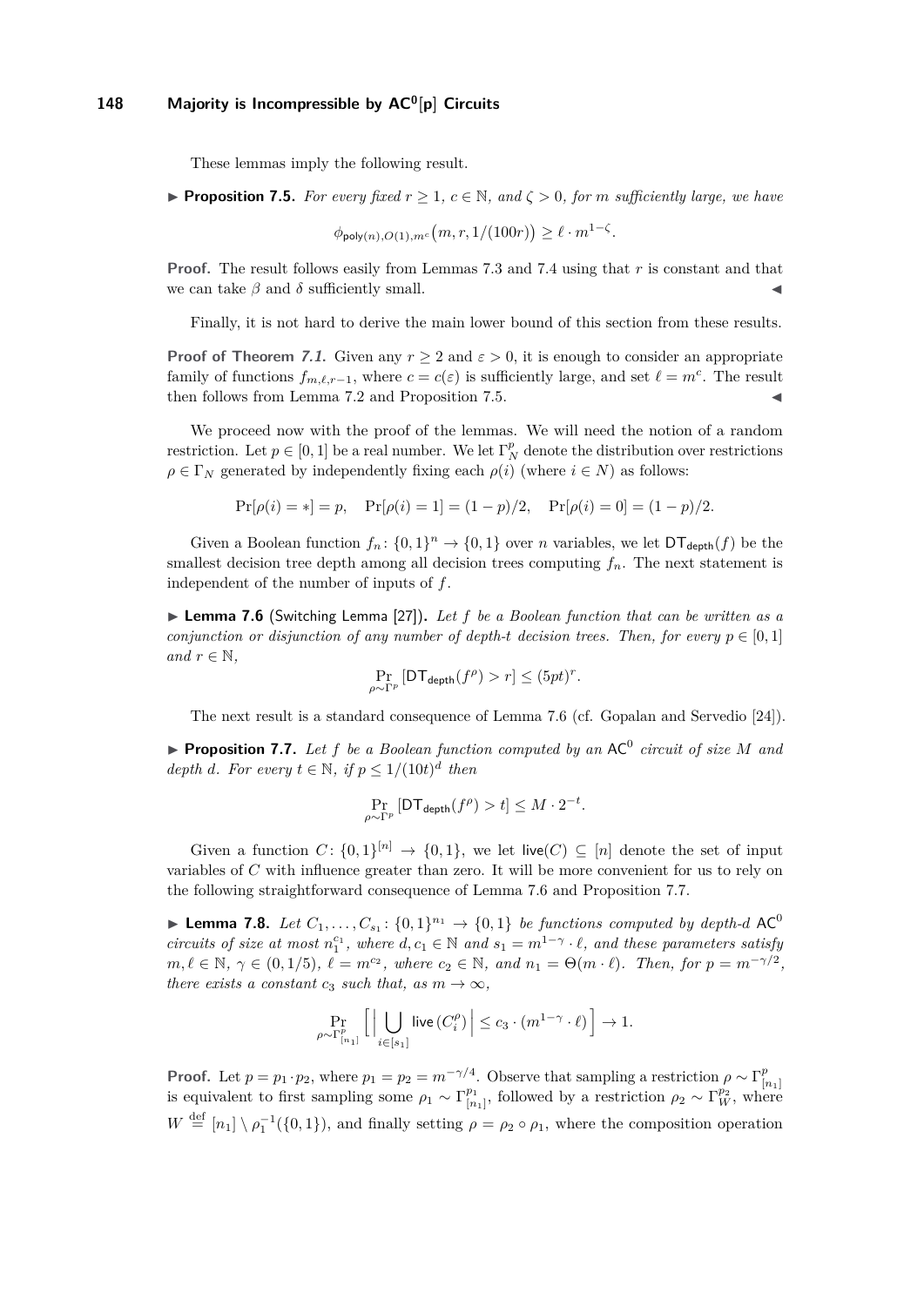These lemmas imply the following result.

▶ **Proposition 7.5.** *For every fixed $r \geq 1$, $c \in \mathbb{N}$, and $\zeta > 0$, for $m$ sufficiently large, we have*

$$\phi_{\mathsf{poly}(n),O(1),m^c}\big(m, r, 1/(100r)\big) \geq \ell \cdot m^{1-\zeta}.$$

**Proof.** The result follows easily from Lemmas 7.3 and 7.4 using that $r$ is constant and that we can take $\beta$ and $\delta$ sufficiently small. ◀

Finally, it is not hard to derive the main lower bound of this section from these results.

**Proof of Theorem *7.1*.** Given any $r \geq 2$ and $\varepsilon > 0$, it is enough to consider an appropriate family of functions $f_{m,\ell,r-1}$, where $c = c(\varepsilon)$ is sufficiently large, and set $\ell = m^c$. The result then follows from Lemma 7.2 and Proposition 7.5. ◀

We proceed now with the proof of the lemmas. We will need the notion of a random restriction. Let $p \in [0,1]$ be a real number. We let $\Gamma^p_N$ denote the distribution over restrictions $\rho \in \Gamma_N$ generated by independently fixing each $\rho(i)$ (where $i \in N$) as follows:

$$\Pr[\rho(i) = *] = p, \quad \Pr[\rho(i) = 1] = (1-p)/2, \quad \Pr[\rho(i) = 0] = (1-p)/2.$$

Given a Boolean function $f_n \colon \{0,1\}^n \to \{0,1\}$ over $n$ variables, we let $\mathsf{DT}_{\mathsf{depth}}(f)$ be the smallest decision tree depth among all decision trees computing $f_n$. The next statement is independent of the number of inputs of $f$.

▶ **Lemma 7.6** (Switching Lemma [27])**.** *Let $f$ be a Boolean function that can be written as a conjunction or disjunction of any number of depth-$t$ decision trees. Then, for every $p \in [0,1]$ and $r \in \mathbb{N}$,*

$$\Pr_{\rho \sim \Gamma^p}[\mathsf{DT}_{\mathsf{depth}}(f^\rho) > r] \leq (5pt)^r.$$

The next result is a standard consequence of Lemma 7.6 (cf. Gopalan and Servedio [24]).

▶ **Proposition 7.7.** *Let $f$ be a Boolean function computed by an $\mathsf{AC}^0$ circuit of size $M$ and depth $d$. For every $t \in \mathbb{N}$, if $p \leq 1/(10t)^d$ then*

$$\Pr_{\rho \sim \Gamma^p}[\mathsf{DT}_{\mathsf{depth}}(f^\rho) > t] \leq M \cdot 2^{-t}.$$

Given a function $C \colon \{0,1\}^{[n]} \to \{0,1\}$, we let $\mathsf{live}(C) \subseteq [n]$ denote the set of input variables of $C$ with influence greater than zero. It will be more convenient for us to rely on the following straightforward consequence of Lemma 7.6 and Proposition 7.7.

▶ **Lemma 7.8.** *Let $C_1, \ldots, C_{s_1} \colon \{0,1\}^{n_1} \to \{0,1\}$ be functions computed by depth-$d$ $\mathsf{AC}^0$ circuits of size at most $n_1^{c_1}$, where $d, c_1 \in \mathbb{N}$ and $s_1 = m^{1-\gamma} \cdot \ell$, and these parameters satisfy $m, \ell \in \mathbb{N}$, $\gamma \in (0, 1/5)$, $\ell = m^{c_2}$, where $c_2 \in \mathbb{N}$, and $n_1 = \Theta(m \cdot \ell)$. Then, for $p = m^{-\gamma/2}$, there exists a constant $c_3$ such that, as $m \to \infty$,*

$$\Pr_{\rho \sim \Gamma^p_{[n_1]}}\Big[\Big|\bigcup_{i \in [s_1]} \mathsf{live}\left(C_i^\rho\right)\Big| \leq c_3 \cdot (m^{1-\gamma} \cdot \ell)\Big] \to 1.$$

**Proof.** Let $p = p_1 \cdot p_2$, where $p_1 = p_2 = m^{-\gamma/4}$. Observe that sampling a restriction $\rho \sim \Gamma^p_{[n_1]}$ is equivalent to first sampling some $\rho_1 \sim \Gamma^{p_1}_{[n_1]}$, followed by a restriction $\rho_2 \sim \Gamma^{p_2}_W$, where $W \stackrel{\text{def}}{=} [n_1] \setminus \rho_1^{-1}(\{0,1\})$, and finally setting $\rho = \rho_2 \circ \rho_1$, where the composition operation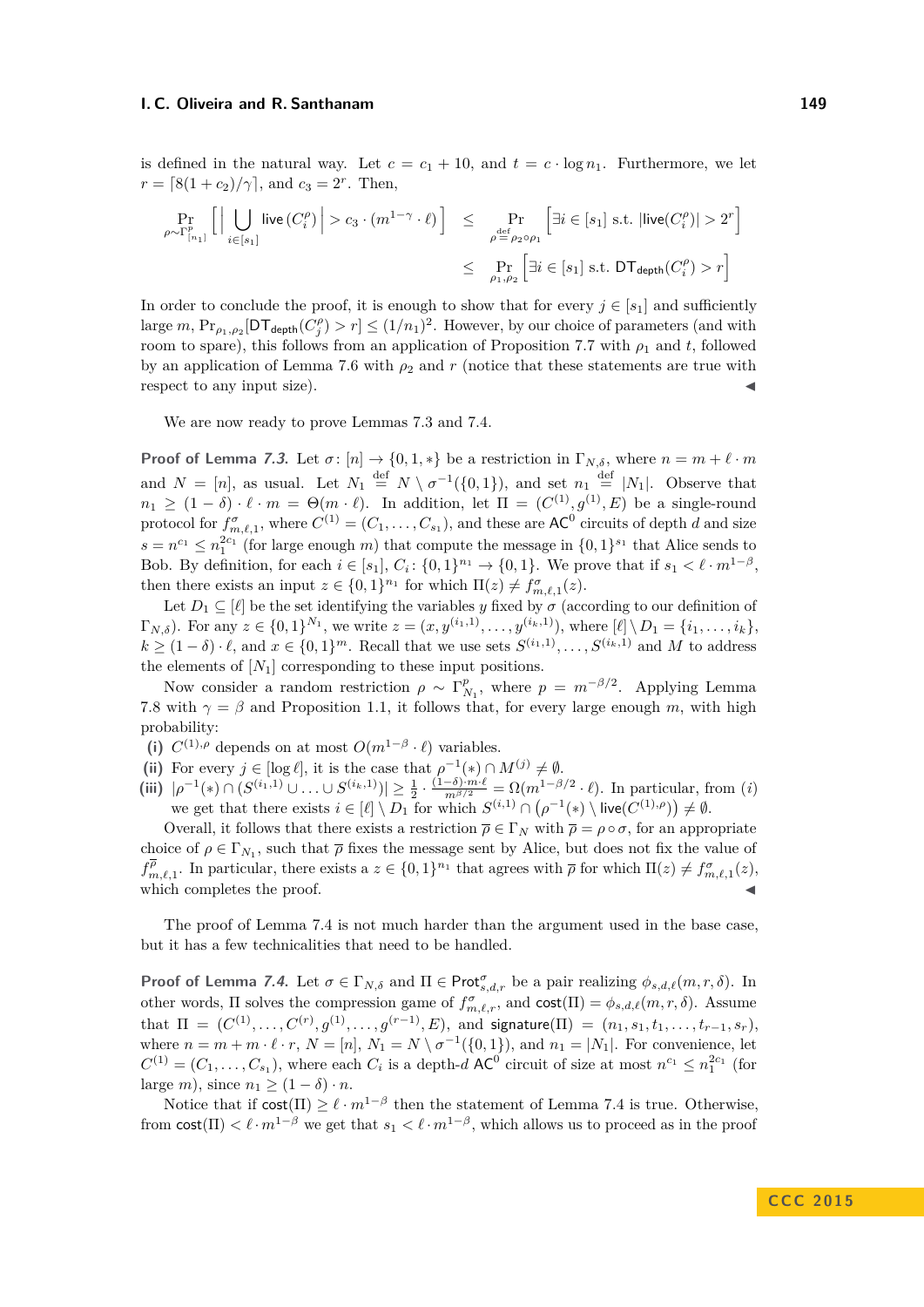is defined in the natural way. Let $c = c_1 + 10$, and $t = c \cdot \log n_1$. Furthermore, we let $r = \lceil 8(1+c_2)/\gamma \rceil$, and $c_3 = 2^r$. Then,

$$\Pr_{\rho \sim \Gamma^p_{[n_1]}} \left[ \Big| \bigcup_{i \in [s_1]} \mathsf{live}\,(C_i^\rho) \Big| > c_3 \cdot (m^{1-\gamma} \cdot \ell) \right] \le \Pr_{\rho \overset{\text{def}}{=} \rho_2 \circ \rho_1} \left[ \exists i \in [s_1] \text{ s.t. } |\mathsf{live}(C_i^\rho)| > 2^r \right]$$

$$\le \Pr_{\rho_1, \rho_2} \left[ \exists i \in [s_1] \text{ s.t. } \mathsf{DT}_{\mathsf{depth}}(C_i^\rho) > r \right]$$

In order to conclude the proof, it is enough to show that for every $j \in [s_1]$ and sufficiently large $m$, $\Pr_{\rho_1,\rho_2}[\mathsf{DT}_{\mathsf{depth}}(C_j^\rho) > r] \le (1/n_1)^2$. However, by our choice of parameters (and with room to spare), this follows from an application of Proposition 7.7 with $\rho_1$ and $t$, followed by an application of Lemma 7.6 with $\rho_2$ and $r$ (notice that these statements are true with respect to any input size). ◀

We are now ready to prove Lemmas 7.3 and 7.4.

**Proof of Lemma 7.3.** Let $\sigma \colon [n] \to \{0, 1, *\}$ be a restriction in $\Gamma_{N,\delta}$, where $n = m + \ell \cdot m$ and $N = [n]$, as usual. Let $N_1 \overset{\text{def}}{=} N \setminus \sigma^{-1}(\{0,1\})$, and set $n_1 \overset{\text{def}}{=} |N_1|$. Observe that $n_1 \ge (1-\delta) \cdot \ell \cdot m = \Theta(m \cdot \ell)$. In addition, let $\Pi = (C^{(1)}, g^{(1)}, E)$ be a single-round protocol for $f^\sigma_{m,\ell,1}$, where $C^{(1)} = (C_1, \ldots, C_{s_1})$, and these are $\mathsf{AC}^0$ circuits of depth $d$ and size $s = n^{c_1} \le n_1^{2c_1}$ (for large enough $m$) that compute the message in $\{0,1\}^{s_1}$ that Alice sends to Bob. By definition, for each $i \in [s_1]$, $C_i \colon \{0,1\}^{n_1} \to \{0,1\}$. We prove that if $s_1 < \ell \cdot m^{1-\beta}$, then there exists an input $z \in \{0,1\}^{n_1}$ for which $\Pi(z) \neq f^\sigma_{m,\ell,1}(z)$.

Let $D_1 \subseteq [\ell]$ be the set identifying the variables $y$ fixed by $\sigma$ (according to our definition of $\Gamma_{N,\delta}$). For any $z \in \{0,1\}^{N_1}$, we write $z = (x, y^{(i_1,1)}, \ldots, y^{(i_k,1)})$, where $[\ell] \setminus D_1 = \{i_1, \ldots, i_k\}$, $k \ge (1-\delta) \cdot \ell$, and $x \in \{0,1\}^m$. Recall that we use sets $S^{(i_1,1)}, \ldots, S^{(i_k,1)}$ and $M$ to address the elements of $[N_1]$ corresponding to these input positions.

Now consider a random restriction $\rho \sim \Gamma^p_{N_1}$, where $p = m^{-\beta/2}$. Applying Lemma 7.8 with $\gamma = \beta$ and Proposition 1.1, it follows that, for every large enough $m$, with high probability:

**(i)** $C^{(1),\rho}$ depends on at most $O(m^{1-\beta} \cdot \ell)$ variables.
**(ii)** For every $j \in [\log \ell]$, it is the case that $\rho^{-1}(*) \cap M^{(j)} \neq \emptyset$.
**(iii)** $|\rho^{-1}(*) \cap (S^{(i_1,1)} \cup \ldots \cup S^{(i_k,1)})| \ge \frac{1}{2} \cdot \frac{(1-\delta)\cdot m \cdot \ell}{m^{\beta/2}} = \Omega(m^{1-\beta/2} \cdot \ell)$. In particular, from $(i)$ we get that there exists $i \in [\ell] \setminus D_1$ for which $S^{(i,1)} \cap \big(\rho^{-1}(*) \setminus \mathsf{live}(C^{(1),\rho})\big) \neq \emptyset$.

Overall, it follows that there exists a restriction $\overline{\rho} \in \Gamma_N$ with $\overline{\rho} = \rho \circ \sigma$, for an appropriate choice of $\rho \in \Gamma_{N_1}$, such that $\overline{\rho}$ fixes the message sent by Alice, but does not fix the value of $f^{\overline{\rho}}_{m,\ell,1}$. In particular, there exists a $z \in \{0,1\}^{n_1}$ that agrees with $\overline{\rho}$ for which $\Pi(z) \neq f^\sigma_{m,\ell,1}(z)$, which completes the proof. ◀

The proof of Lemma 7.4 is not much harder than the argument used in the base case, but it has a few technicalities that need to be handled.

**Proof of Lemma 7.4.** Let $\sigma \in \Gamma_{N,\delta}$ and $\Pi \in \mathsf{Prot}^\sigma_{s,d,r}$ be a pair realizing $\phi_{s,d,\ell}(m,r,\delta)$. In other words, $\Pi$ solves the compression game of $f^\sigma_{m,\ell,r}$, and $\mathsf{cost}(\Pi) = \phi_{s,d,\ell}(m,r,\delta)$. Assume that $\Pi = (C^{(1)}, \ldots, C^{(r)}, g^{(1)}, \ldots, g^{(r-1)}, E)$, and $\mathsf{signature}(\Pi) = (n_1, s_1, t_1, \ldots, t_{r-1}, s_r)$, where $n = m + m \cdot \ell \cdot r$, $N = [n]$, $N_1 = N \setminus \sigma^{-1}(\{0,1\})$, and $n_1 = |N_1|$. For convenience, let $C^{(1)} = (C_1, \ldots, C_{s_1})$, where each $C_i$ is a depth-$d$ $\mathsf{AC}^0$ circuit of size at most $n^{c_1} \le n_1^{2c_1}$ (for large $m$), since $n_1 \ge (1-\delta) \cdot n$.

Notice that if $\mathsf{cost}(\Pi) \ge \ell \cdot m^{1-\beta}$ then the statement of Lemma 7.4 is true. Otherwise, from $\mathsf{cost}(\Pi) < \ell \cdot m^{1-\beta}$ we get that $s_1 < \ell \cdot m^{1-\beta}$, which allows us to proceed as in the proof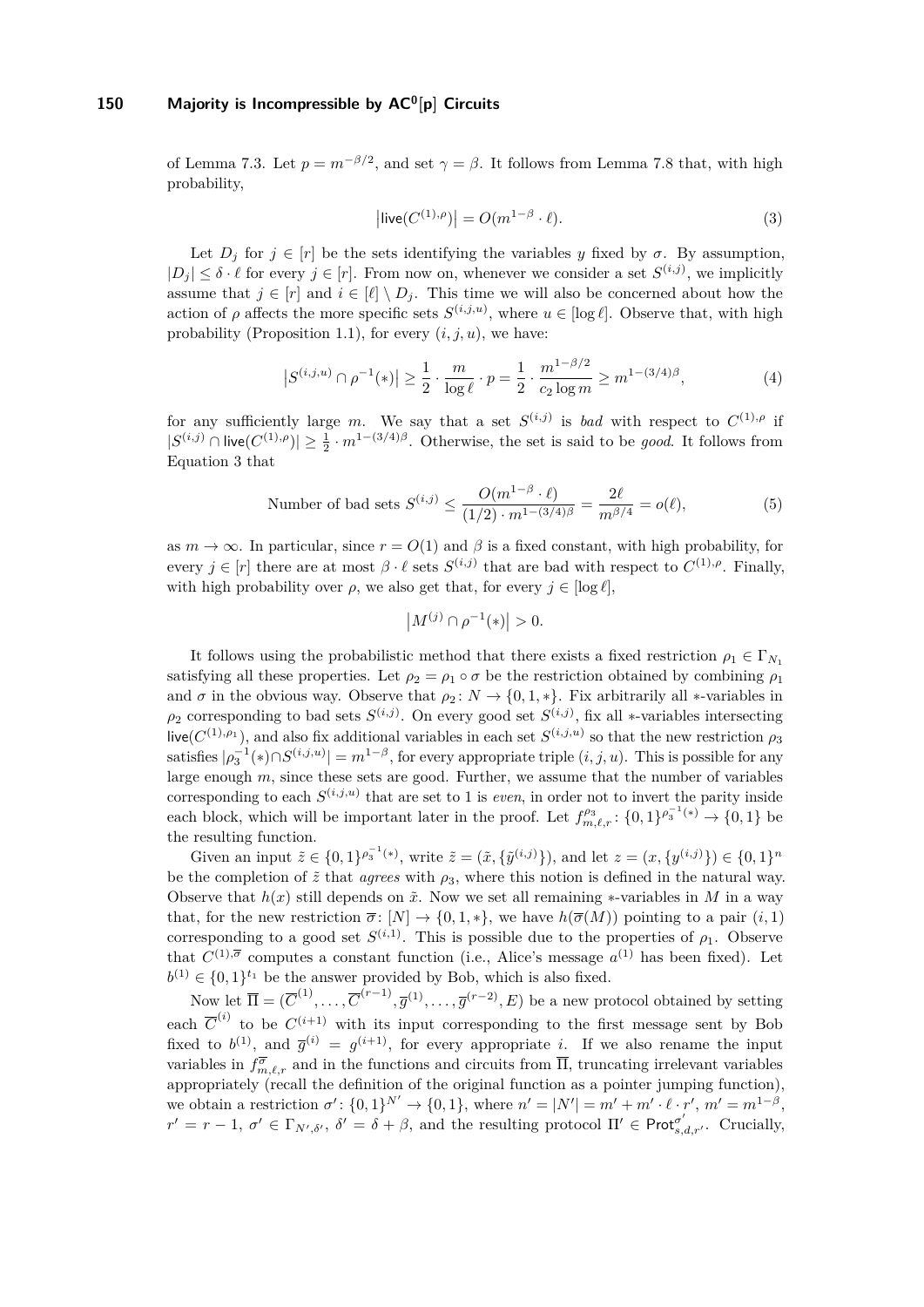of Lemma 7.3. Let $p = m^{-\beta/2}$, and set $\gamma = \beta$. It follows from Lemma 7.8 that, with high probability,

$$\left|\mathsf{live}(C^{(1),\rho})\right| = O(m^{1-\beta} \cdot \ell). \tag{3}$$

Let $D_j$ for $j \in [r]$ be the sets identifying the variables $y$ fixed by $\sigma$. By assumption, $|D_j| \leq \delta \cdot \ell$ for every $j \in [r]$. From now on, whenever we consider a set $S^{(i,j)}$, we implicitly assume that $j \in [r]$ and $i \in [\ell] \setminus D_j$. This time we will also be concerned about how the action of $\rho$ affects the more specific sets $S^{(i,j,u)}$, where $u \in [\log \ell]$. Observe that, with high probability (Proposition 1.1), for every $(i,j,u)$, we have:

$$\left|S^{(i,j,u)} \cap \rho^{-1}(*)\right| \geq \frac{1}{2} \cdot \frac{m}{\log \ell} \cdot p = \frac{1}{2} \cdot \frac{m^{1-\beta/2}}{c_2 \log m} \geq m^{1-(3/4)\beta}, \tag{4}$$

for any sufficiently large $m$. We say that a set $S^{(i,j)}$ is *bad* with respect to $C^{(1),\rho}$ if $|S^{(i,j)} \cap \mathsf{live}(C^{(1),\rho})| \geq \frac{1}{2} \cdot m^{1-(3/4)\beta}$. Otherwise, the set is said to be *good*. It follows from Equation 3 that

$$\text{Number of bad sets } S^{(i,j)} \leq \frac{O(m^{1-\beta} \cdot \ell)}{(1/2) \cdot m^{1-(3/4)\beta}} = \frac{2\ell}{m^{\beta/4}} = o(\ell), \tag{5}$$

as $m \to \infty$. In particular, since $r = O(1)$ and $\beta$ is a fixed constant, with high probability, for every $j \in [r]$ there are at most $\beta \cdot \ell$ sets $S^{(i,j)}$ that are bad with respect to $C^{(1),\rho}$. Finally, with high probability over $\rho$, we also get that, for every $j \in [\log \ell]$,

$$\left|M^{(j)} \cap \rho^{-1}(*)\right| > 0.$$

It follows using the probabilistic method that there exists a fixed restriction $\rho_1 \in \Gamma_{N_1}$ satisfying all these properties. Let $\rho_2 = \rho_1 \circ \sigma$ be the restriction obtained by combining $\rho_1$ and $\sigma$ in the obvious way. Observe that $\rho_2 \colon N \to \{0,1,*\}$. Fix arbitrarily all $*$-variables in $\rho_2$ corresponding to bad sets $S^{(i,j)}$. On every good set $S^{(i,j)}$, fix all $*$-variables intersecting $\mathsf{live}(C^{(1),\rho_1})$, and also fix additional variables in each set $S^{(i,j,u)}$ so that the new restriction $\rho_3$ satisfies $|\rho_3^{-1}(*) \cap S^{(i,j,u)}| = m^{1-\beta}$, for every appropriate triple $(i,j,u)$. This is possible for any large enough $m$, since these sets are good. Further, we assume that the number of variables corresponding to each $S^{(i,j,u)}$ that are set to 1 is *even*, in order not to invert the parity inside each block, which will be important later in the proof. Let $f^{\rho_3}_{m,\ell,r} \colon \{0,1\}^{\rho_3^{-1}(*)} \to \{0,1\}$ be the resulting function.

Given an input $\tilde{z} \in \{0,1\}^{\rho_3^{-1}(*)}$, write $\tilde{z} = (\tilde{x}, \{\tilde{y}^{(i,j)}\})$, and let $z = (x, \{y^{(i,j)}\}) \in \{0,1\}^n$ be the completion of $\tilde{z}$ that *agrees* with $\rho_3$, where this notion is defined in the natural way. Observe that $h(x)$ still depends on $\tilde{x}$. Now we set all remaining $*$-variables in $M$ in a way that, for the new restriction $\overline{\sigma} \colon [N] \to \{0,1,*\}$, we have $h(\overline{\sigma}(M))$ pointing to a pair $(i,1)$ corresponding to a good set $S^{(i,1)}$. This is possible due to the properties of $\rho_1$. Observe that $C^{(1),\overline{\sigma}}$ computes a constant function (i.e., Alice's message $a^{(1)}$ has been fixed). Let $b^{(1)} \in \{0,1\}^{t_1}$ be the answer provided by Bob, which is also fixed.

Now let $\overline{\Pi} = (\overline{C}^{(1)}, \ldots, \overline{C}^{(r-1)}, \overline{g}^{(1)}, \ldots, \overline{g}^{(r-2)}, E)$ be a new protocol obtained by setting each $\overline{C}^{(i)}$ to be $C^{(i+1)}$ with its input corresponding to the first message sent by Bob fixed to $b^{(1)}$, and $\overline{g}^{(i)} = g^{(i+1)}$, for every appropriate $i$. If we also rename the input variables in $f^{\overline{\sigma}}_{m,\ell,r}$ and in the functions and circuits from $\overline{\Pi}$, truncating irrelevant variables appropriately (recall the definition of the original function as a pointer jumping function), we obtain a restriction $\sigma' \colon \{0,1\}^{N'} \to \{0,1\}$, where $n' = |N'| = m' + m' \cdot \ell \cdot r'$, $m' = m^{1-\beta}$, $r' = r - 1$, $\sigma' \in \Gamma_{N',\delta'}$, $\delta' = \delta + \beta$, and the resulting protocol $\Pi' \in \mathsf{Prot}^{\sigma'}_{s,d,r'}$. Crucially,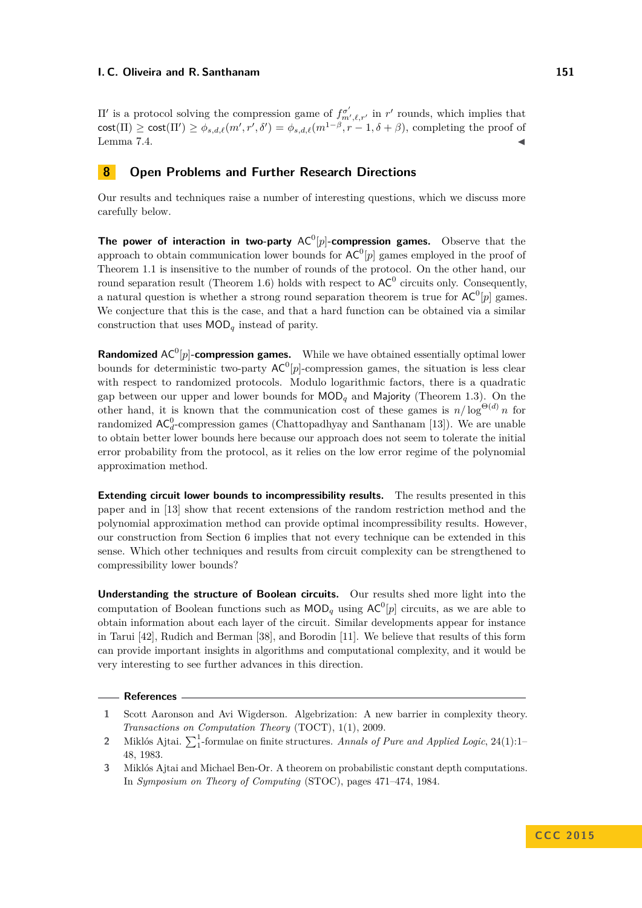$\Pi'$ is a protocol solving the compression game of $f^{\sigma'}_{m',\ell,r'}$ in $r'$ rounds, which implies that $\mathsf{cost}(\Pi) \geq \mathsf{cost}(\Pi') \geq \phi_{s,d,\ell}(m', r', \delta') = \phi_{s,d,\ell}(m^{1-\beta}, r-1, \delta+\beta)$, completing the proof of Lemma 7.4. ◂

## 8 Open Problems and Further Research Directions

Our results and techniques raise a number of interesting questions, which we discuss more carefully below.

**The power of interaction in two-party $\mathsf{AC}^0[p]$-compression games.** Observe that the approach to obtain communication lower bounds for $\mathsf{AC}^0[p]$ games employed in the proof of Theorem 1.1 is insensitive to the number of rounds of the protocol. On the other hand, our round separation result (Theorem 1.6) holds with respect to $\mathsf{AC}^0$ circuits only. Consequently, a natural question is whether a strong round separation theorem is true for $\mathsf{AC}^0[p]$ games. We conjecture that this is the case, and that a hard function can be obtained via a similar construction that uses $\mathsf{MOD}_q$ instead of parity.

**Randomized $\mathsf{AC}^0[p]$-compression games.** While we have obtained essentially optimal lower bounds for deterministic two-party $\mathsf{AC}^0[p]$-compression games, the situation is less clear with respect to randomized protocols. Modulo logarithmic factors, there is a quadratic gap between our upper and lower bounds for $\mathsf{MOD}_q$ and $\mathsf{Majority}$ (Theorem 1.3). On the other hand, it is known that the communication cost of these games is $n/\log^{\Theta(d)} n$ for randomized $\mathsf{AC}^0_d$-compression games (Chattopadhyay and Santhanam [13]). We are unable to obtain better lower bounds here because our approach does not seem to tolerate the initial error probability from the protocol, as it relies on the low error regime of the polynomial approximation method.

**Extending circuit lower bounds to incompressibility results.** The results presented in this paper and in [13] show that recent extensions of the random restriction method and the polynomial approximation method can provide optimal incompressibility results. However, our construction from Section 6 implies that not every technique can be extended in this sense. Which other techniques and results from circuit complexity can be strengthened to compressibility lower bounds?

**Understanding the structure of Boolean circuits.** Our results shed more light into the computation of Boolean functions such as $\mathsf{MOD}_q$ using $\mathsf{AC}^0[p]$ circuits, as we are able to obtain information about each layer of the circuit. Similar developments appear for instance in Tarui [42], Rudich and Berman [38], and Borodin [11]. We believe that results of this form can provide important insights in algorithms and computational complexity, and it would be very interesting to see further advances in this direction.

## References

1. Scott Aaronson and Avi Wigderson. Algebrization: A new barrier in complexity theory. *Transactions on Computation Theory* (TOCT), 1(1), 2009.
2. Miklós Ajtai. $\sum^1_1$-formulae on finite structures. *Annals of Pure and Applied Logic*, 24(1):1–48, 1983.
3. Miklós Ajtai and Michael Ben-Or. A theorem on probabilistic constant depth computations. In *Symposium on Theory of Computing* (STOC), pages 471–474, 1984.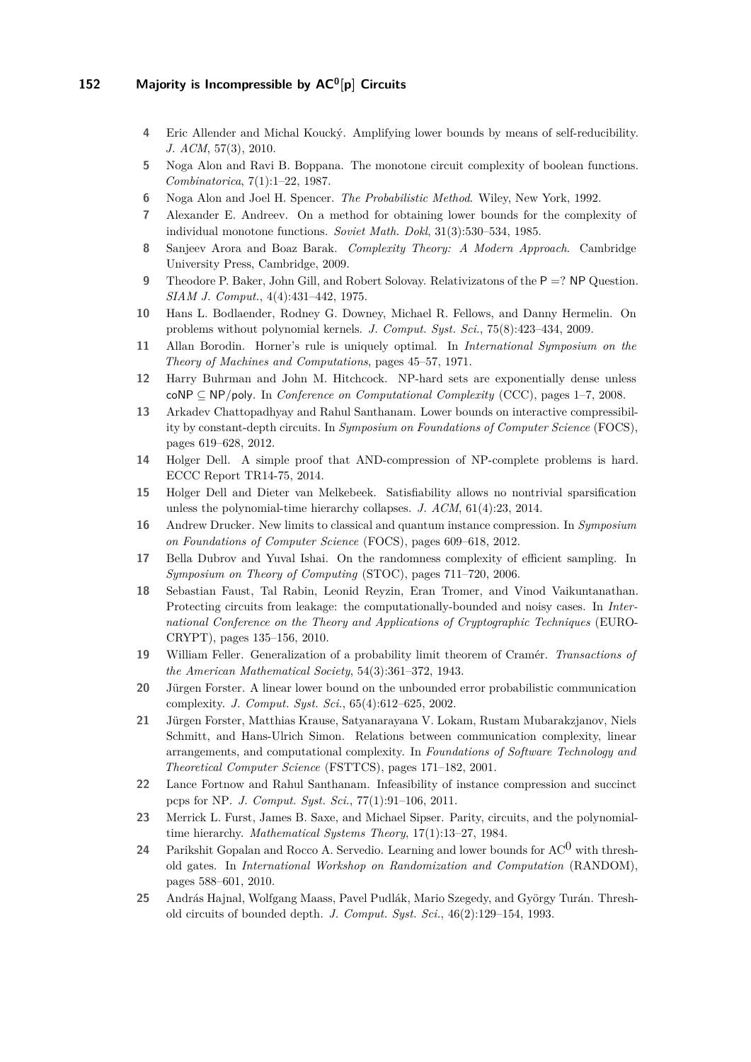4 Eric Allender and Michal Koucký. Amplifying lower bounds by means of self-reducibility. *J. ACM*, 57(3), 2010.

5 Noga Alon and Ravi B. Boppana. The monotone circuit complexity of boolean functions. *Combinatorica*, 7(1):1–22, 1987.

6 Noga Alon and Joel H. Spencer. *The Probabilistic Method*. Wiley, New York, 1992.

7 Alexander E. Andreev. On a method for obtaining lower bounds for the complexity of individual monotone functions. *Soviet Math. Dokl*, 31(3):530–534, 1985.

8 Sanjeev Arora and Boaz Barak. *Complexity Theory: A Modern Approach*. Cambridge University Press, Cambridge, 2009.

9 Theodore P. Baker, John Gill, and Robert Solovay. Relativizatons of the P =? NP Question. *SIAM J. Comput.*, 4(4):431–442, 1975.

10 Hans L. Bodlaender, Rodney G. Downey, Michael R. Fellows, and Danny Hermelin. On problems without polynomial kernels. *J. Comput. Syst. Sci.*, 75(8):423–434, 2009.

11 Allan Borodin. Horner's rule is uniquely optimal. In *International Symposium on the Theory of Machines and Computations*, pages 45–57, 1971.

12 Harry Buhrman and John M. Hitchcock. NP-hard sets are exponentially dense unless coNP ⊆ NP/poly. In *Conference on Computational Complexity* (CCC), pages 1–7, 2008.

13 Arkadev Chattopadhyay and Rahul Santhanam. Lower bounds on interactive compressibility by constant-depth circuits. In *Symposium on Foundations of Computer Science* (FOCS), pages 619–628, 2012.

14 Holger Dell. A simple proof that AND-compression of NP-complete problems is hard. ECCC Report TR14-75, 2014.

15 Holger Dell and Dieter van Melkebeek. Satisfiability allows no nontrivial sparsification unless the polynomial-time hierarchy collapses. *J. ACM*, 61(4):23, 2014.

16 Andrew Drucker. New limits to classical and quantum instance compression. In *Symposium on Foundations of Computer Science* (FOCS), pages 609–618, 2012.

17 Bella Dubrov and Yuval Ishai. On the randomness complexity of efficient sampling. In *Symposium on Theory of Computing* (STOC), pages 711–720, 2006.

18 Sebastian Faust, Tal Rabin, Leonid Reyzin, Eran Tromer, and Vinod Vaikuntanathan. Protecting circuits from leakage: the computationally-bounded and noisy cases. In *International Conference on the Theory and Applications of Cryptographic Techniques* (EUROCRYPT), pages 135–156, 2010.

19 William Feller. Generalization of a probability limit theorem of Cramér. *Transactions of the American Mathematical Society*, 54(3):361–372, 1943.

20 Jürgen Forster. A linear lower bound on the unbounded error probabilistic communication complexity. *J. Comput. Syst. Sci.*, 65(4):612–625, 2002.

21 Jürgen Forster, Matthias Krause, Satyanarayana V. Lokam, Rustam Mubarakzjanov, Niels Schmitt, and Hans-Ulrich Simon. Relations between communication complexity, linear arrangements, and computational complexity. In *Foundations of Software Technology and Theoretical Computer Science* (FSTTCS), pages 171–182, 2001.

22 Lance Fortnow and Rahul Santhanam. Infeasibility of instance compression and succinct pcps for NP. *J. Comput. Syst. Sci.*, 77(1):91–106, 2011.

23 Merrick L. Furst, James B. Saxe, and Michael Sipser. Parity, circuits, and the polynomial-time hierarchy. *Mathematical Systems Theory*, 17(1):13–27, 1984.

24 Parikshit Gopalan and Rocco A. Servedio. Learning and lower bounds for $\mathrm{AC}^0$ with threshold gates. In *International Workshop on Randomization and Computation* (RANDOM), pages 588–601, 2010.

25 András Hajnal, Wolfgang Maass, Pavel Pudlák, Mario Szegedy, and György Turán. Threshold circuits of bounded depth. *J. Comput. Syst. Sci.*, 46(2):129–154, 1993.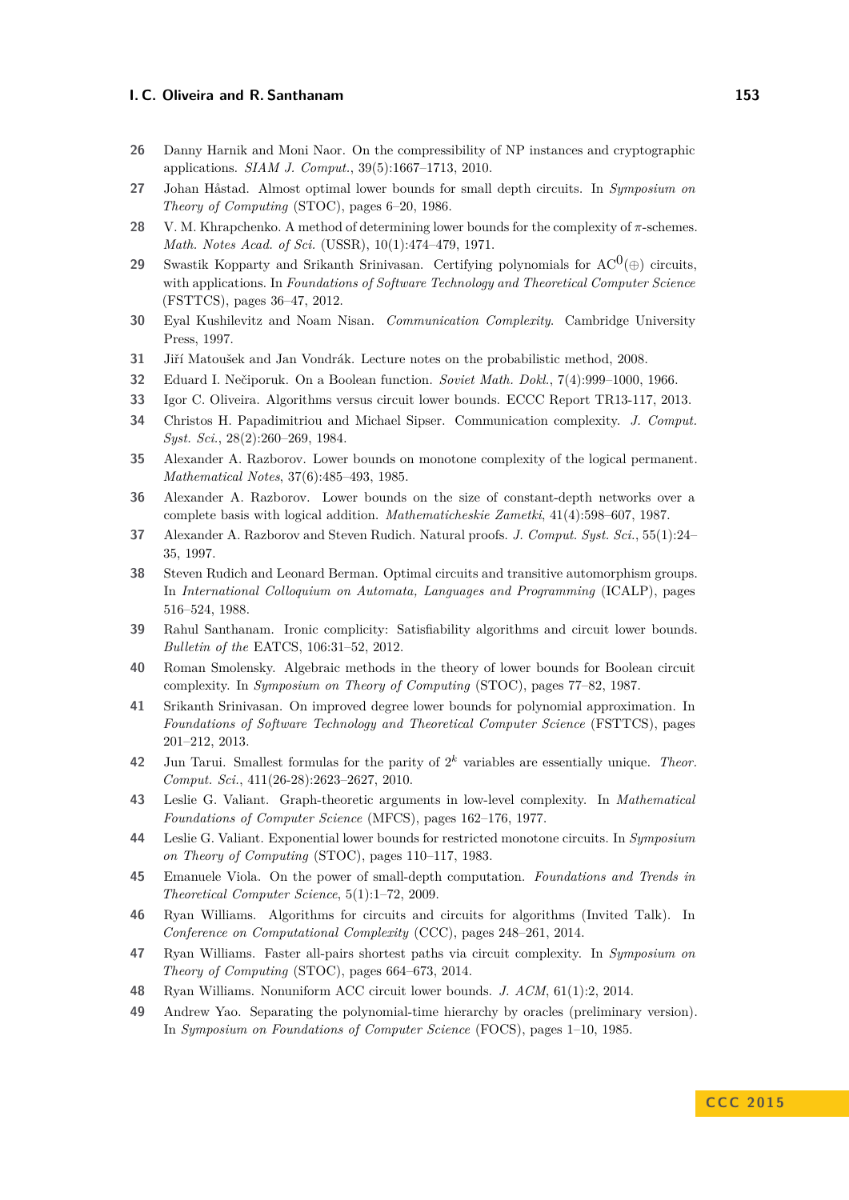26 Danny Harnik and Moni Naor. On the compressibility of NP instances and cryptographic applications. *SIAM J. Comput.*, 39(5):1667–1713, 2010.

27 Johan Håstad. Almost optimal lower bounds for small depth circuits. In *Symposium on Theory of Computing* (STOC), pages 6–20, 1986.

28 V. M. Khrapchenko. A method of determining lower bounds for the complexity of $\pi$-schemes. *Math. Notes Acad. of Sci.* (USSR), 10(1):474–479, 1971.

29 Swastik Kopparty and Srikanth Srinivasan. Certifying polynomials for $\mathrm{AC}^0(\oplus)$ circuits, with applications. In *Foundations of Software Technology and Theoretical Computer Science* (FSTTCS), pages 36–47, 2012.

30 Eyal Kushilevitz and Noam Nisan. *Communication Complexity*. Cambridge University Press, 1997.

31 Jiří Matoušek and Jan Vondrák. Lecture notes on the probabilistic method, 2008.

32 Eduard I. Nečiporuk. On a Boolean function. *Soviet Math. Dokl.*, 7(4):999–1000, 1966.

33 Igor C. Oliveira. Algorithms versus circuit lower bounds. ECCC Report TR13-117, 2013.

34 Christos H. Papadimitriou and Michael Sipser. Communication complexity. *J. Comput. Syst. Sci.*, 28(2):260–269, 1984.

35 Alexander A. Razborov. Lower bounds on monotone complexity of the logical permanent. *Mathematical Notes*, 37(6):485–493, 1985.

36 Alexander A. Razborov. Lower bounds on the size of constant-depth networks over a complete basis with logical addition. *Mathematicheskie Zametki*, 41(4):598–607, 1987.

37 Alexander A. Razborov and Steven Rudich. Natural proofs. *J. Comput. Syst. Sci.*, 55(1):24–35, 1997.

38 Steven Rudich and Leonard Berman. Optimal circuits and transitive automorphism groups. In *International Colloquium on Automata, Languages and Programming* (ICALP), pages 516–524, 1988.

39 Rahul Santhanam. Ironic complicity: Satisfiability algorithms and circuit lower bounds. *Bulletin of the* EATCS, 106:31–52, 2012.

40 Roman Smolensky. Algebraic methods in the theory of lower bounds for Boolean circuit complexity. In *Symposium on Theory of Computing* (STOC), pages 77–82, 1987.

41 Srikanth Srinivasan. On improved degree lower bounds for polynomial approximation. In *Foundations of Software Technology and Theoretical Computer Science* (FSTTCS), pages 201–212, 2013.

42 Jun Tarui. Smallest formulas for the parity of $2^k$ variables are essentially unique. *Theor. Comput. Sci.*, 411(26-28):2623–2627, 2010.

43 Leslie G. Valiant. Graph-theoretic arguments in low-level complexity. In *Mathematical Foundations of Computer Science* (MFCS), pages 162–176, 1977.

44 Leslie G. Valiant. Exponential lower bounds for restricted monotone circuits. In *Symposium on Theory of Computing* (STOC), pages 110–117, 1983.

45 Emanuele Viola. On the power of small-depth computation. *Foundations and Trends in Theoretical Computer Science*, 5(1):1–72, 2009.

46 Ryan Williams. Algorithms for circuits and circuits for algorithms (Invited Talk). In *Conference on Computational Complexity* (CCC), pages 248–261, 2014.

47 Ryan Williams. Faster all-pairs shortest paths via circuit complexity. In *Symposium on Theory of Computing* (STOC), pages 664–673, 2014.

48 Ryan Williams. Nonuniform ACC circuit lower bounds. *J. ACM*, 61(1):2, 2014.

49 Andrew Yao. Separating the polynomial-time hierarchy by oracles (preliminary version). In *Symposium on Foundations of Computer Science* (FOCS), pages 1–10, 1985.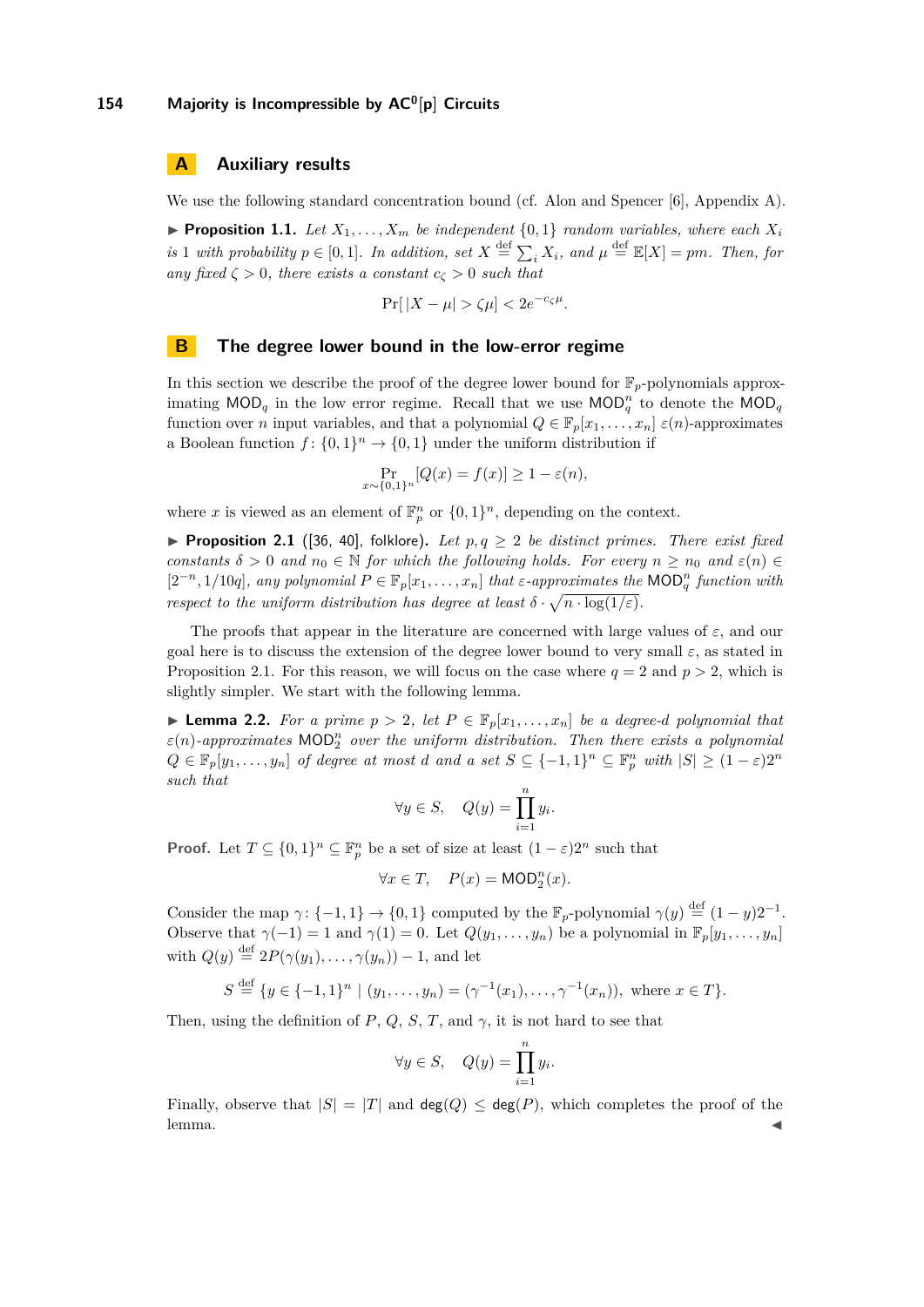## A Auxiliary results

We use the following standard concentration bound (cf. Alon and Spencer [6], Appendix A).

▶ **Proposition 1.1.** *Let $X_1, \ldots, X_m$ be independent $\{0,1\}$ random variables, where each $X_i$ is 1 with probability $p \in [0,1]$. In addition, set $X \stackrel{\text{def}}{=} \sum_i X_i$, and $\mu \stackrel{\text{def}}{=} \mathbb{E}[X] = pm$. Then, for any fixed $\zeta > 0$, there exists a constant $c_\zeta > 0$ such that*

$$\Pr[\,|X - \mu| > \zeta\mu] < 2e^{-c_\zeta \mu}.$$

## B The degree lower bound in the low-error regime

In this section we describe the proof of the degree lower bound for $\mathbb{F}_p$-polynomials approximating $\mathsf{MOD}_q$ in the low error regime. Recall that we use $\mathsf{MOD}_q^n$ to denote the $\mathsf{MOD}_q$ function over $n$ input variables, and that a polynomial $Q \in \mathbb{F}_p[x_1, \ldots, x_n]$ $\varepsilon(n)$-approximates a Boolean function $f\colon \{0,1\}^n \to \{0,1\}$ under the uniform distribution if

$$\Pr_{x \sim \{0,1\}^n}[Q(x) = f(x)] \geq 1 - \varepsilon(n),$$

where $x$ is viewed as an element of $\mathbb{F}_p^n$ or $\{0,1\}^n$, depending on the context.

▶ **Proposition 2.1** ([36, 40], folklore). *Let $p, q \geq 2$ be distinct primes. There exist fixed constants $\delta > 0$ and $n_0 \in \mathbb{N}$ for which the following holds. For every $n \geq n_0$ and $\varepsilon(n) \in [2^{-n}, 1/10q]$, any polynomial $P \in \mathbb{F}_p[x_1, \ldots, x_n]$ that $\varepsilon$-approximates the $\mathsf{MOD}_q^n$ function with respect to the uniform distribution has degree at least $\delta \cdot \sqrt{n \cdot \log(1/\varepsilon)}$.*

The proofs that appear in the literature are concerned with large values of $\varepsilon$, and our goal here is to discuss the extension of the degree lower bound to very small $\varepsilon$, as stated in Proposition 2.1. For this reason, we will focus on the case where $q = 2$ and $p > 2$, which is slightly simpler. We start with the following lemma.

▶ **Lemma 2.2.** *For a prime $p > 2$, let $P \in \mathbb{F}_p[x_1, \ldots, x_n]$ be a degree-$d$ polynomial that $\varepsilon(n)$-approximates $\mathsf{MOD}_2^n$ over the uniform distribution. Then there exists a polynomial $Q \in \mathbb{F}_p[y_1, \ldots, y_n]$ of degree at most $d$ and a set $S \subseteq \{-1,1\}^n \subseteq \mathbb{F}_p^n$ with $|S| \geq (1-\varepsilon)2^n$ such that*

$$\forall y \in S, \quad Q(y) = \prod_{i=1}^{n} y_i.$$

**Proof.** Let $T \subseteq \{0,1\}^n \subseteq \mathbb{F}_p^n$ be a set of size at least $(1-\varepsilon)2^n$ such that

$$\forall x \in T, \quad P(x) = \mathsf{MOD}_2^n(x).$$

Consider the map $\gamma\colon \{-1,1\} \to \{0,1\}$ computed by the $\mathbb{F}_p$-polynomial $\gamma(y) \stackrel{\text{def}}{=} (1-y)2^{-1}$. Observe that $\gamma(-1) = 1$ and $\gamma(1) = 0$. Let $Q(y_1, \ldots, y_n)$ be a polynomial in $\mathbb{F}_p[y_1, \ldots, y_n]$ with $Q(y) \stackrel{\text{def}}{=} 2P(\gamma(y_1), \ldots, \gamma(y_n)) - 1$, and let

$$S \stackrel{\text{def}}{=} \{y \in \{-1,1\}^n \mid (y_1, \ldots, y_n) = (\gamma^{-1}(x_1), \ldots, \gamma^{-1}(x_n)), \text{ where } x \in T\}.$$

Then, using the definition of $P$, $Q$, $S$, $T$, and $\gamma$, it is not hard to see that

$$\forall y \in S, \quad Q(y) = \prod_{i=1}^{n} y_i.$$

Finally, observe that $|S| = |T|$ and $\mathsf{deg}(Q) \leq \mathsf{deg}(P)$, which completes the proof of the lemma. ◀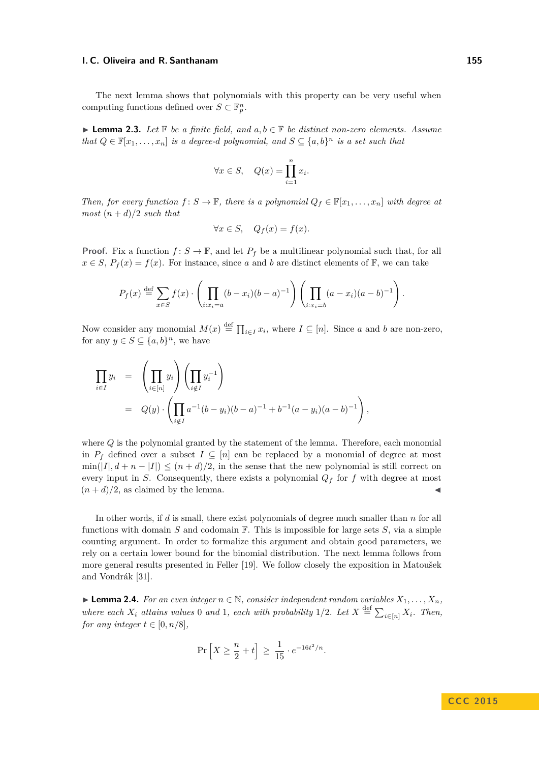The next lemma shows that polynomials with this property can be very useful when computing functions defined over $S \subset \mathbb{F}_p^n$.

▶ **Lemma 2.3.** *Let $\mathbb{F}$ be a finite field, and $a, b \in \mathbb{F}$ be distinct non-zero elements. Assume that $Q \in \mathbb{F}[x_1, \ldots, x_n]$ is a degree-$d$ polynomial, and $S \subseteq \{a, b\}^n$ is a set such that*

$$\forall x \in S, \quad Q(x) = \prod_{i=1}^{n} x_i.$$

*Then, for every function $f \colon S \to \mathbb{F}$, there is a polynomial $Q_f \in \mathbb{F}[x_1, \ldots, x_n]$ with degree at most $(n+d)/2$ such that*

$$\forall x \in S, \quad Q_f(x) = f(x).$$

**Proof.** Fix a function $f \colon S \to \mathbb{F}$, and let $P_f$ be a multilinear polynomial such that, for all $x \in S$, $P_f(x) = f(x)$. For instance, since $a$ and $b$ are distinct elements of $\mathbb{F}$, we can take

$$P_f(x) \stackrel{\text{def}}{=} \sum_{x \in S} f(x) \cdot \left( \prod_{i: x_i = a} (b - x_i)(b-a)^{-1} \right) \left( \prod_{i: x_i = b} (a - x_i)(a-b)^{-1} \right).$$

Now consider any monomial $M(x) \stackrel{\text{def}}{=} \prod_{i \in I} x_i$, where $I \subseteq [n]$. Since $a$ and $b$ are non-zero, for any $y \in S \subseteq \{a, b\}^n$, we have

$$\begin{aligned}
\prod_{i \in I} y_i &= \left( \prod_{i \in [n]} y_i \right) \left( \prod_{i \notin I} y_i^{-1} \right) \\
&= Q(y) \cdot \left( \prod_{i \notin I} a^{-1}(b - y_i)(b-a)^{-1} + b^{-1}(a - y_i)(a-b)^{-1} \right),
\end{aligned}$$

where $Q$ is the polynomial granted by the statement of the lemma. Therefore, each monomial in $P_f$ defined over a subset $I \subseteq [n]$ can be replaced by a monomial of degree at most $\min(|I|, d + n - |I|) \leq (n+d)/2$, in the sense that the new polynomial is still correct on every input in $S$. Consequently, there exists a polynomial $Q_f$ for $f$ with degree at most $(n+d)/2$, as claimed by the lemma. ◀

In other words, if $d$ is small, there exist polynomials of degree much smaller than $n$ for all functions with domain $S$ and codomain $\mathbb{F}$. This is impossible for large sets $S$, via a simple counting argument. In order to formalize this argument and obtain good parameters, we rely on a certain lower bound for the binomial distribution. The next lemma follows from more general results presented in Feller [19]. We follow closely the exposition in Matoušek and Vondrák [31].

▶ **Lemma 2.4.** *For an even integer $n \in \mathbb{N}$, consider independent random variables $X_1, \ldots, X_n$, where each $X_i$ attains values $0$ and $1$, each with probability $1/2$. Let $X \stackrel{\text{def}}{=} \sum_{i \in [n]} X_i$. Then, for any integer $t \in [0, n/8]$,*

$$\Pr\left[ X \geq \frac{n}{2} + t \right] \geq \frac{1}{15} \cdot e^{-16t^2/n}.$$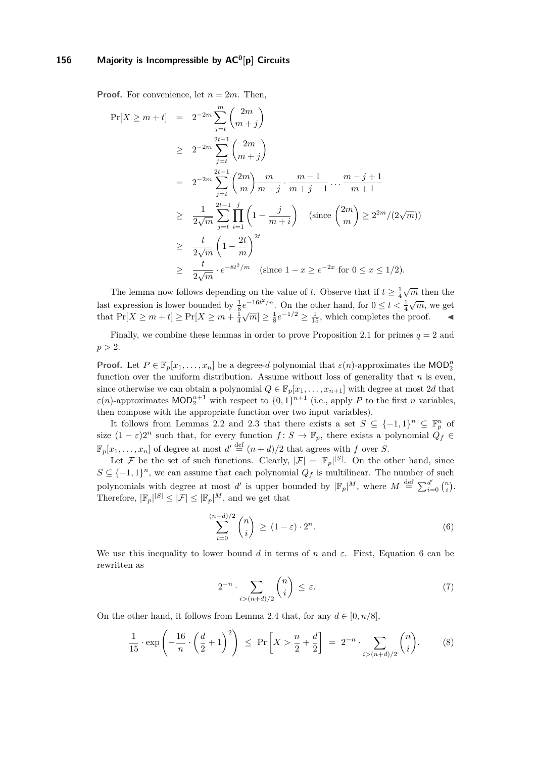**Proof.** For convenience, let $n = 2m$. Then,

$$
\begin{aligned}
\Pr[X \geq m+t] &= 2^{-2m} \sum_{j=t}^{m} \binom{2m}{m+j} \\
&\geq 2^{-2m} \sum_{j=t}^{2t-1} \binom{2m}{m+j} \\
&= 2^{-2m} \sum_{j=t}^{2t-1} \binom{2m}{m} \frac{m}{m+j} \cdot \frac{m-1}{m+j-1} \cdots \frac{m-j+1}{m+1} \\
&\geq \frac{1}{2\sqrt{m}} \sum_{j=t}^{2t-1} \prod_{i=1}^{j} \left(1 - \frac{j}{m+i}\right) \quad (\text{since } \binom{2m}{m} \geq 2^{2m}/(2\sqrt{m})) \\
&\geq \frac{t}{2\sqrt{m}} \left(1 - \frac{2t}{m}\right)^{2t} \\
&\geq \frac{t}{2\sqrt{m}} \cdot e^{-8t^2/m} \quad (\text{since } 1 - x \geq e^{-2x} \text{ for } 0 \leq x \leq 1/2).
\end{aligned}
$$

The lemma now follows depending on the value of $t$. Observe that if $t \geq \frac{1}{4}\sqrt{m}$ then the last expression is lower bounded by $\frac{1}{8}e^{-16t^2/n}$. On the other hand, for $0 \leq t < \frac{1}{4}\sqrt{m}$, we get that $\Pr[X \geq m+t] \geq \Pr[X \geq m + \frac{1}{4}\sqrt{m}] \geq \frac{1}{8}e^{-1/2} \geq \frac{1}{15}$, which completes the proof. ◀

Finally, we combine these lemmas in order to prove Proposition 2.1 for primes $q = 2$ and $p > 2$.

**Proof.** Let $P \in \mathbb{F}_p[x_1, \ldots, x_n]$ be a degree-$d$ polynomial that $\varepsilon(n)$-approximates the $\mathsf{MOD}_2^n$ function over the uniform distribution. Assume without loss of generality that $n$ is even, since otherwise we can obtain a polynomial $Q \in \mathbb{F}_p[x_1, \ldots, x_{n+1}]$ with degree at most $2d$ that $\varepsilon(n)$-approximates $\mathsf{MOD}_2^{n+1}$ with respect to $\{0,1\}^{n+1}$ (i.e., apply $P$ to the first $n$ variables, then compose with the appropriate function over two input variables).

It follows from Lemmas 2.2 and 2.3 that there exists a set $S \subseteq \{-1,1\}^n \subseteq \mathbb{F}_p^n$ of size $(1-\varepsilon)2^n$ such that, for every function $f \colon S \to \mathbb{F}_p$, there exists a polynomial $Q_f \in \mathbb{F}_p[x_1, \ldots, x_n]$ of degree at most $d' \stackrel{\text{def}}{=} (n+d)/2$ that agrees with $f$ over $S$.

Let $\mathcal{F}$ be the set of such functions. Clearly, $|\mathcal{F}| = |\mathbb{F}_p|^{|S|}$. On the other hand, since $S \subseteq \{-1,1\}^n$, we can assume that each polynomial $Q_f$ is multilinear. The number of such polynomials with degree at most $d'$ is upper bounded by $|\mathbb{F}_p|^M$, where $M \stackrel{\text{def}}{=} \sum_{i=0}^{d'} \binom{n}{i}$. Therefore, $|\mathbb{F}_p|^{|S|} \leq |\mathcal{F}| \leq |\mathbb{F}_p|^M$, and we get that

$$\sum_{i=0}^{(n+d)/2} \binom{n}{i} \geq (1-\varepsilon) \cdot 2^n. \tag{6}$$

We use this inequality to lower bound $d$ in terms of $n$ and $\varepsilon$. First, Equation 6 can be rewritten as

$$2^{-n} \cdot \sum_{i > (n+d)/2} \binom{n}{i} \leq \varepsilon. \tag{7}$$

On the other hand, it follows from Lemma 2.4 that, for any $d \in [0, n/8]$,

$$\frac{1}{15} \cdot \exp\left(-\frac{16}{n} \cdot \left(\frac{d}{2} + 1\right)^2\right) \leq \Pr\left[X > \frac{n}{2} + \frac{d}{2}\right] = 2^{-n} \cdot \sum_{i > (n+d)/2} \binom{n}{i}. \tag{8}$$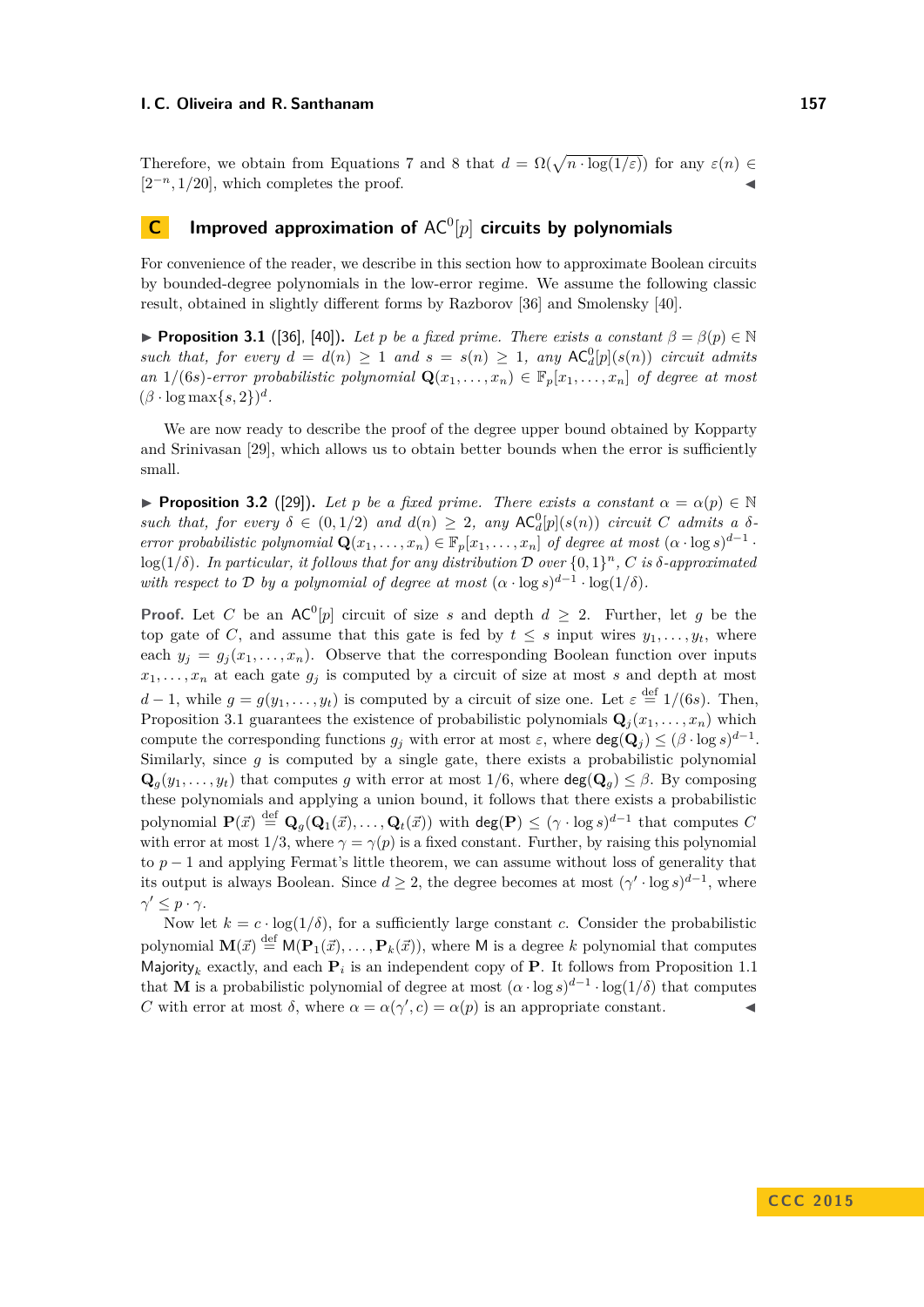Therefore, we obtain from Equations 7 and 8 that $d = \Omega(\sqrt{n \cdot \log(1/\varepsilon)})$ for any $\varepsilon(n) \in [2^{-n}, 1/20]$, which completes the proof. ◀

## C Improved approximation of $\mathsf{AC}^0[p]$ circuits by polynomials

For convenience of the reader, we describe in this section how to approximate Boolean circuits by bounded-degree polynomials in the low-error regime. We assume the following classic result, obtained in slightly different forms by Razborov [36] and Smolensky [40].

▶ **Proposition 3.1** ([36], [40]). *Let $p$ be a fixed prime. There exists a constant $\beta = \beta(p) \in \mathbb{N}$ such that, for every $d = d(n) \geq 1$ and $s = s(n) \geq 1$, any $\mathsf{AC}^0_d[p](s(n))$ circuit admits an $1/(6s)$-error probabilistic polynomial $\mathbf{Q}(x_1, \ldots, x_n) \in \mathbb{F}_p[x_1, \ldots, x_n]$ of degree at most $(\beta \cdot \log \max\{s, 2\})^d$.*

We are now ready to describe the proof of the degree upper bound obtained by Kopparty and Srinivasan [29], which allows us to obtain better bounds when the error is sufficiently small.

▶ **Proposition 3.2** ([29]). *Let $p$ be a fixed prime. There exists a constant $\alpha = \alpha(p) \in \mathbb{N}$ such that, for every $\delta \in (0, 1/2)$ and $d(n) \geq 2$, any $\mathsf{AC}^0_d[p](s(n))$ circuit $C$ admits a $\delta$-error probabilistic polynomial $\mathbf{Q}(x_1, \ldots, x_n) \in \mathbb{F}_p[x_1, \ldots, x_n]$ of degree at most $(\alpha \cdot \log s)^{d-1} \cdot \log(1/\delta)$. In particular, it follows that for any distribution $\mathcal{D}$ over $\{0,1\}^n$, $C$ is $\delta$-approximated with respect to $\mathcal{D}$ by a polynomial of degree at most $(\alpha \cdot \log s)^{d-1} \cdot \log(1/\delta)$.*

**Proof.** Let $C$ be an $\mathsf{AC}^0[p]$ circuit of size $s$ and depth $d \geq 2$. Further, let $g$ be the top gate of $C$, and assume that this gate is fed by $t \leq s$ input wires $y_1, \ldots, y_t$, where each $y_j = g_j(x_1, \ldots, x_n)$. Observe that the corresponding Boolean function over inputs $x_1, \ldots, x_n$ at each gate $g_j$ is computed by a circuit of size at most $s$ and depth at most $d-1$, while $g = g(y_1, \ldots, y_t)$ is computed by a circuit of size one. Let $\varepsilon \stackrel{\text{def}}{=} 1/(6s)$. Then, Proposition 3.1 guarantees the existence of probabilistic polynomials $\mathbf{Q}_j(x_1, \ldots, x_n)$ which compute the corresponding functions $g_j$ with error at most $\varepsilon$, where $\mathsf{deg}(\mathbf{Q}_j) \leq (\beta \cdot \log s)^{d-1}$. Similarly, since $g$ is computed by a single gate, there exists a probabilistic polynomial $\mathbf{Q}_g(y_1, \ldots, y_t)$ that computes $g$ with error at most $1/6$, where $\mathsf{deg}(\mathbf{Q}_g) \leq \beta$. By composing these polynomials and applying a union bound, it follows that there exists a probabilistic polynomial $\mathbf{P}(\vec{x}) \stackrel{\text{def}}{=} \mathbf{Q}_g(\mathbf{Q}_1(\vec{x}), \ldots, \mathbf{Q}_t(\vec{x}))$ with $\mathsf{deg}(\mathbf{P}) \leq (\gamma \cdot \log s)^{d-1}$ that computes $C$ with error at most $1/3$, where $\gamma = \gamma(p)$ is a fixed constant. Further, by raising this polynomial to $p-1$ and applying Fermat's little theorem, we can assume without loss of generality that its output is always Boolean. Since $d \geq 2$, the degree becomes at most $(\gamma' \cdot \log s)^{d-1}$, where $\gamma' \leq p \cdot \gamma$.

Now let $k = c \cdot \log(1/\delta)$, for a sufficiently large constant $c$. Consider the probabilistic polynomial $\mathbf{M}(\vec{x}) \stackrel{\text{def}}{=} \mathsf{M}(\mathbf{P}_1(\vec{x}), \ldots, \mathbf{P}_k(\vec{x}))$, where $\mathsf{M}$ is a degree $k$ polynomial that computes $\mathsf{Majority}_k$ exactly, and each $\mathbf{P}_i$ is an independent copy of $\mathbf{P}$. It follows from Proposition 1.1 that $\mathbf{M}$ is a probabilistic polynomial of degree at most $(\alpha \cdot \log s)^{d-1} \cdot \log(1/\delta)$ that computes $C$ with error at most $\delta$, where $\alpha = \alpha(\gamma', c) = \alpha(p)$ is an appropriate constant. ◀